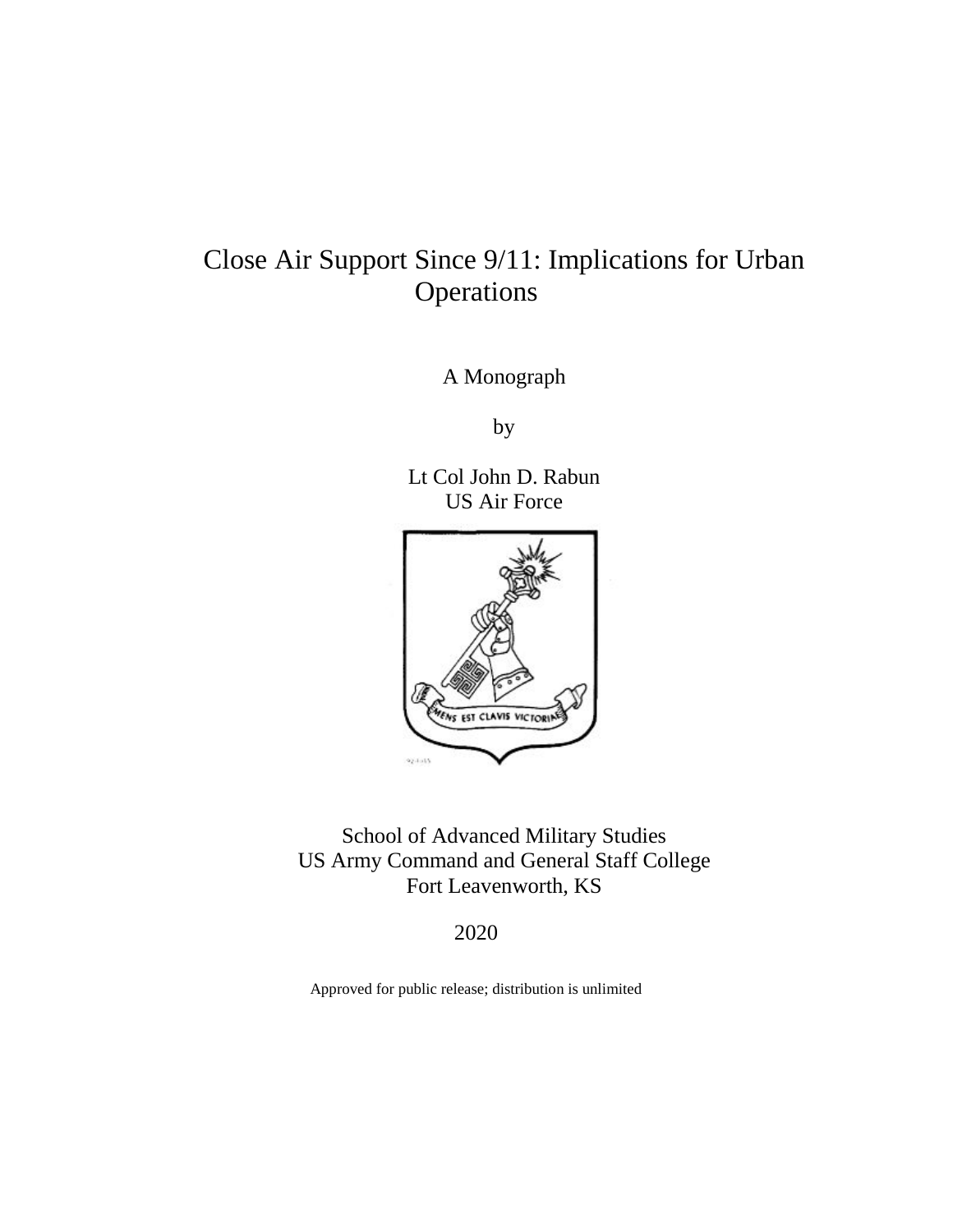# Close Air Support Since 9/11: Implications for Urban Operations

A Monograph

by

Lt Col John D. Rabun
US Air Force

School of Advanced Military Studies
US Army Command and General Staff College
Fort Leavenworth, KS

2020

Approved for public release; distribution is unlimited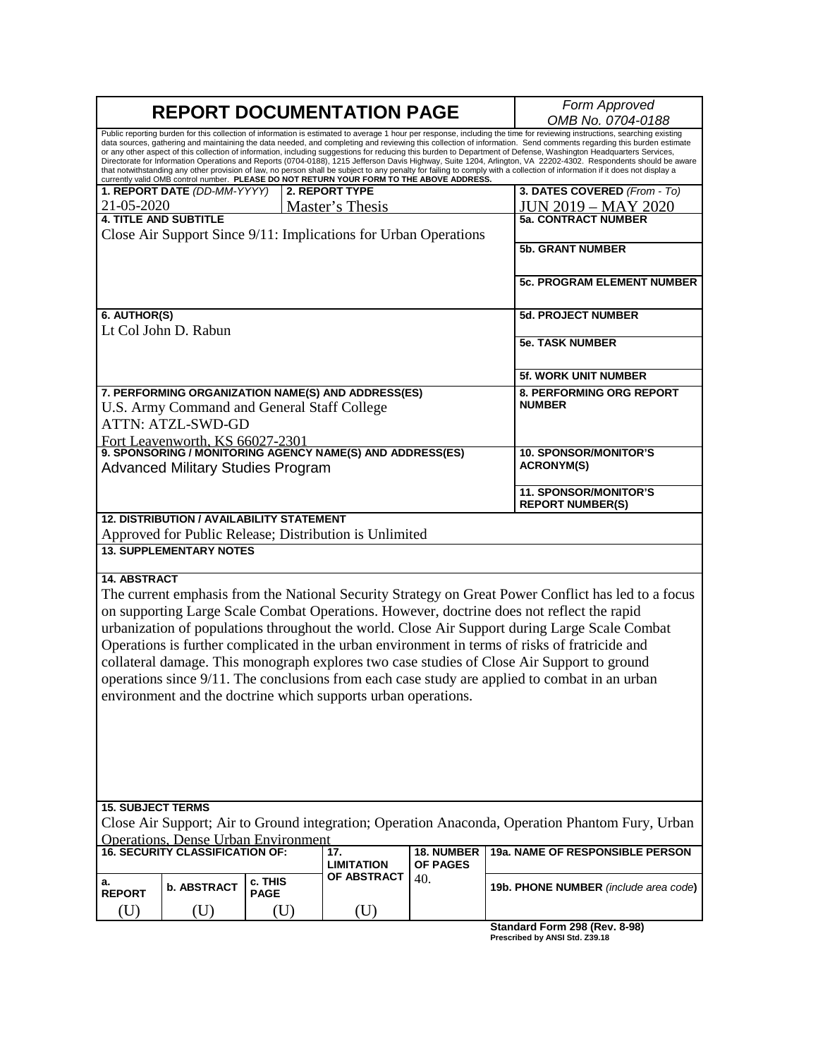# REPORT DOCUMENTATION PAGE

*Form Approved*
*OMB No. 0704-0188*

Public reporting burden for this collection of information is estimated to average 1 hour per response, including the time for reviewing instructions, searching existing data sources, gathering and maintaining the data needed, and completing and reviewing this collection of information. Send comments regarding this burden estimate or any other aspect of this collection of information, including suggestions for reducing this burden to Department of Defense, Washington Headquarters Services, Directorate for Information Operations and Reports (0704-0188), 1215 Jefferson Davis Highway, Suite 1204, Arlington, VA 22202-4302. Respondents should be aware that notwithstanding any other provision of law, no person shall be subject to any penalty for failing to comply with a collection of information if it does not display a currently valid OMB control number. **PLEASE DO NOT RETURN YOUR FORM TO THE ABOVE ADDRESS.**

| **1. REPORT DATE** *(DD-MM-YYYY)* | **2. REPORT TYPE** | **3. DATES COVERED** *(From - To)* |
|---|---|---|
| 21-05-2020 | Master's Thesis | JUN 2019 – MAY 2020 |

**4. TITLE AND SUBTITLE**
Close Air Support Since 9/11: Implications for Urban Operations

**5a. CONTRACT NUMBER**

**5b. GRANT NUMBER**

**5c. PROGRAM ELEMENT NUMBER**

**6. AUTHOR(S)**
Lt Col John D. Rabun

**5d. PROJECT NUMBER**

**5e. TASK NUMBER**

**5f. WORK UNIT NUMBER**

**7. PERFORMING ORGANIZATION NAME(S) AND ADDRESS(ES)**
U.S. Army Command and General Staff College
ATTN: ATZL-SWD-GD
Fort Leavenworth, KS 66027-2301

**8. PERFORMING ORG REPORT NUMBER**

**9. SPONSORING / MONITORING AGENCY NAME(S) AND ADDRESS(ES)**
Advanced Military Studies Program

**10. SPONSOR/MONITOR'S ACRONYM(S)**

**11. SPONSOR/MONITOR'S REPORT NUMBER(S)**

**12. DISTRIBUTION / AVAILABILITY STATEMENT**
Approved for Public Release; Distribution is Unlimited

**13. SUPPLEMENTARY NOTES**

**14. ABSTRACT**
The current emphasis from the National Security Strategy on Great Power Conflict has led to a focus on supporting Large Scale Combat Operations. However, doctrine does not reflect the rapid urbanization of populations throughout the world. Close Air Support during Large Scale Combat Operations is further complicated in the urban environment in terms of risks of fratricide and collateral damage. This monograph explores two case studies of Close Air Support to ground operations since 9/11. The conclusions from each case study are applied to combat in an urban environment and the doctrine which supports urban operations.

**15. SUBJECT TERMS**
Close Air Support; Air to Ground integration; Operation Anaconda, Operation Phantom Fury, Urban Operations, Dense Urban Environment

| **16. SECURITY CLASSIFICATION OF:** | | | **17. LIMITATION OF ABSTRACT** | **18. NUMBER OF PAGES** | **19a. NAME OF RESPONSIBLE PERSON** |
|---|---|---|---|---|---|
| **a. REPORT** | **b. ABSTRACT** | **c. THIS PAGE** | | 40. | **19b. PHONE NUMBER** *(include area code)* |
| (U) | (U) | (U) | (U) | | |

**Standard Form 298 (Rev. 8-98)**
**Prescribed by ANSI Std. Z39.18**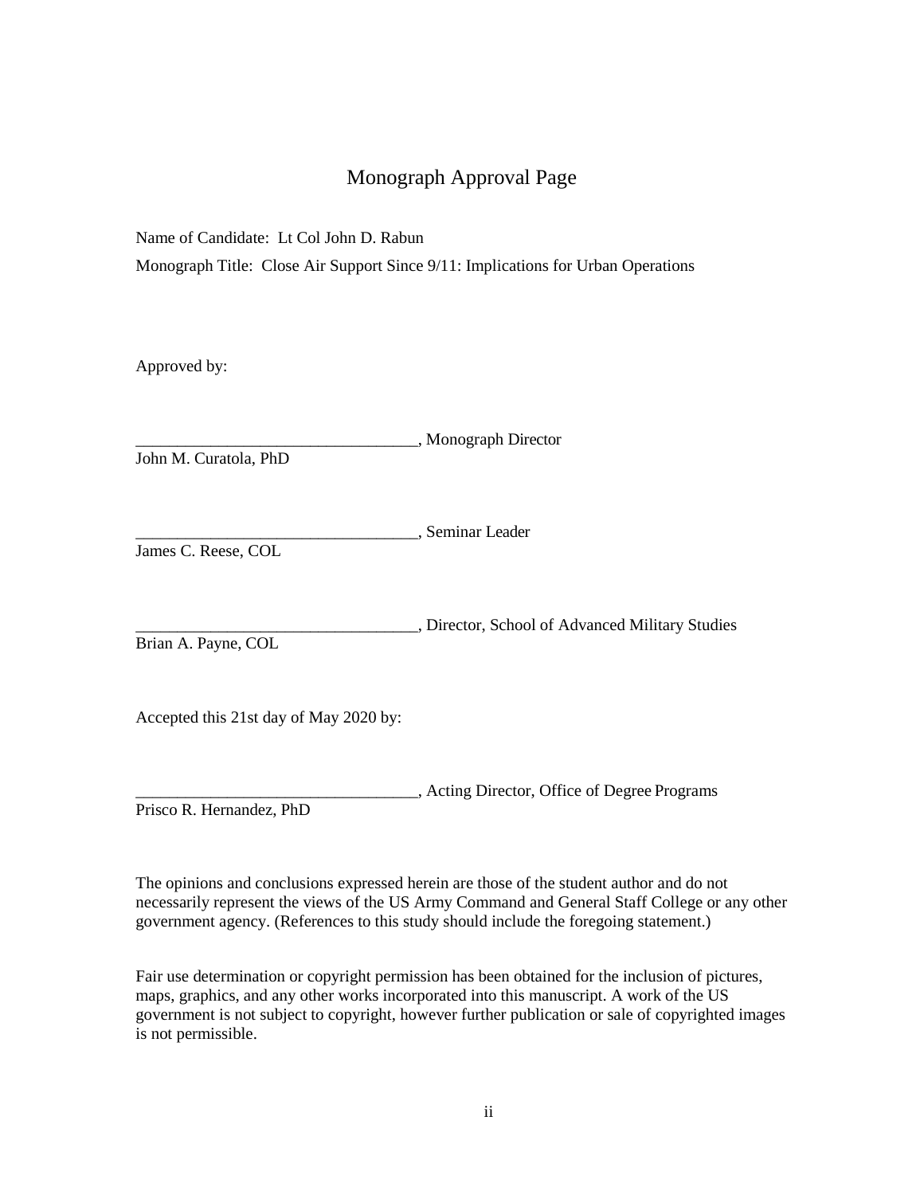# Monograph Approval Page

Name of Candidate: Lt Col John D. Rabun

Monograph Title: Close Air Support Since 9/11: Implications for Urban Operations

Approved by:

__________________________________, Monograph Director
John M. Curatola, PhD

__________________________________, Seminar Leader
James C. Reese, COL

__________________________________, Director, School of Advanced Military Studies
Brian A. Payne, COL

Accepted this 21st day of May 2020 by:

__________________________________, Acting Director, Office of Degree Programs
Prisco R. Hernandez, PhD

The opinions and conclusions expressed herein are those of the student author and do not necessarily represent the views of the US Army Command and General Staff College or any other government agency. (References to this study should include the foregoing statement.)

Fair use determination or copyright permission has been obtained for the inclusion of pictures, maps, graphics, and any other works incorporated into this manuscript. A work of the US government is not subject to copyright, however further publication or sale of copyrighted images is not permissible.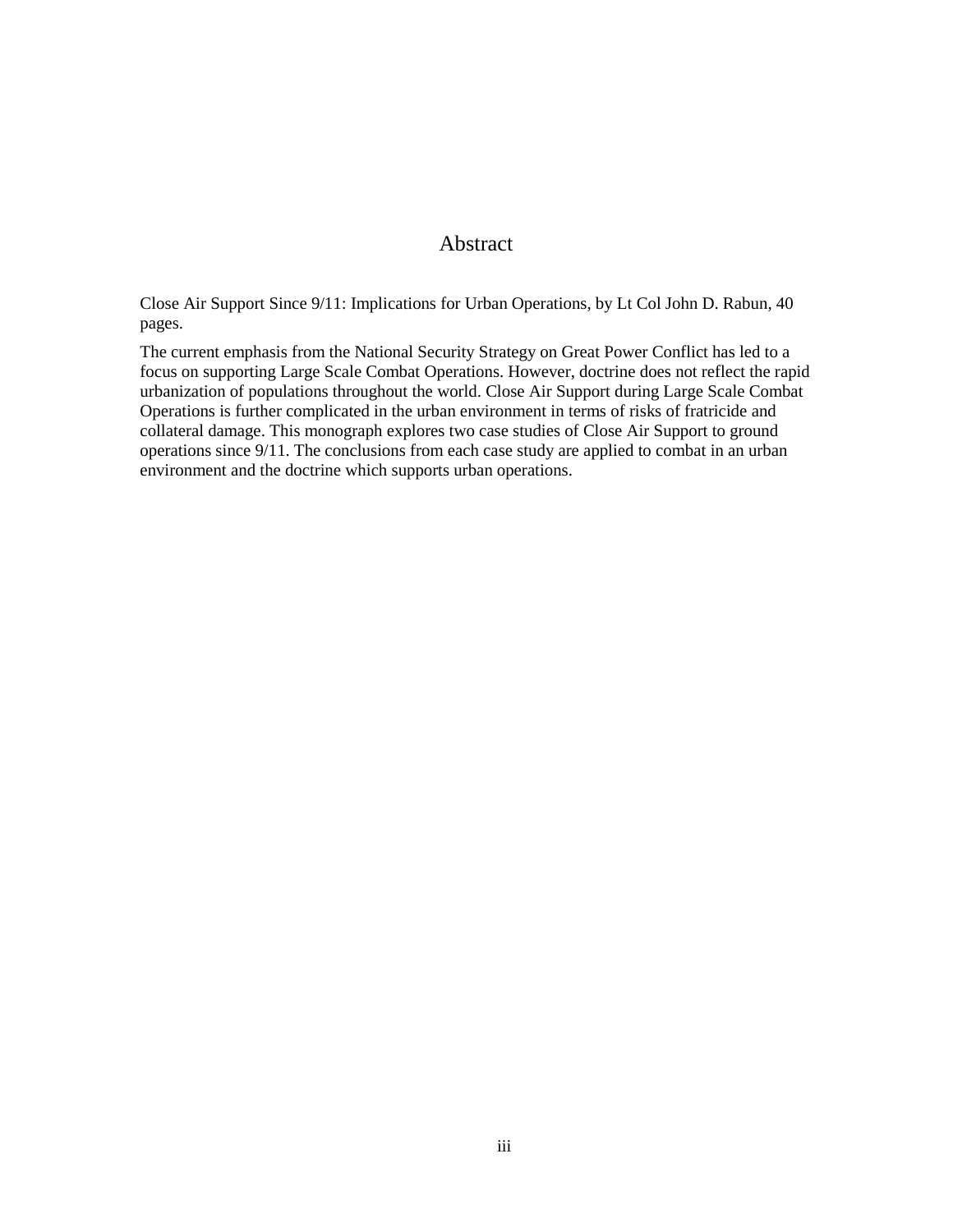# Abstract

Close Air Support Since 9/11: Implications for Urban Operations, by Lt Col John D. Rabun, 40 pages.

The current emphasis from the National Security Strategy on Great Power Conflict has led to a focus on supporting Large Scale Combat Operations. However, doctrine does not reflect the rapid urbanization of populations throughout the world. Close Air Support during Large Scale Combat Operations is further complicated in the urban environment in terms of risks of fratricide and collateral damage. This monograph explores two case studies of Close Air Support to ground operations since 9/11. The conclusions from each case study are applied to combat in an urban environment and the doctrine which supports urban operations.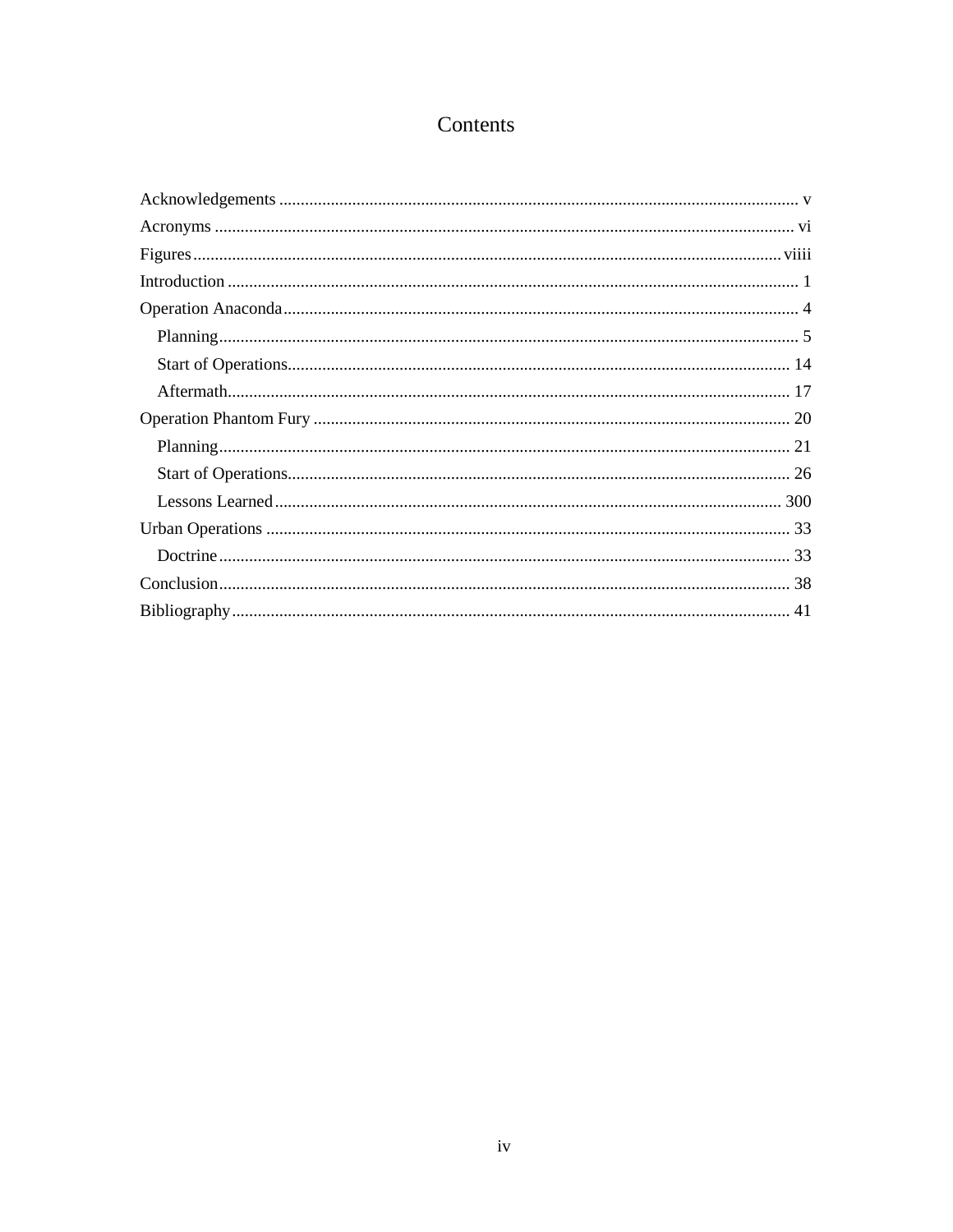# Contents

Acknowledgements ........................................................................................................................ v
Acronyms ...................................................................................................................................... vi
Figures ........................................................................................................................................ viiii
Introduction ................................................................................................................................... 1
Operation Anaconda ...................................................................................................................... 4
- Planning ..................................................................................................................................... 5
- Start of Operations .................................................................................................................... 14
- Aftermath .................................................................................................................................. 17

Operation Phantom Fury .............................................................................................................. 20
- Planning .................................................................................................................................... 21
- Start of Operations .................................................................................................................... 26
- Lessons Learned ...................................................................................................................... 300

Urban Operations ......................................................................................................................... 33
- Doctrine .................................................................................................................................... 33

Conclusion .................................................................................................................................... 38
Bibliography ................................................................................................................................. 41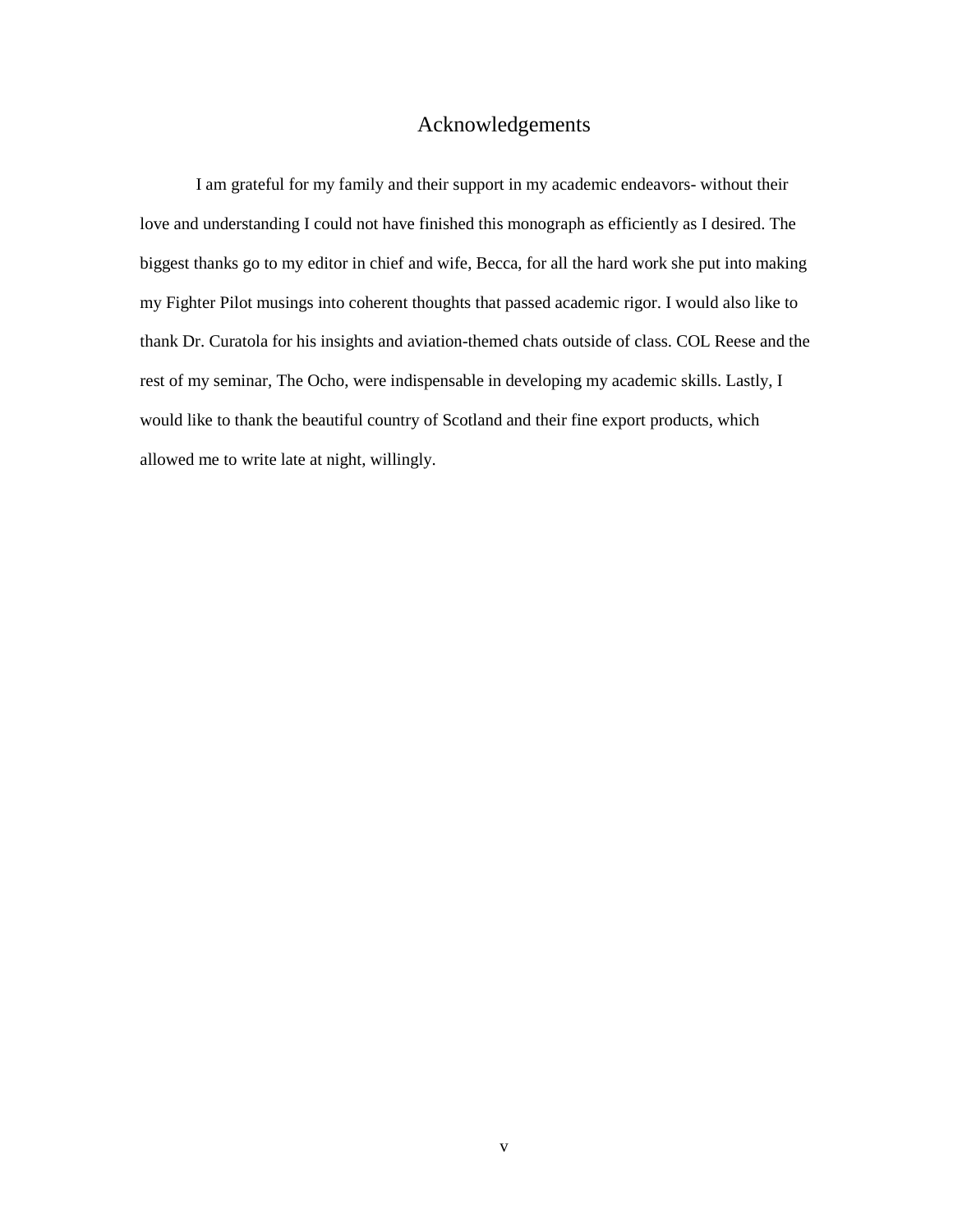# Acknowledgements

I am grateful for my family and their support in my academic endeavors- without their love and understanding I could not have finished this monograph as efficiently as I desired. The biggest thanks go to my editor in chief and wife, Becca, for all the hard work she put into making my Fighter Pilot musings into coherent thoughts that passed academic rigor. I would also like to thank Dr. Curatola for his insights and aviation-themed chats outside of class. COL Reese and the rest of my seminar, The Ocho, were indispensable in developing my academic skills. Lastly, I would like to thank the beautiful country of Scotland and their fine export products, which allowed me to write late at night, willingly.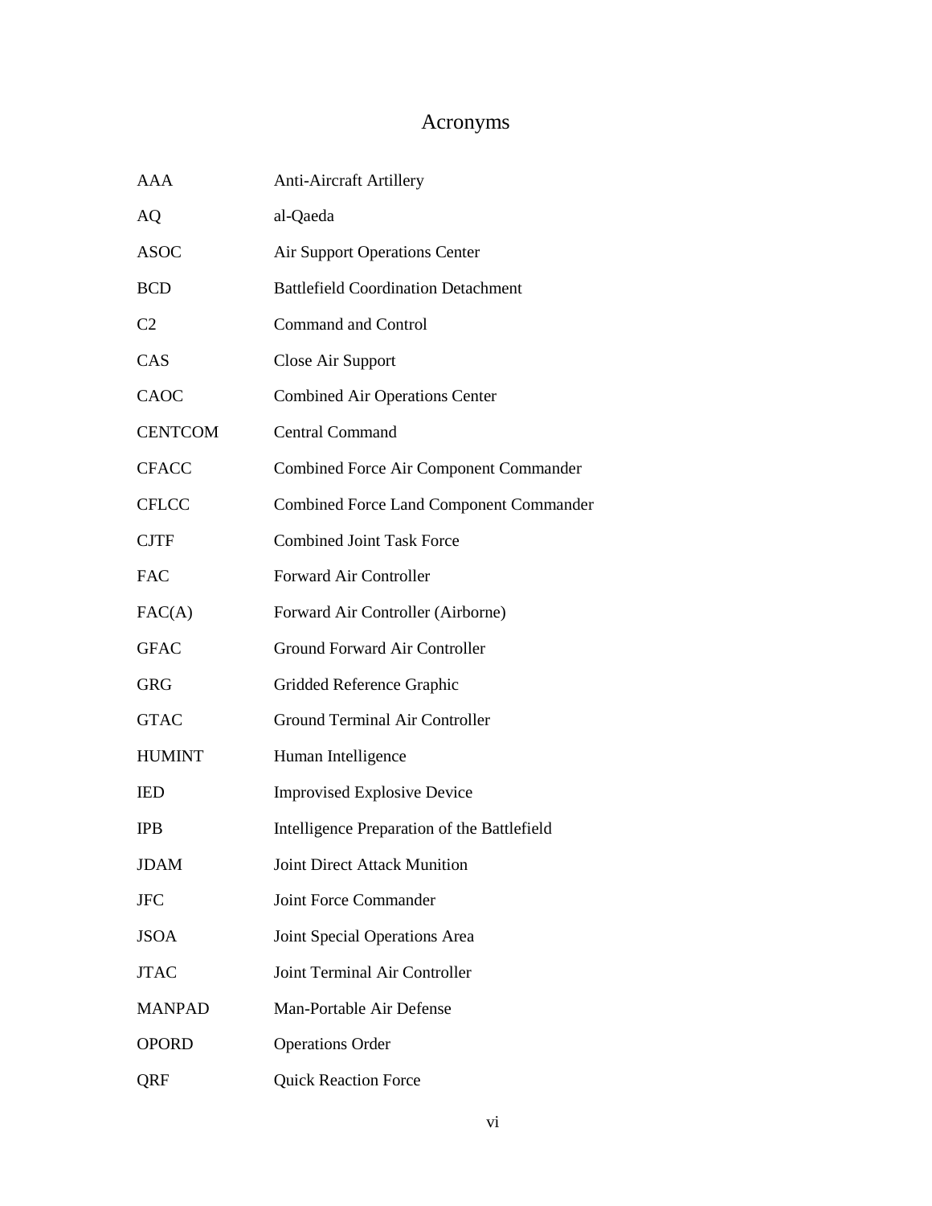# Acronyms

| | |
|---|---|
| AAA | Anti-Aircraft Artillery |
| AQ | al-Qaeda |
| ASOC | Air Support Operations Center |
| BCD | Battlefield Coordination Detachment |
| C2 | Command and Control |
| CAS | Close Air Support |
| CAOC | Combined Air Operations Center |
| CENTCOM | Central Command |
| CFACC | Combined Force Air Component Commander |
| CFLCC | Combined Force Land Component Commander |
| CJTF | Combined Joint Task Force |
| FAC | Forward Air Controller |
| FAC(A) | Forward Air Controller (Airborne) |
| GFAC | Ground Forward Air Controller |
| GRG | Gridded Reference Graphic |
| GTAC | Ground Terminal Air Controller |
| HUMINT | Human Intelligence |
| IED | Improvised Explosive Device |
| IPB | Intelligence Preparation of the Battlefield |
| JDAM | Joint Direct Attack Munition |
| JFC | Joint Force Commander |
| JSOA | Joint Special Operations Area |
| JTAC | Joint Terminal Air Controller |
| MANPAD | Man-Portable Air Defense |
| OPORD | Operations Order |
| QRF | Quick Reaction Force |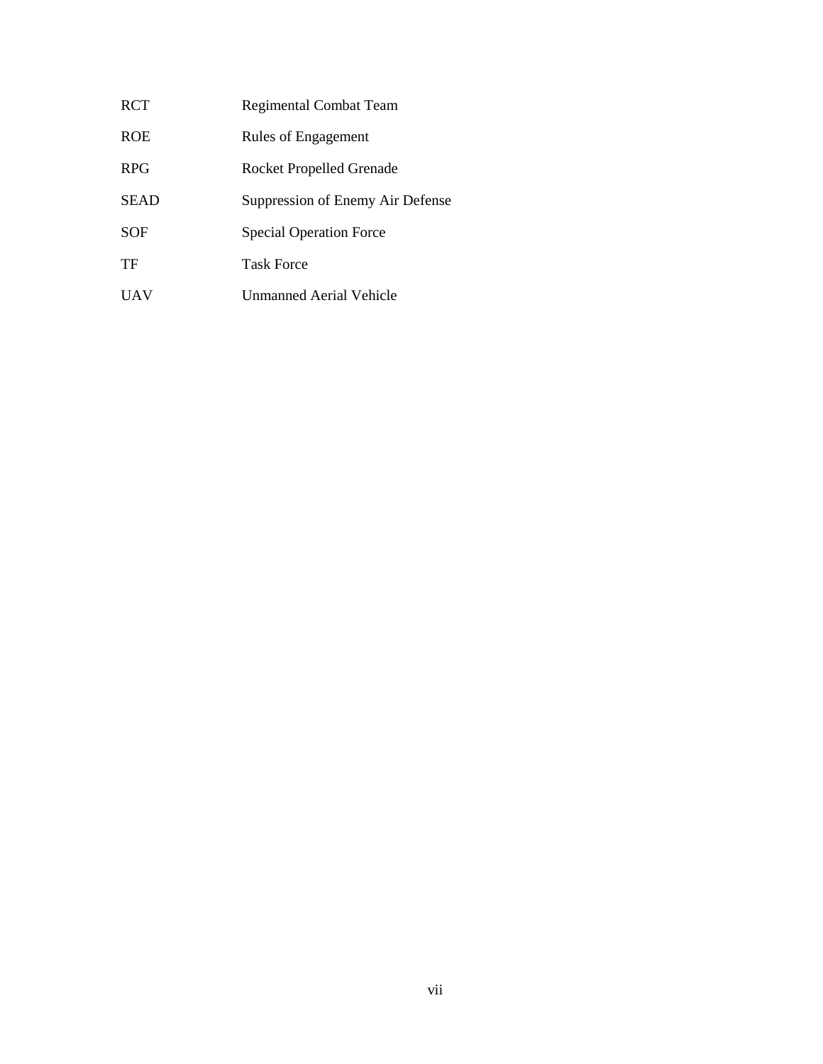| | |
|---|---|
| RCT | Regimental Combat Team |
| ROE | Rules of Engagement |
| RPG | Rocket Propelled Grenade |
| SEAD | Suppression of Enemy Air Defense |
| SOF | Special Operation Force |
| TF | Task Force |
| UAV | Unmanned Aerial Vehicle |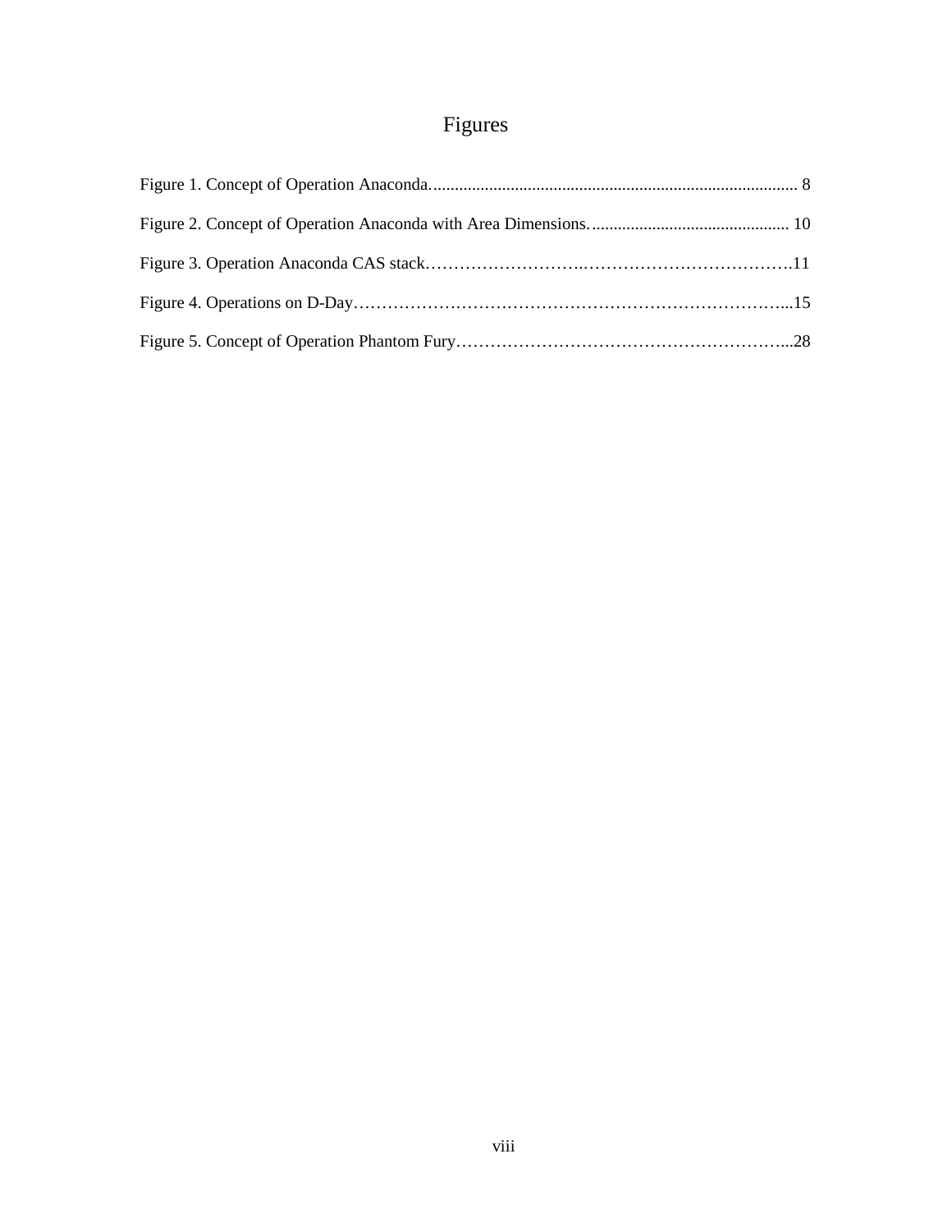# Figures

Figure 1. Concept of Operation Anaconda. .................................................................................... 8

Figure 2. Concept of Operation Anaconda with Area Dimensions. ............................................. 10

Figure 3. Operation Anaconda CAS stack……………………….……………………………….11

Figure 4. Operations on D-Day…………………………………………………………………...15

Figure 5. Concept of Operation Phantom Fury…………………………………………………...28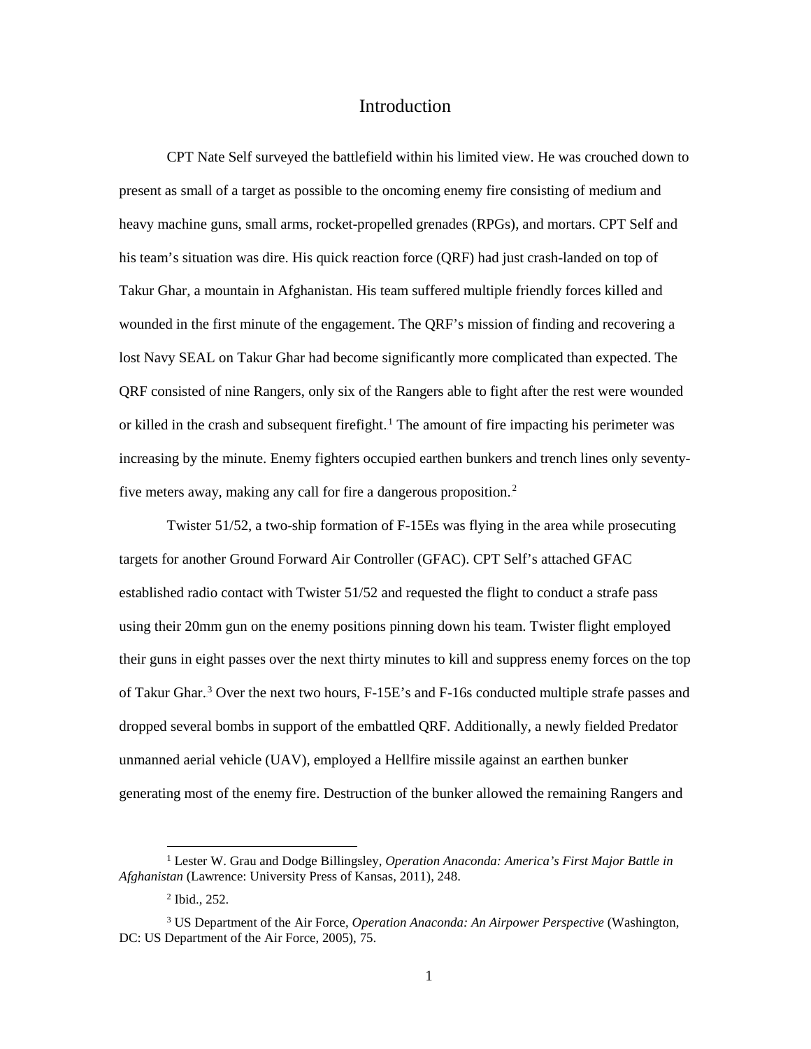# Introduction

CPT Nate Self surveyed the battlefield within his limited view. He was crouched down to present as small of a target as possible to the oncoming enemy fire consisting of medium and heavy machine guns, small arms, rocket-propelled grenades (RPGs), and mortars. CPT Self and his team's situation was dire. His quick reaction force (QRF) had just crash-landed on top of Takur Ghar, a mountain in Afghanistan. His team suffered multiple friendly forces killed and wounded in the first minute of the engagement. The QRF's mission of finding and recovering a lost Navy SEAL on Takur Ghar had become significantly more complicated than expected. The QRF consisted of nine Rangers, only six of the Rangers able to fight after the rest were wounded or killed in the crash and subsequent firefight.[1] The amount of fire impacting his perimeter was increasing by the minute. Enemy fighters occupied earthen bunkers and trench lines only seventy-five meters away, making any call for fire a dangerous proposition.[2]

Twister 51/52, a two-ship formation of F-15Es was flying in the area while prosecuting targets for another Ground Forward Air Controller (GFAC). CPT Self's attached GFAC established radio contact with Twister 51/52 and requested the flight to conduct a strafe pass using their 20mm gun on the enemy positions pinning down his team. Twister flight employed their guns in eight passes over the next thirty minutes to kill and suppress enemy forces on the top of Takur Ghar.[3] Over the next two hours, F-15E's and F-16s conducted multiple strafe passes and dropped several bombs in support of the embattled QRF. Additionally, a newly fielded Predator unmanned aerial vehicle (UAV), employed a Hellfire missile against an earthen bunker generating most of the enemy fire. Destruction of the bunker allowed the remaining Rangers and

---

[1] Lester W. Grau and Dodge Billingsley, *Operation Anaconda: America's First Major Battle in Afghanistan* (Lawrence: University Press of Kansas, 2011), 248.

[2] Ibid., 252.

[3] US Department of the Air Force, *Operation Anaconda: An Airpower Perspective* (Washington, DC: US Department of the Air Force, 2005), 75.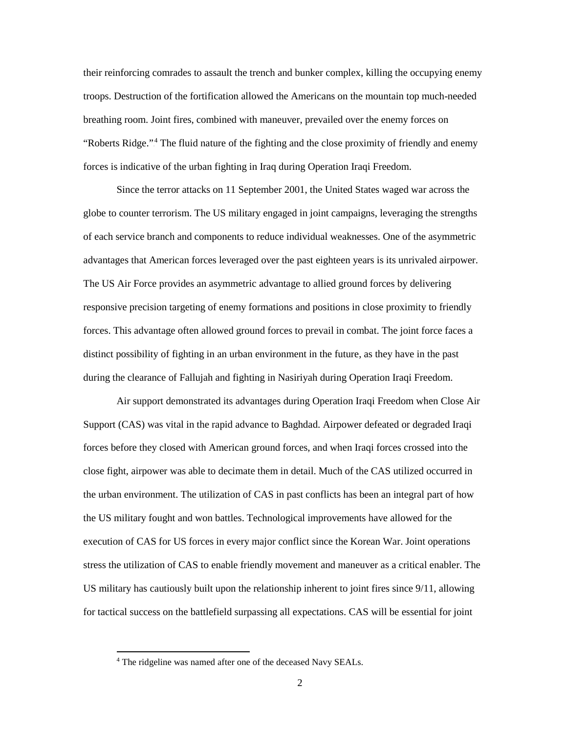their reinforcing comrades to assault the trench and bunker complex, killing the occupying enemy troops. Destruction of the fortification allowed the Americans on the mountain top much-needed breathing room. Joint fires, combined with maneuver, prevailed over the enemy forces on "Roberts Ridge."[4] The fluid nature of the fighting and the close proximity of friendly and enemy forces is indicative of the urban fighting in Iraq during Operation Iraqi Freedom.

Since the terror attacks on 11 September 2001, the United States waged war across the globe to counter terrorism. The US military engaged in joint campaigns, leveraging the strengths of each service branch and components to reduce individual weaknesses. One of the asymmetric advantages that American forces leveraged over the past eighteen years is its unrivaled airpower. The US Air Force provides an asymmetric advantage to allied ground forces by delivering responsive precision targeting of enemy formations and positions in close proximity to friendly forces. This advantage often allowed ground forces to prevail in combat. The joint force faces a distinct possibility of fighting in an urban environment in the future, as they have in the past during the clearance of Fallujah and fighting in Nasiriyah during Operation Iraqi Freedom.

Air support demonstrated its advantages during Operation Iraqi Freedom when Close Air Support (CAS) was vital in the rapid advance to Baghdad. Airpower defeated or degraded Iraqi forces before they closed with American ground forces, and when Iraqi forces crossed into the close fight, airpower was able to decimate them in detail. Much of the CAS utilized occurred in the urban environment. The utilization of CAS in past conflicts has been an integral part of how the US military fought and won battles. Technological improvements have allowed for the execution of CAS for US forces in every major conflict since the Korean War. Joint operations stress the utilization of CAS to enable friendly movement and maneuver as a critical enabler. The US military has cautiously built upon the relationship inherent to joint fires since 9/11, allowing for tactical success on the battlefield surpassing all expectations. CAS will be essential for joint

[4] The ridgeline was named after one of the deceased Navy SEALs.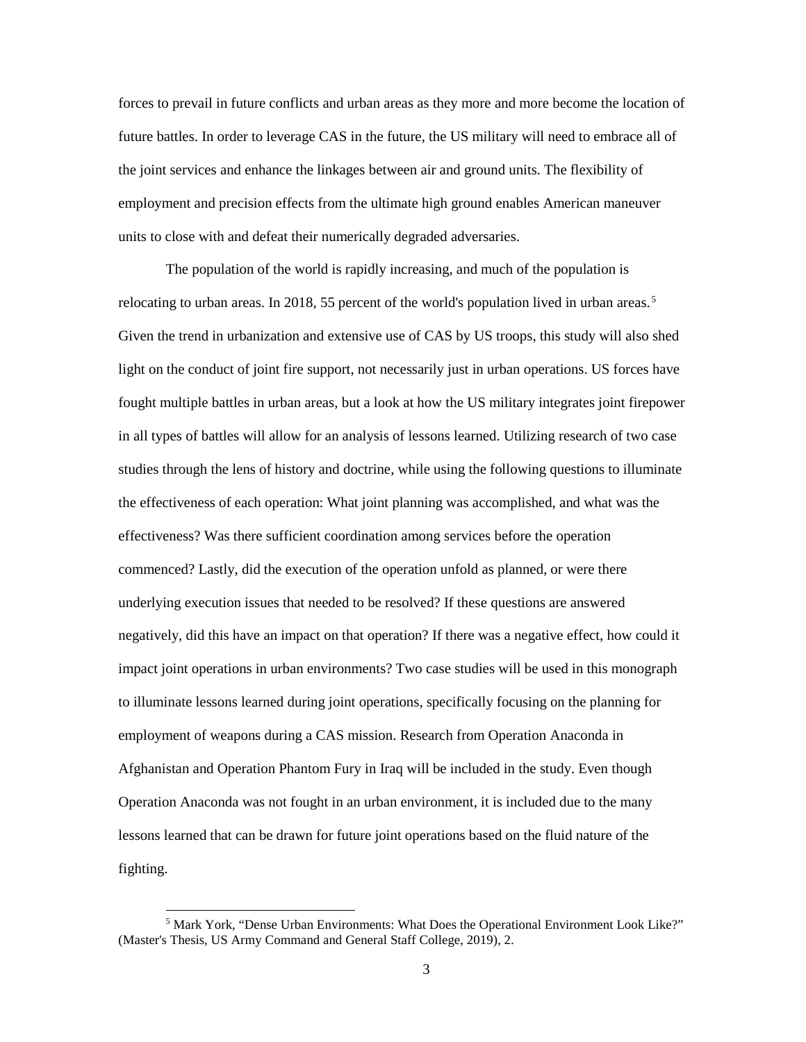forces to prevail in future conflicts and urban areas as they more and more become the location of future battles. In order to leverage CAS in the future, the US military will need to embrace all of the joint services and enhance the linkages between air and ground units. The flexibility of employment and precision effects from the ultimate high ground enables American maneuver units to close with and defeat their numerically degraded adversaries.

The population of the world is rapidly increasing, and much of the population is relocating to urban areas. In 2018, 55 percent of the world's population lived in urban areas.[5] Given the trend in urbanization and extensive use of CAS by US troops, this study will also shed light on the conduct of joint fire support, not necessarily just in urban operations. US forces have fought multiple battles in urban areas, but a look at how the US military integrates joint firepower in all types of battles will allow for an analysis of lessons learned. Utilizing research of two case studies through the lens of history and doctrine, while using the following questions to illuminate the effectiveness of each operation: What joint planning was accomplished, and what was the effectiveness? Was there sufficient coordination among services before the operation commenced? Lastly, did the execution of the operation unfold as planned, or were there underlying execution issues that needed to be resolved? If these questions are answered negatively, did this have an impact on that operation? If there was a negative effect, how could it impact joint operations in urban environments? Two case studies will be used in this monograph to illuminate lessons learned during joint operations, specifically focusing on the planning for employment of weapons during a CAS mission. Research from Operation Anaconda in Afghanistan and Operation Phantom Fury in Iraq will be included in the study. Even though Operation Anaconda was not fought in an urban environment, it is included due to the many lessons learned that can be drawn for future joint operations based on the fluid nature of the fighting.

[5] Mark York, "Dense Urban Environments: What Does the Operational Environment Look Like?" (Master's Thesis, US Army Command and General Staff College, 2019), 2.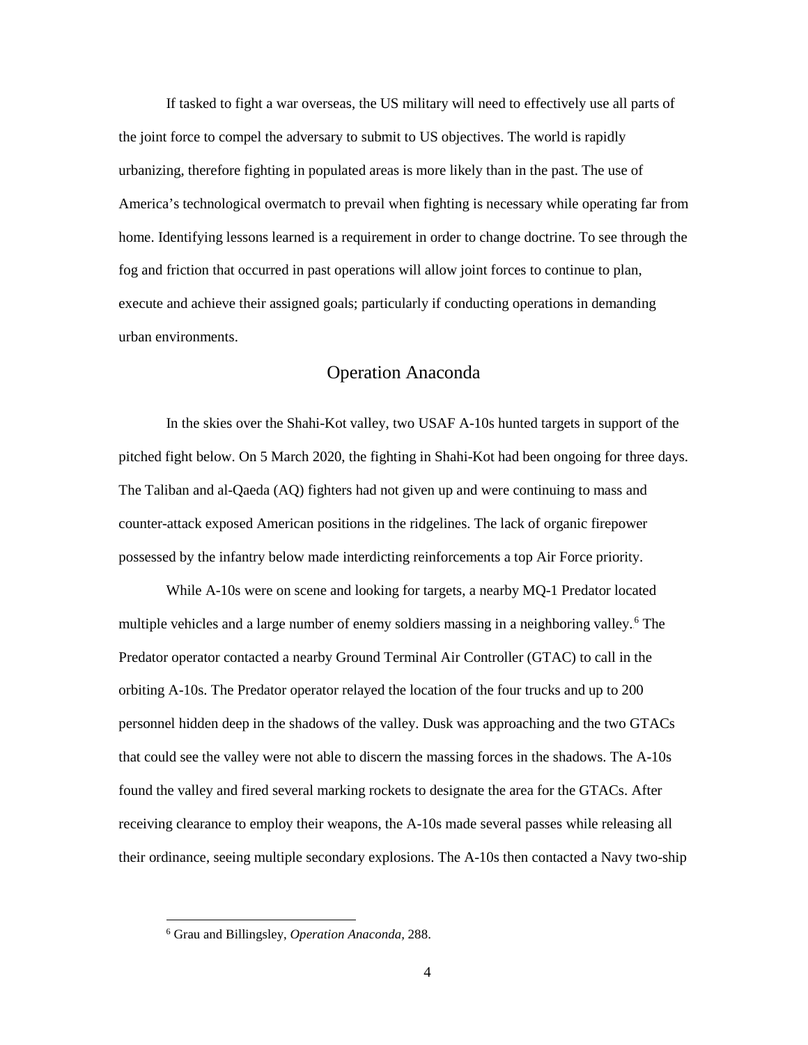If tasked to fight a war overseas, the US military will need to effectively use all parts of the joint force to compel the adversary to submit to US objectives. The world is rapidly urbanizing, therefore fighting in populated areas is more likely than in the past. The use of America's technological overmatch to prevail when fighting is necessary while operating far from home. Identifying lessons learned is a requirement in order to change doctrine. To see through the fog and friction that occurred in past operations will allow joint forces to continue to plan, execute and achieve their assigned goals; particularly if conducting operations in demanding urban environments.

## Operation Anaconda

In the skies over the Shahi-Kot valley, two USAF A-10s hunted targets in support of the pitched fight below. On 5 March 2020, the fighting in Shahi-Kot had been ongoing for three days. The Taliban and al-Qaeda (AQ) fighters had not given up and were continuing to mass and counter-attack exposed American positions in the ridgelines. The lack of organic firepower possessed by the infantry below made interdicting reinforcements a top Air Force priority.

While A-10s were on scene and looking for targets, a nearby MQ-1 Predator located multiple vehicles and a large number of enemy soldiers massing in a neighboring valley.[6] The Predator operator contacted a nearby Ground Terminal Air Controller (GTAC) to call in the orbiting A-10s. The Predator operator relayed the location of the four trucks and up to 200 personnel hidden deep in the shadows of the valley. Dusk was approaching and the two GTACs that could see the valley were not able to discern the massing forces in the shadows. The A-10s found the valley and fired several marking rockets to designate the area for the GTACs. After receiving clearance to employ their weapons, the A-10s made several passes while releasing all their ordinance, seeing multiple secondary explosions. The A-10s then contacted a Navy two-ship

[6] Grau and Billingsley, *Operation Anaconda,* 288.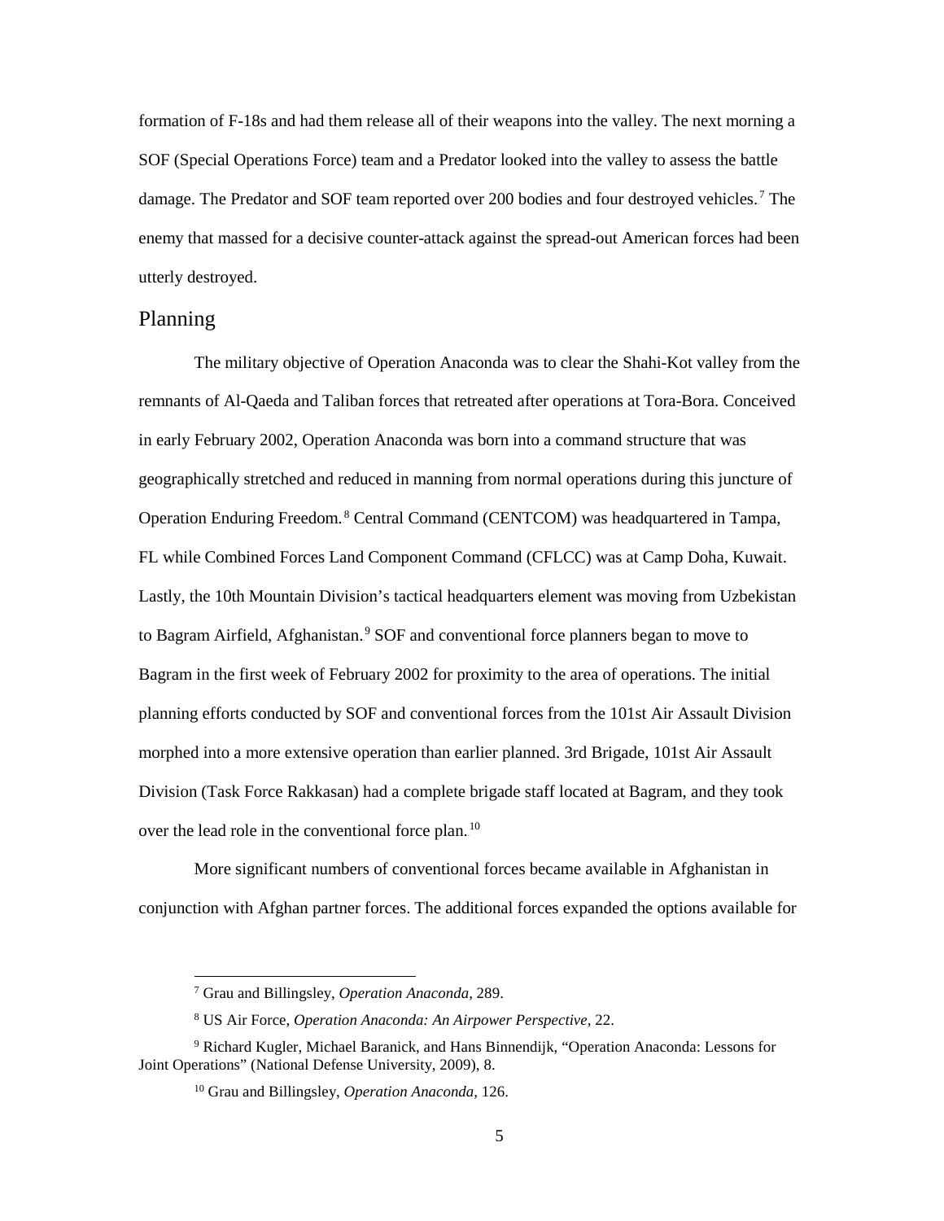formation of F-18s and had them release all of their weapons into the valley. The next morning a SOF (Special Operations Force) team and a Predator looked into the valley to assess the battle damage. The Predator and SOF team reported over 200 bodies and four destroyed vehicles.[7] The enemy that massed for a decisive counter-attack against the spread-out American forces had been utterly destroyed.

## Planning

The military objective of Operation Anaconda was to clear the Shahi-Kot valley from the remnants of Al-Qaeda and Taliban forces that retreated after operations at Tora-Bora. Conceived in early February 2002, Operation Anaconda was born into a command structure that was geographically stretched and reduced in manning from normal operations during this juncture of Operation Enduring Freedom.[8] Central Command (CENTCOM) was headquartered in Tampa, FL while Combined Forces Land Component Command (CFLCC) was at Camp Doha, Kuwait. Lastly, the 10th Mountain Division's tactical headquarters element was moving from Uzbekistan to Bagram Airfield, Afghanistan.[9] SOF and conventional force planners began to move to Bagram in the first week of February 2002 for proximity to the area of operations. The initial planning efforts conducted by SOF and conventional forces from the 101st Air Assault Division morphed into a more extensive operation than earlier planned. 3rd Brigade, 101st Air Assault Division (Task Force Rakkasan) had a complete brigade staff located at Bagram, and they took over the lead role in the conventional force plan.[10]

More significant numbers of conventional forces became available in Afghanistan in conjunction with Afghan partner forces. The additional forces expanded the options available for

---

[7] Grau and Billingsley, *Operation Anaconda*, 289.

[8] US Air Force, *Operation Anaconda: An Airpower Perspective*, 22.

[9] Richard Kugler, Michael Baranick, and Hans Binnendijk, "Operation Anaconda: Lessons for Joint Operations" (National Defense University, 2009), 8.

[10] Grau and Billingsley, *Operation Anaconda*, 126.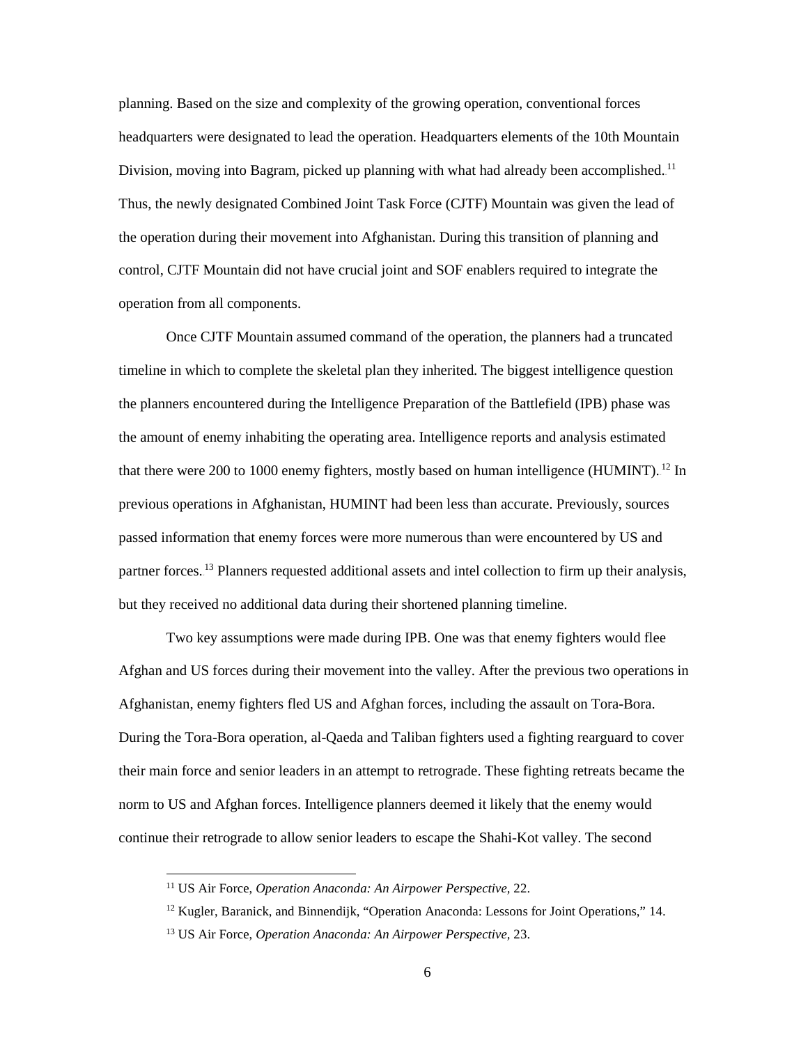planning. Based on the size and complexity of the growing operation, conventional forces headquarters were designated to lead the operation. Headquarters elements of the 10th Mountain Division, moving into Bagram, picked up planning with what had already been accomplished.[11] Thus, the newly designated Combined Joint Task Force (CJTF) Mountain was given the lead of the operation during their movement into Afghanistan. During this transition of planning and control, CJTF Mountain did not have crucial joint and SOF enablers required to integrate the operation from all components.

Once CJTF Mountain assumed command of the operation, the planners had a truncated timeline in which to complete the skeletal plan they inherited. The biggest intelligence question the planners encountered during the Intelligence Preparation of the Battlefield (IPB) phase was the amount of enemy inhabiting the operating area. Intelligence reports and analysis estimated that there were 200 to 1000 enemy fighters, mostly based on human intelligence (HUMINT).[12] In previous operations in Afghanistan, HUMINT had been less than accurate. Previously, sources passed information that enemy forces were more numerous than were encountered by US and partner forces.[13] Planners requested additional assets and intel collection to firm up their analysis, but they received no additional data during their shortened planning timeline.

Two key assumptions were made during IPB. One was that enemy fighters would flee Afghan and US forces during their movement into the valley. After the previous two operations in Afghanistan, enemy fighters fled US and Afghan forces, including the assault on Tora-Bora. During the Tora-Bora operation, al-Qaeda and Taliban fighters used a fighting rearguard to cover their main force and senior leaders in an attempt to retrograde. These fighting retreats became the norm to US and Afghan forces. Intelligence planners deemed it likely that the enemy would continue their retrograde to allow senior leaders to escape the Shahi-Kot valley. The second

---

[11] US Air Force, *Operation Anaconda: An Airpower Perspective*, 22.

[12] Kugler, Baranick, and Binnendijk, "Operation Anaconda: Lessons for Joint Operations," 14.

[13] US Air Force, *Operation Anaconda: An Airpower Perspective*, 23.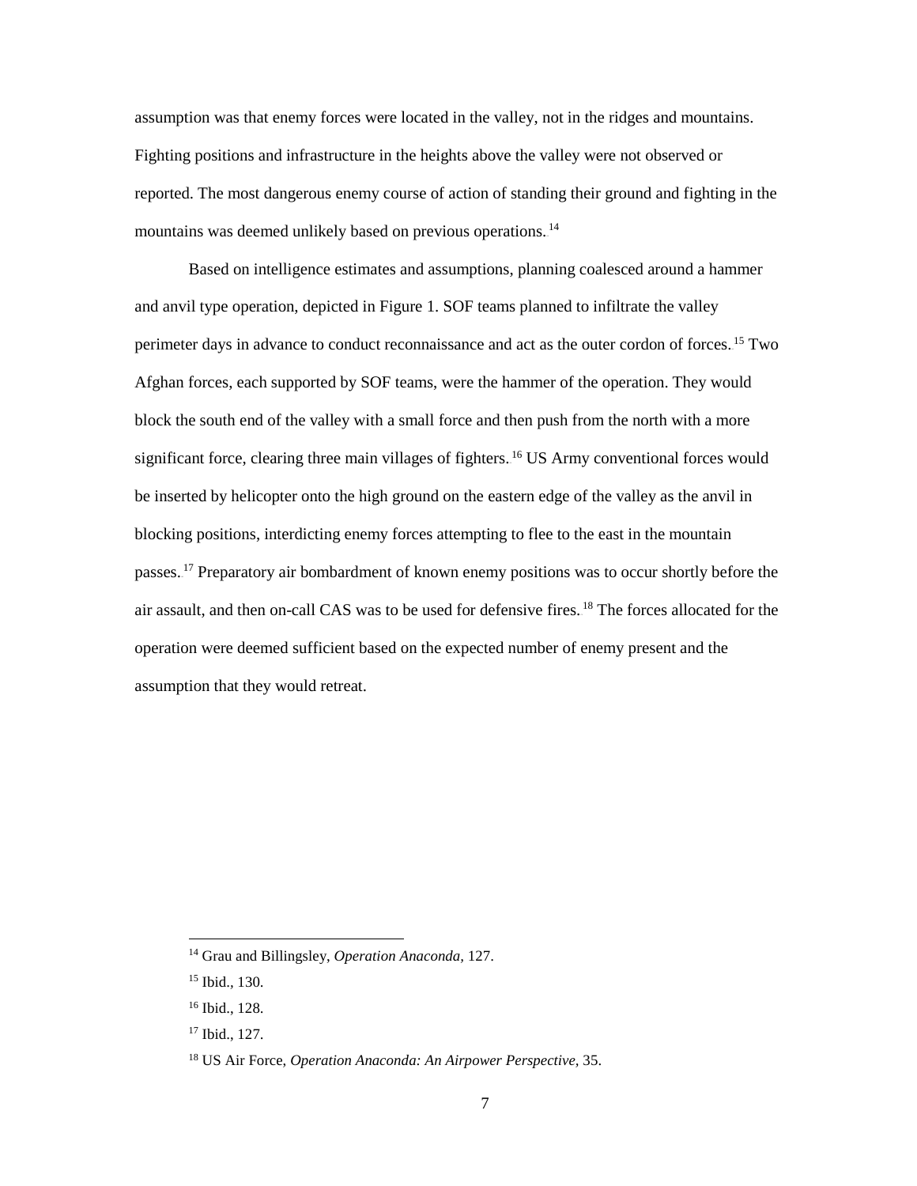assumption was that enemy forces were located in the valley, not in the ridges and mountains. Fighting positions and infrastructure in the heights above the valley were not observed or reported. The most dangerous enemy course of action of standing their ground and fighting in the mountains was deemed unlikely based on previous operations.[14]

Based on intelligence estimates and assumptions, planning coalesced around a hammer and anvil type operation, depicted in Figure 1. SOF teams planned to infiltrate the valley perimeter days in advance to conduct reconnaissance and act as the outer cordon of forces.[15] Two Afghan forces, each supported by SOF teams, were the hammer of the operation. They would block the south end of the valley with a small force and then push from the north with a more significant force, clearing three main villages of fighters.[16] US Army conventional forces would be inserted by helicopter onto the high ground on the eastern edge of the valley as the anvil in blocking positions, interdicting enemy forces attempting to flee to the east in the mountain passes.[17] Preparatory air bombardment of known enemy positions was to occur shortly before the air assault, and then on-call CAS was to be used for defensive fires.[18] The forces allocated for the operation were deemed sufficient based on the expected number of enemy present and the assumption that they would retreat.

---

[14] Grau and Billingsley, *Operation Anaconda,* 127.

[15] Ibid., 130.

[16] Ibid., 128.

[17] Ibid., 127.

[18] US Air Force, *Operation Anaconda: An Airpower Perspective,* 35.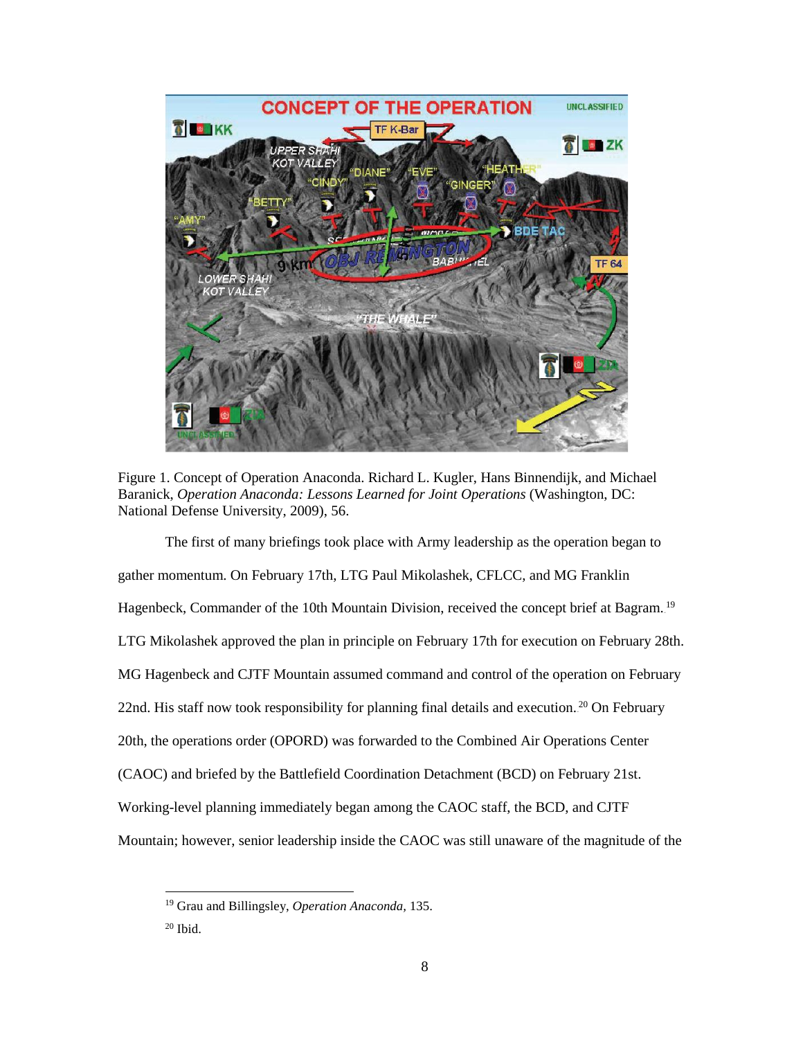Figure 1. Concept of Operation Anaconda. Richard L. Kugler, Hans Binnendijk, and Michael Baranick, *Operation Anaconda: Lessons Learned for Joint Operations* (Washington, DC: National Defense University, 2009), 56.

The first of many briefings took place with Army leadership as the operation began to gather momentum. On February 17th, LTG Paul Mikolashek, CFLCC, and MG Franklin Hagenbeck, Commander of the 10th Mountain Division, received the concept brief at Bagram.[19] LTG Mikolashek approved the plan in principle on February 17th for execution on February 28th. MG Hagenbeck and CJTF Mountain assumed command and control of the operation on February 22nd. His staff now took responsibility for planning final details and execution.[20] On February 20th, the operations order (OPORD) was forwarded to the Combined Air Operations Center (CAOC) and briefed by the Battlefield Coordination Detachment (BCD) on February 21st. Working-level planning immediately began among the CAOC staff, the BCD, and CJTF Mountain; however, senior leadership inside the CAOC was still unaware of the magnitude of the

[19] Grau and Billingsley, *Operation Anaconda*, 135.

[20] Ibid.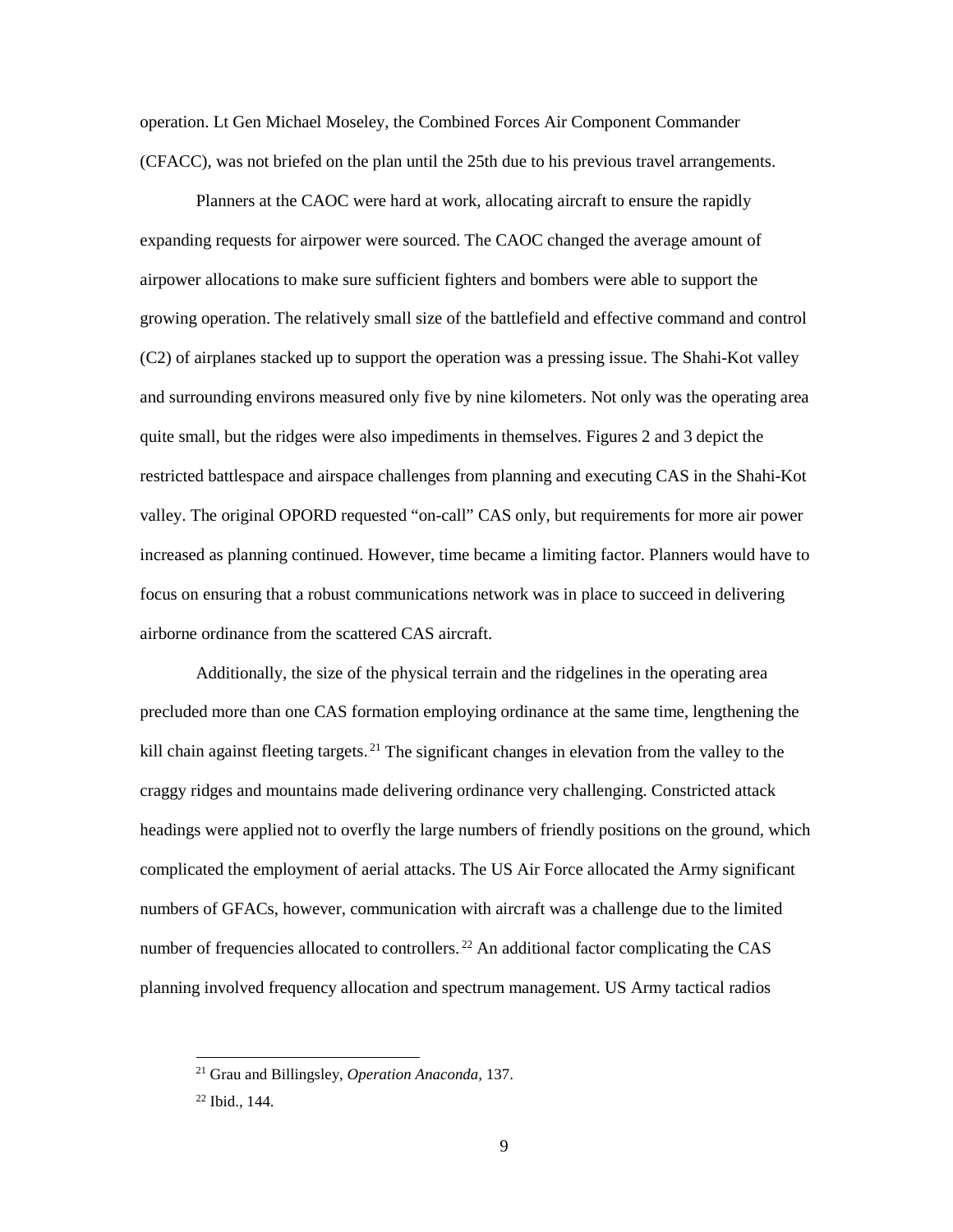operation. Lt Gen Michael Moseley, the Combined Forces Air Component Commander (CFACC), was not briefed on the plan until the 25th due to his previous travel arrangements.

Planners at the CAOC were hard at work, allocating aircraft to ensure the rapidly expanding requests for airpower were sourced. The CAOC changed the average amount of airpower allocations to make sure sufficient fighters and bombers were able to support the growing operation. The relatively small size of the battlefield and effective command and control (C2) of airplanes stacked up to support the operation was a pressing issue. The Shahi-Kot valley and surrounding environs measured only five by nine kilometers. Not only was the operating area quite small, but the ridges were also impediments in themselves. Figures 2 and 3 depict the restricted battlespace and airspace challenges from planning and executing CAS in the Shahi-Kot valley. The original OPORD requested "on-call" CAS only, but requirements for more air power increased as planning continued. However, time became a limiting factor. Planners would have to focus on ensuring that a robust communications network was in place to succeed in delivering airborne ordinance from the scattered CAS aircraft.

Additionally, the size of the physical terrain and the ridgelines in the operating area precluded more than one CAS formation employing ordinance at the same time, lengthening the kill chain against fleeting targets.[21] The significant changes in elevation from the valley to the craggy ridges and mountains made delivering ordinance very challenging. Constricted attack headings were applied not to overfly the large numbers of friendly positions on the ground, which complicated the employment of aerial attacks. The US Air Force allocated the Army significant numbers of GFACs, however, communication with aircraft was a challenge due to the limited number of frequencies allocated to controllers.[22] An additional factor complicating the CAS planning involved frequency allocation and spectrum management. US Army tactical radios

[21] Grau and Billingsley, *Operation Anaconda,* 137.

[22] Ibid., 144.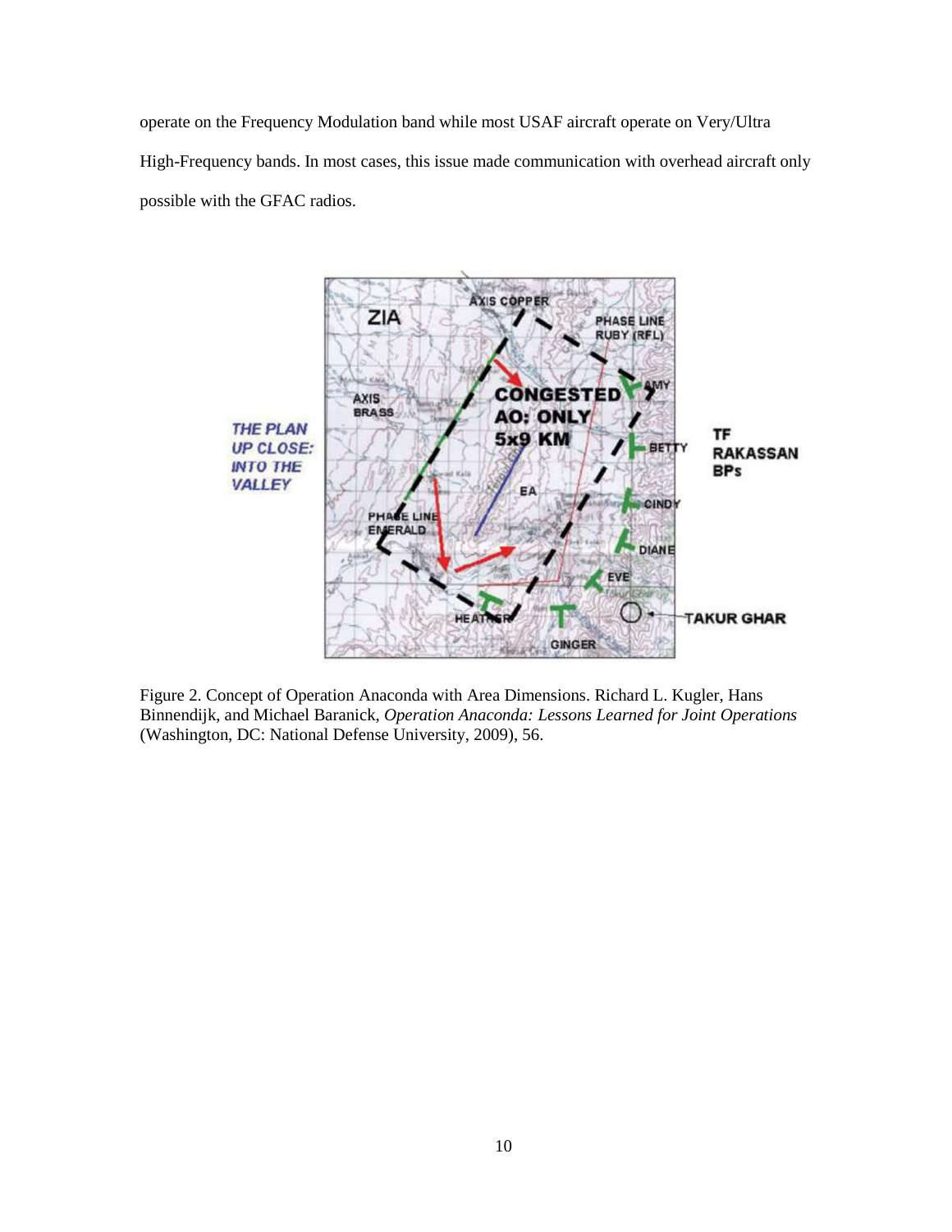operate on the Frequency Modulation band while most USAF aircraft operate on Very/Ultra High-Frequency bands. In most cases, this issue made communication with overhead aircraft only possible with the GFAC radios.

Figure 2. Concept of Operation Anaconda with Area Dimensions. Richard L. Kugler, Hans Binnendijk, and Michael Baranick, *Operation Anaconda: Lessons Learned for Joint Operations* (Washington, DC: National Defense University, 2009), 56.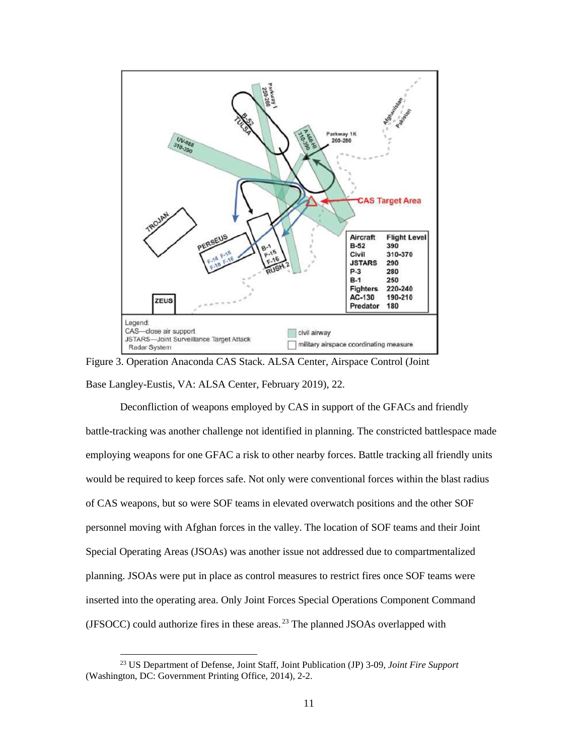Figure 3. Operation Anaconda CAS Stack. ALSA Center, Airspace Control (Joint Base Langley-Eustis, VA: ALSA Center, February 2019), 22.

Deconfliction of weapons employed by CAS in support of the GFACs and friendly battle-tracking was another challenge not identified in planning. The constricted battlespace made employing weapons for one GFAC a risk to other nearby forces. Battle tracking all friendly units would be required to keep forces safe. Not only were conventional forces within the blast radius of CAS weapons, but so were SOF teams in elevated overwatch positions and the other SOF personnel moving with Afghan forces in the valley. The location of SOF teams and their Joint Special Operating Areas (JSOAs) was another issue not addressed due to compartmentalized planning. JSOAs were put in place as control measures to restrict fires once SOF teams were inserted into the operating area. Only Joint Forces Special Operations Component Command (JFSOCC) could authorize fires in these areas.[23] The planned JSOAs overlapped with

[23] US Department of Defense, Joint Staff, Joint Publication (JP) 3-09, *Joint Fire Support* (Washington, DC: Government Printing Office, 2014), 2-2.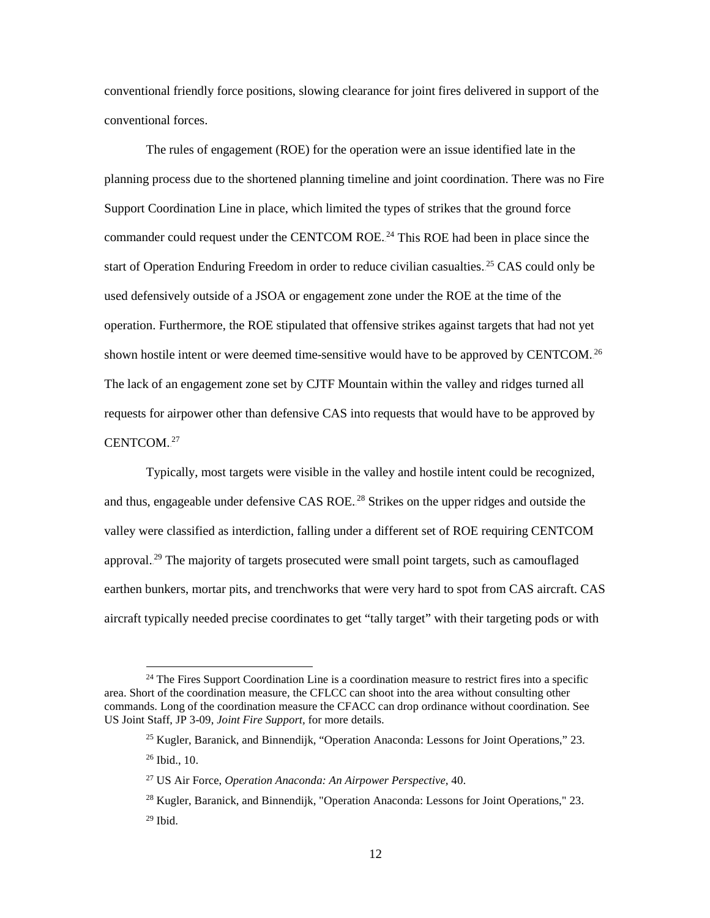conventional friendly force positions, slowing clearance for joint fires delivered in support of the conventional forces.

The rules of engagement (ROE) for the operation were an issue identified late in the planning process due to the shortened planning timeline and joint coordination. There was no Fire Support Coordination Line in place, which limited the types of strikes that the ground force commander could request under the CENTCOM ROE.[24] This ROE had been in place since the start of Operation Enduring Freedom in order to reduce civilian casualties.[25] CAS could only be used defensively outside of a JSOA or engagement zone under the ROE at the time of the operation. Furthermore, the ROE stipulated that offensive strikes against targets that had not yet shown hostile intent or were deemed time-sensitive would have to be approved by CENTCOM.[26] The lack of an engagement zone set by CJTF Mountain within the valley and ridges turned all requests for airpower other than defensive CAS into requests that would have to be approved by CENTCOM.[27]

Typically, most targets were visible in the valley and hostile intent could be recognized, and thus, engageable under defensive CAS ROE.[28] Strikes on the upper ridges and outside the valley were classified as interdiction, falling under a different set of ROE requiring CENTCOM approval.[29] The majority of targets prosecuted were small point targets, such as camouflaged earthen bunkers, mortar pits, and trenchworks that were very hard to spot from CAS aircraft. CAS aircraft typically needed precise coordinates to get "tally target" with their targeting pods or with

---

[24] The Fires Support Coordination Line is a coordination measure to restrict fires into a specific area. Short of the coordination measure, the CFLCC can shoot into the area without consulting other commands. Long of the coordination measure the CFACC can drop ordinance without coordination. See US Joint Staff, JP 3-09, *Joint Fire Support*, for more details.

[25] Kugler, Baranick, and Binnendijk, "Operation Anaconda: Lessons for Joint Operations," 23.

[26] Ibid., 10.

[27] US Air Force, *Operation Anaconda: An Airpower Perspective*, 40.

[28] Kugler, Baranick, and Binnendijk, "Operation Anaconda: Lessons for Joint Operations," 23.

[29] Ibid.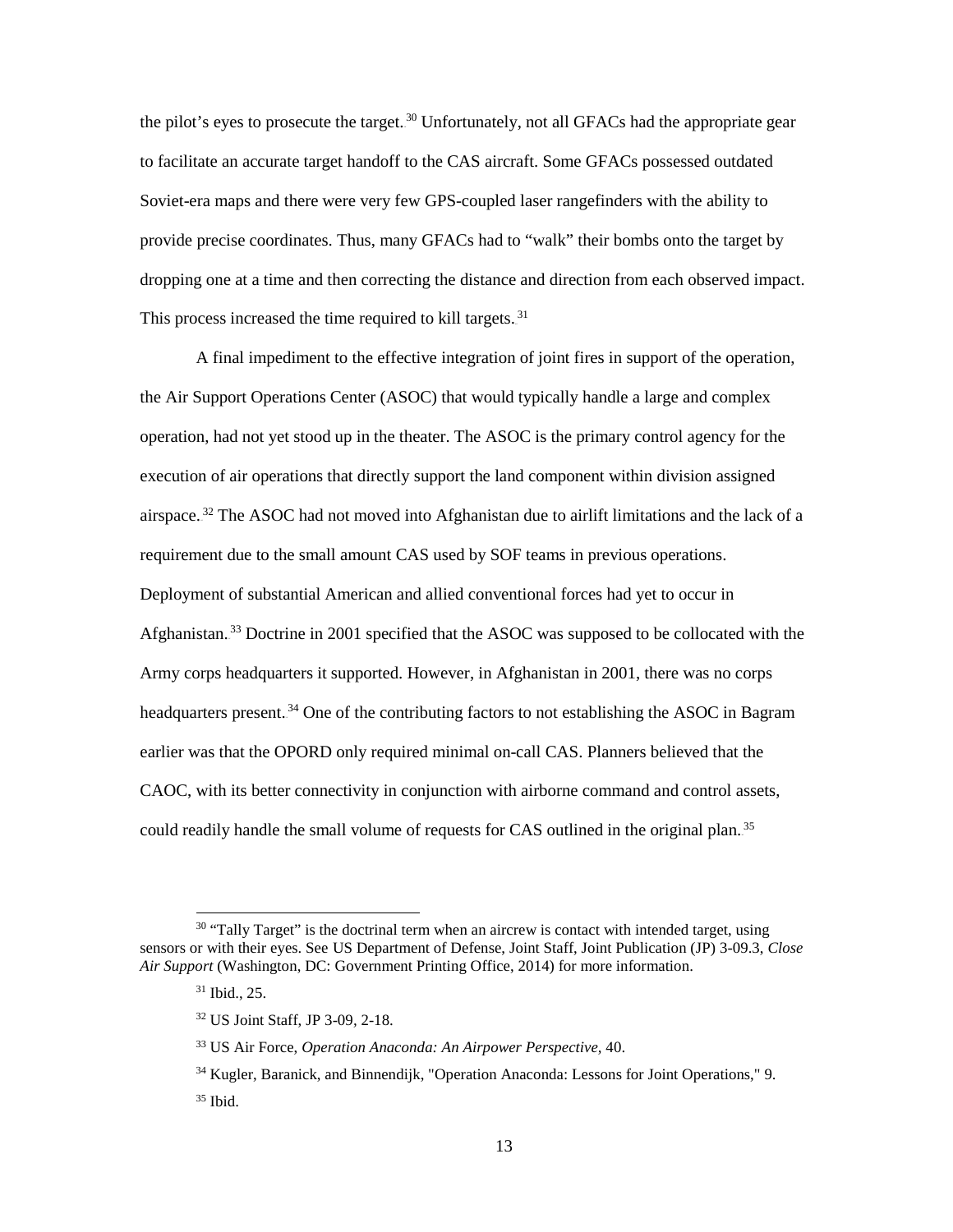the pilot's eyes to prosecute the target.[30] Unfortunately, not all GFACs had the appropriate gear to facilitate an accurate target handoff to the CAS aircraft. Some GFACs possessed outdated Soviet-era maps and there were very few GPS-coupled laser rangefinders with the ability to provide precise coordinates. Thus, many GFACs had to "walk" their bombs onto the target by dropping one at a time and then correcting the distance and direction from each observed impact. This process increased the time required to kill targets.[31]

A final impediment to the effective integration of joint fires in support of the operation, the Air Support Operations Center (ASOC) that would typically handle a large and complex operation, had not yet stood up in the theater. The ASOC is the primary control agency for the execution of air operations that directly support the land component within division assigned airspace.[32] The ASOC had not moved into Afghanistan due to airlift limitations and the lack of a requirement due to the small amount CAS used by SOF teams in previous operations. Deployment of substantial American and allied conventional forces had yet to occur in Afghanistan.[33] Doctrine in 2001 specified that the ASOC was supposed to be collocated with the Army corps headquarters it supported. However, in Afghanistan in 2001, there was no corps headquarters present.[34] One of the contributing factors to not establishing the ASOC in Bagram earlier was that the OPORD only required minimal on-call CAS. Planners believed that the CAOC, with its better connectivity in conjunction with airborne command and control assets, could readily handle the small volume of requests for CAS outlined in the original plan.[35]

---

[30] "Tally Target" is the doctrinal term when an aircrew is contact with intended target, using sensors or with their eyes. See US Department of Defense, Joint Staff, Joint Publication (JP) 3-09.3, *Close Air Support* (Washington, DC: Government Printing Office, 2014) for more information.

[31] Ibid., 25.

[32] US Joint Staff, JP 3-09, 2-18.

[33] US Air Force, *Operation Anaconda: An Airpower Perspective*, 40.

[34] Kugler, Baranick, and Binnendijk, "Operation Anaconda: Lessons for Joint Operations," 9.

[35] Ibid.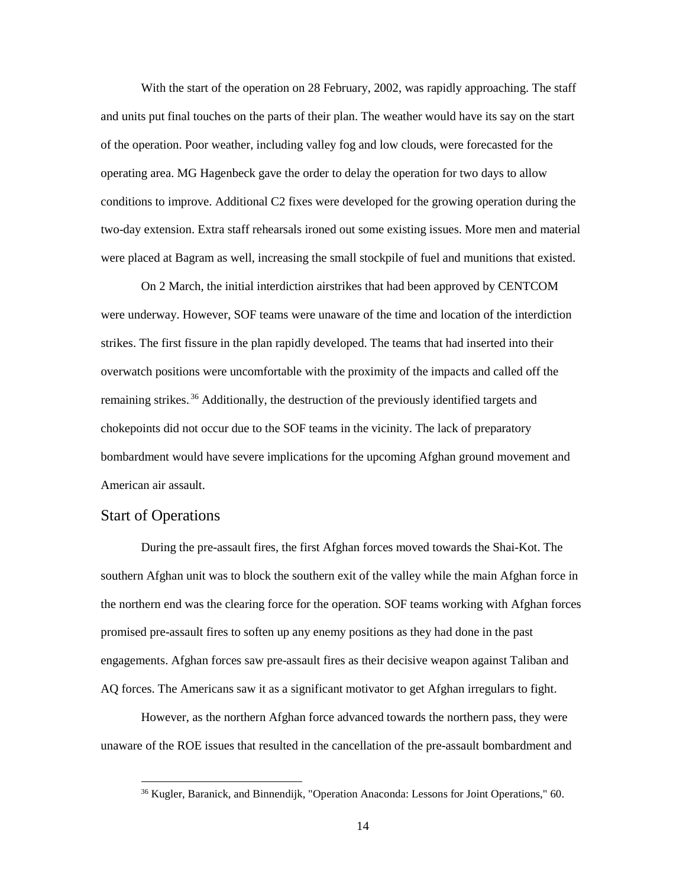With the start of the operation on 28 February, 2002, was rapidly approaching. The staff and units put final touches on the parts of their plan. The weather would have its say on the start of the operation. Poor weather, including valley fog and low clouds, were forecasted for the operating area. MG Hagenbeck gave the order to delay the operation for two days to allow conditions to improve. Additional C2 fixes were developed for the growing operation during the two-day extension. Extra staff rehearsals ironed out some existing issues. More men and material were placed at Bagram as well, increasing the small stockpile of fuel and munitions that existed.

On 2 March, the initial interdiction airstrikes that had been approved by CENTCOM were underway. However, SOF teams were unaware of the time and location of the interdiction strikes. The first fissure in the plan rapidly developed. The teams that had inserted into their overwatch positions were uncomfortable with the proximity of the impacts and called off the remaining strikes.[36] Additionally, the destruction of the previously identified targets and chokepoints did not occur due to the SOF teams in the vicinity. The lack of preparatory bombardment would have severe implications for the upcoming Afghan ground movement and American air assault.

## Start of Operations

During the pre-assault fires, the first Afghan forces moved towards the Shai-Kot. The southern Afghan unit was to block the southern exit of the valley while the main Afghan force in the northern end was the clearing force for the operation. SOF teams working with Afghan forces promised pre-assault fires to soften up any enemy positions as they had done in the past engagements. Afghan forces saw pre-assault fires as their decisive weapon against Taliban and AQ forces. The Americans saw it as a significant motivator to get Afghan irregulars to fight.

However, as the northern Afghan force advanced towards the northern pass, they were unaware of the ROE issues that resulted in the cancellation of the pre-assault bombardment and

[36] Kugler, Baranick, and Binnendijk, "Operation Anaconda: Lessons for Joint Operations," 60.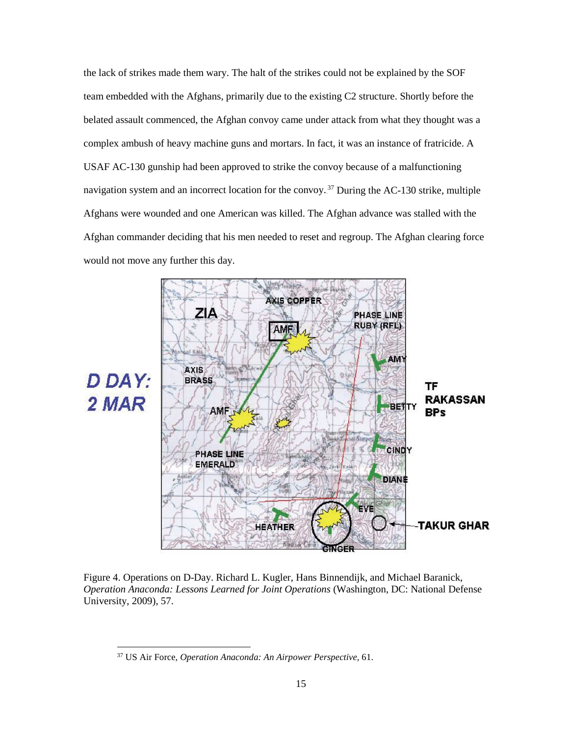the lack of strikes made them wary. The halt of the strikes could not be explained by the SOF team embedded with the Afghans, primarily due to the existing C2 structure. Shortly before the belated assault commenced, the Afghan convoy came under attack from what they thought was a complex ambush of heavy machine guns and mortars. In fact, it was an instance of fratricide. A USAF AC-130 gunship had been approved to strike the convoy because of a malfunctioning navigation system and an incorrect location for the convoy.[37] During the AC-130 strike, multiple Afghans were wounded and one American was killed. The Afghan advance was stalled with the Afghan commander deciding that his men needed to reset and regroup. The Afghan clearing force would not move any further this day.

Figure 4. Operations on D-Day. Richard L. Kugler, Hans Binnendijk, and Michael Baranick, *Operation Anaconda: Lessons Learned for Joint Operations* (Washington, DC: National Defense University, 2009), 57.

[37] US Air Force, *Operation Anaconda: An Airpower Perspective*, 61.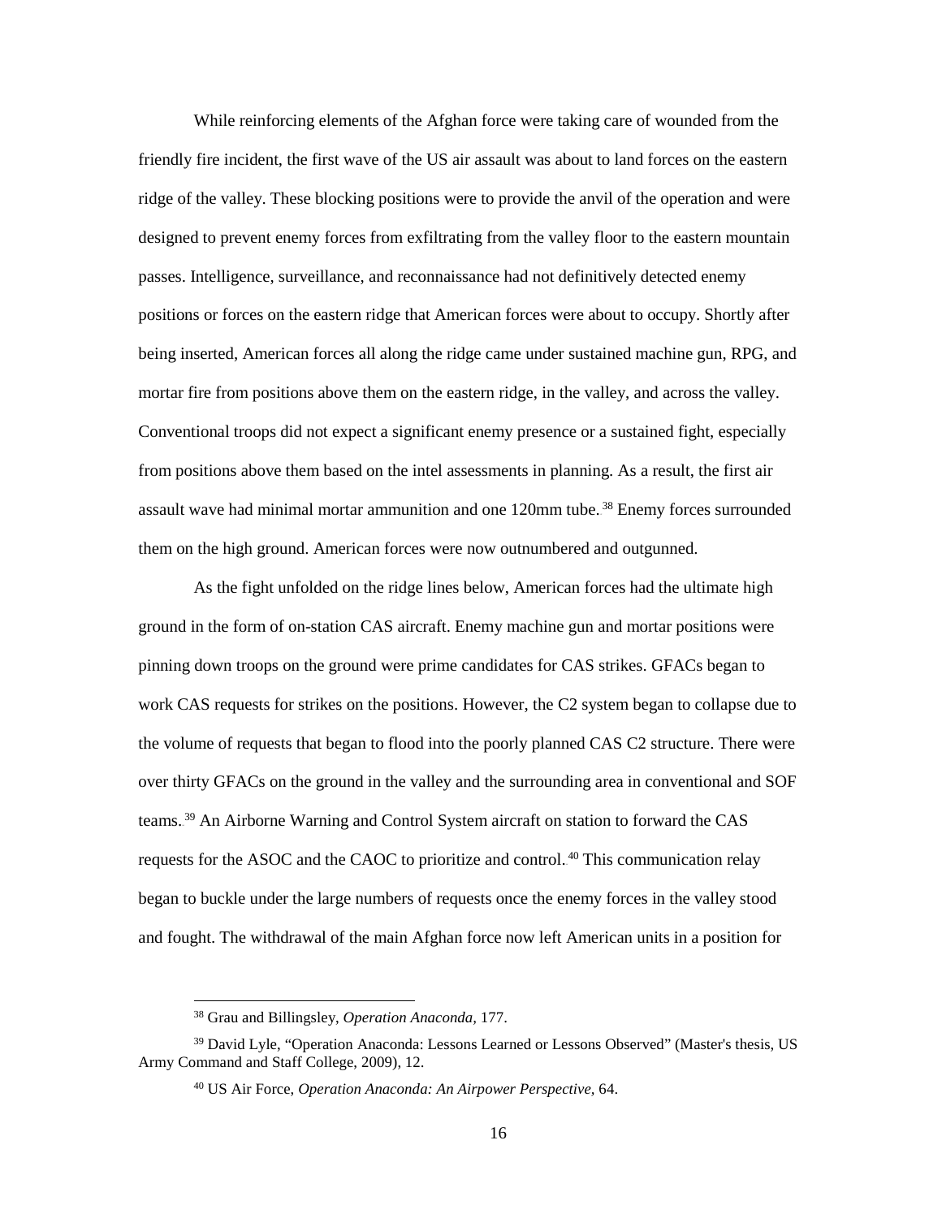While reinforcing elements of the Afghan force were taking care of wounded from the friendly fire incident, the first wave of the US air assault was about to land forces on the eastern ridge of the valley. These blocking positions were to provide the anvil of the operation and were designed to prevent enemy forces from exfiltrating from the valley floor to the eastern mountain passes. Intelligence, surveillance, and reconnaissance had not definitively detected enemy positions or forces on the eastern ridge that American forces were about to occupy. Shortly after being inserted, American forces all along the ridge came under sustained machine gun, RPG, and mortar fire from positions above them on the eastern ridge, in the valley, and across the valley. Conventional troops did not expect a significant enemy presence or a sustained fight, especially from positions above them based on the intel assessments in planning. As a result, the first air assault wave had minimal mortar ammunition and one 120mm tube.[38] Enemy forces surrounded them on the high ground. American forces were now outnumbered and outgunned.

As the fight unfolded on the ridge lines below, American forces had the ultimate high ground in the form of on-station CAS aircraft. Enemy machine gun and mortar positions were pinning down troops on the ground were prime candidates for CAS strikes. GFACs began to work CAS requests for strikes on the positions. However, the C2 system began to collapse due to the volume of requests that began to flood into the poorly planned CAS C2 structure. There were over thirty GFACs on the ground in the valley and the surrounding area in conventional and SOF teams.[39] An Airborne Warning and Control System aircraft on station to forward the CAS requests for the ASOC and the CAOC to prioritize and control.[40] This communication relay began to buckle under the large numbers of requests once the enemy forces in the valley stood and fought. The withdrawal of the main Afghan force now left American units in a position for

---

[38] Grau and Billingsley, *Operation Anaconda*, 177.

[39] David Lyle, "Operation Anaconda: Lessons Learned or Lessons Observed" (Master's thesis, US Army Command and Staff College, 2009), 12.

[40] US Air Force, *Operation Anaconda: An Airpower Perspective*, 64.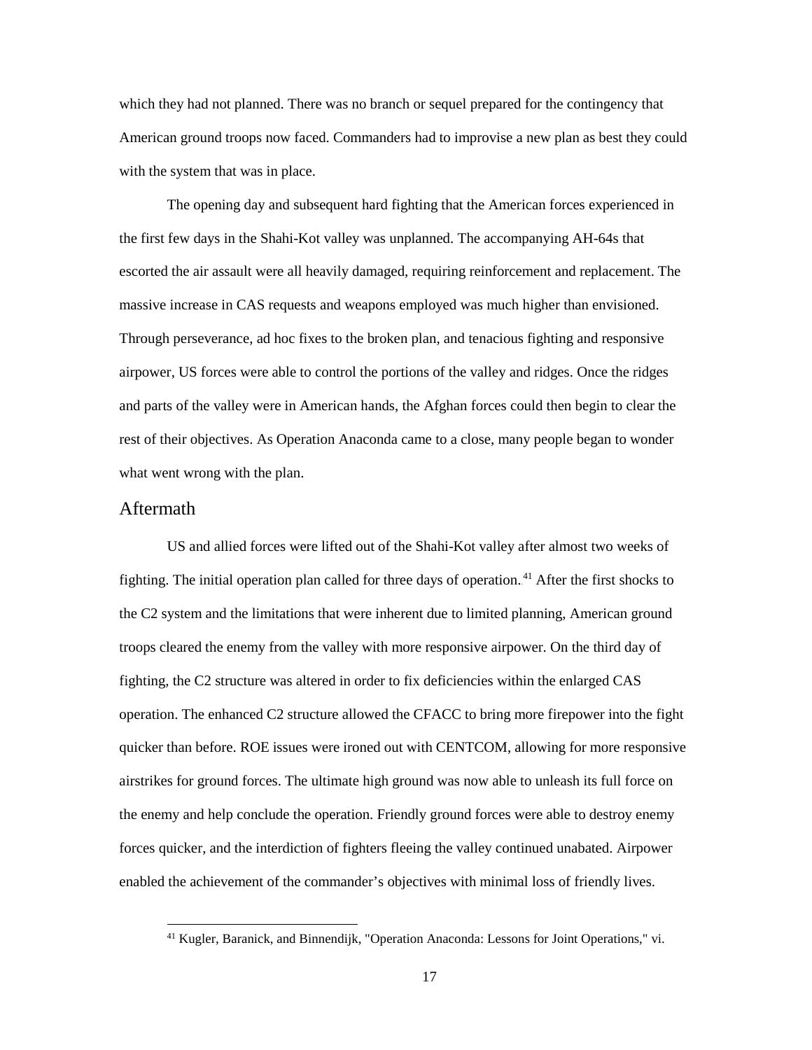which they had not planned. There was no branch or sequel prepared for the contingency that American ground troops now faced. Commanders had to improvise a new plan as best they could with the system that was in place.

The opening day and subsequent hard fighting that the American forces experienced in the first few days in the Shahi-Kot valley was unplanned. The accompanying AH-64s that escorted the air assault were all heavily damaged, requiring reinforcement and replacement. The massive increase in CAS requests and weapons employed was much higher than envisioned. Through perseverance, ad hoc fixes to the broken plan, and tenacious fighting and responsive airpower, US forces were able to control the portions of the valley and ridges. Once the ridges and parts of the valley were in American hands, the Afghan forces could then begin to clear the rest of their objectives. As Operation Anaconda came to a close, many people began to wonder what went wrong with the plan.

## Aftermath

US and allied forces were lifted out of the Shahi-Kot valley after almost two weeks of fighting. The initial operation plan called for three days of operation.[41] After the first shocks to the C2 system and the limitations that were inherent due to limited planning, American ground troops cleared the enemy from the valley with more responsive airpower. On the third day of fighting, the C2 structure was altered in order to fix deficiencies within the enlarged CAS operation. The enhanced C2 structure allowed the CFACC to bring more firepower into the fight quicker than before. ROE issues were ironed out with CENTCOM, allowing for more responsive airstrikes for ground forces. The ultimate high ground was now able to unleash its full force on the enemy and help conclude the operation. Friendly ground forces were able to destroy enemy forces quicker, and the interdiction of fighters fleeing the valley continued unabated. Airpower enabled the achievement of the commander's objectives with minimal loss of friendly lives.

[41] Kugler, Baranick, and Binnendijk, "Operation Anaconda: Lessons for Joint Operations," vi.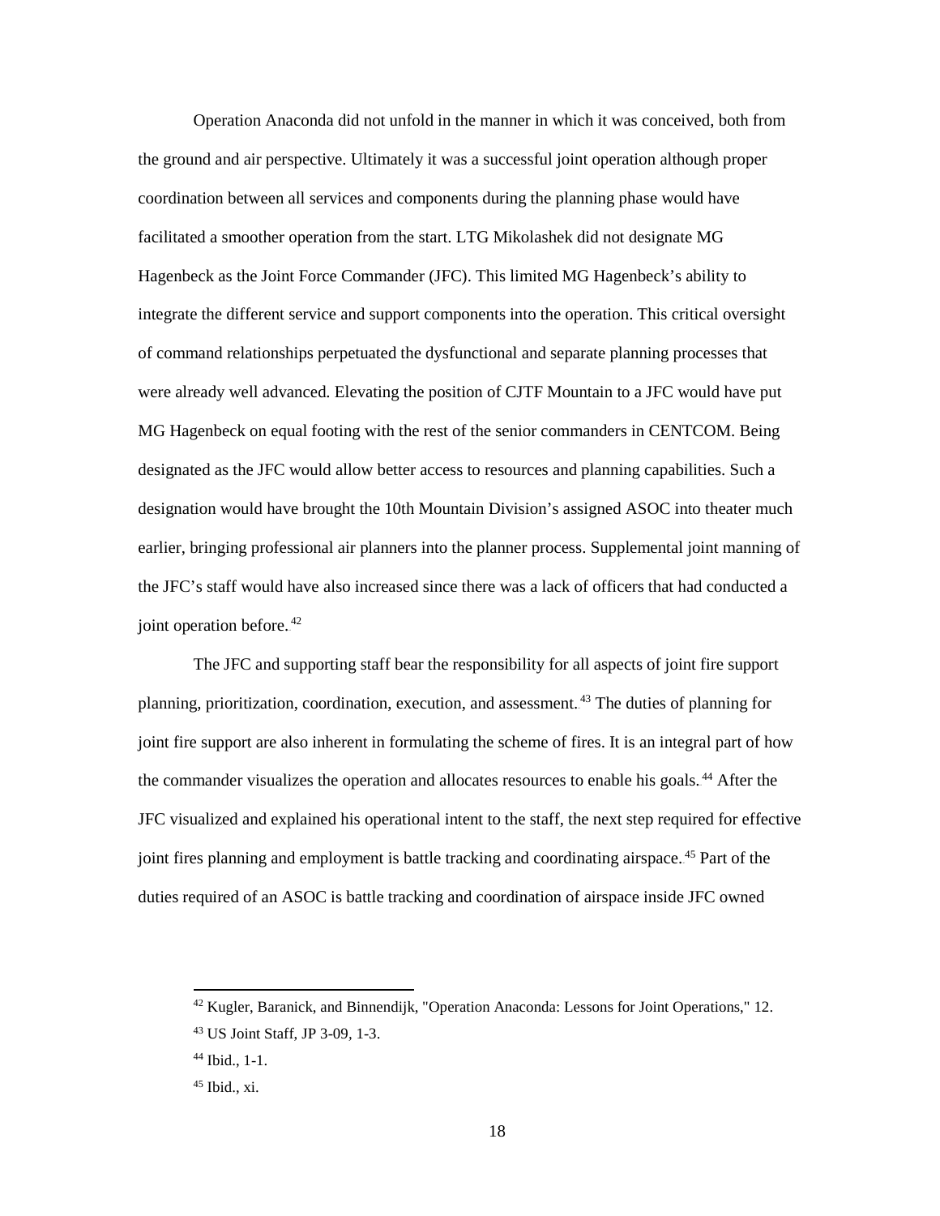Operation Anaconda did not unfold in the manner in which it was conceived, both from the ground and air perspective. Ultimately it was a successful joint operation although proper coordination between all services and components during the planning phase would have facilitated a smoother operation from the start. LTG Mikolashek did not designate MG Hagenbeck as the Joint Force Commander (JFC). This limited MG Hagenbeck's ability to integrate the different service and support components into the operation. This critical oversight of command relationships perpetuated the dysfunctional and separate planning processes that were already well advanced. Elevating the position of CJTF Mountain to a JFC would have put MG Hagenbeck on equal footing with the rest of the senior commanders in CENTCOM. Being designated as the JFC would allow better access to resources and planning capabilities. Such a designation would have brought the 10th Mountain Division's assigned ASOC into theater much earlier, bringing professional air planners into the planner process. Supplemental joint manning of the JFC's staff would have also increased since there was a lack of officers that had conducted a joint operation before.[42]

The JFC and supporting staff bear the responsibility for all aspects of joint fire support planning, prioritization, coordination, execution, and assessment.[43] The duties of planning for joint fire support are also inherent in formulating the scheme of fires. It is an integral part of how the commander visualizes the operation and allocates resources to enable his goals.[44] After the JFC visualized and explained his operational intent to the staff, the next step required for effective joint fires planning and employment is battle tracking and coordinating airspace.[45] Part of the duties required of an ASOC is battle tracking and coordination of airspace inside JFC owned

---

[42] Kugler, Baranick, and Binnendijk, "Operation Anaconda: Lessons for Joint Operations," 12.

[43] US Joint Staff, JP 3-09, 1-3.

[44] Ibid., 1-1.

[45] Ibid., xi.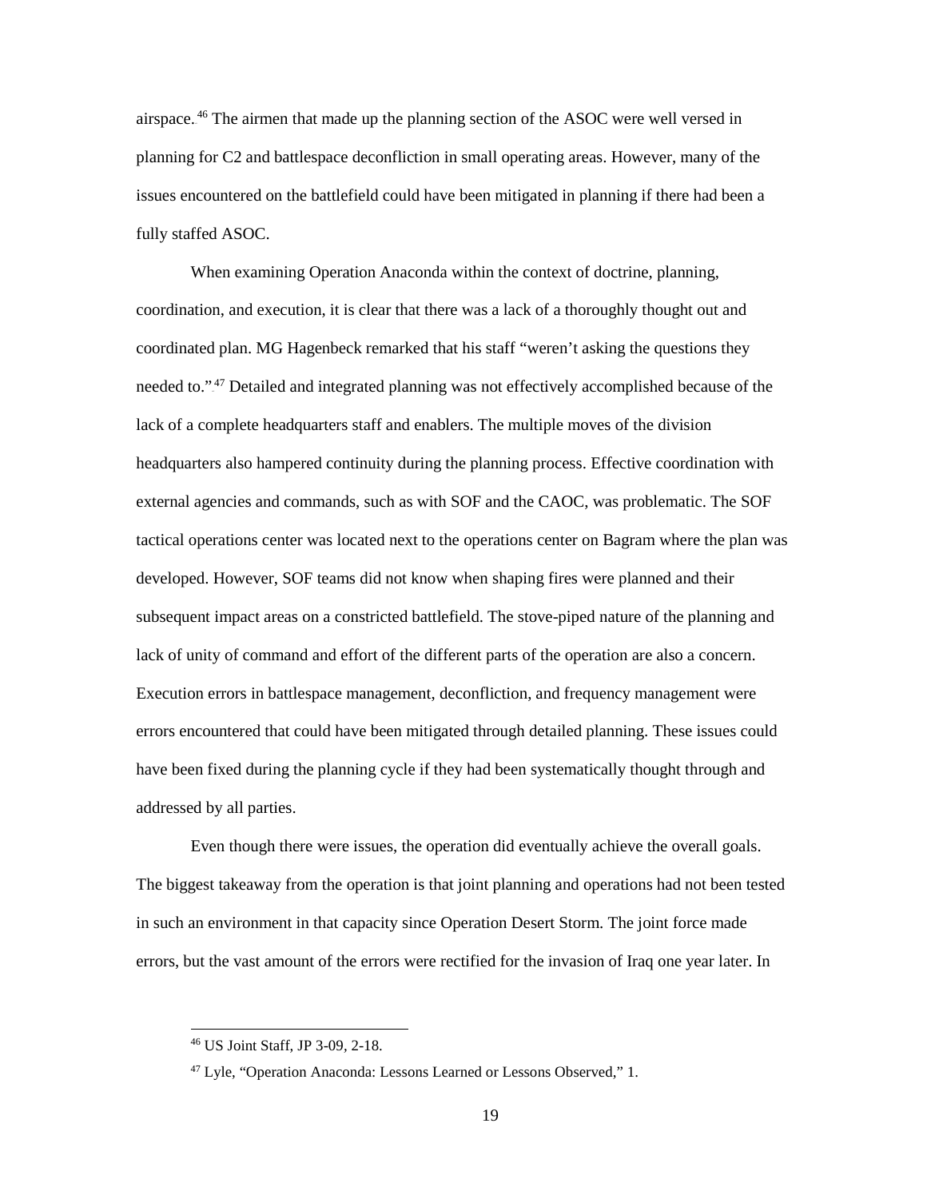airspace.[46] The airmen that made up the planning section of the ASOC were well versed in planning for C2 and battlespace deconfliction in small operating areas. However, many of the issues encountered on the battlefield could have been mitigated in planning if there had been a fully staffed ASOC.

When examining Operation Anaconda within the context of doctrine, planning, coordination, and execution, it is clear that there was a lack of a thoroughly thought out and coordinated plan. MG Hagenbeck remarked that his staff "weren't asking the questions they needed to."[47] Detailed and integrated planning was not effectively accomplished because of the lack of a complete headquarters staff and enablers. The multiple moves of the division headquarters also hampered continuity during the planning process. Effective coordination with external agencies and commands, such as with SOF and the CAOC, was problematic. The SOF tactical operations center was located next to the operations center on Bagram where the plan was developed. However, SOF teams did not know when shaping fires were planned and their subsequent impact areas on a constricted battlefield. The stove-piped nature of the planning and lack of unity of command and effort of the different parts of the operation are also a concern. Execution errors in battlespace management, deconfliction, and frequency management were errors encountered that could have been mitigated through detailed planning. These issues could have been fixed during the planning cycle if they had been systematically thought through and addressed by all parties.

Even though there were issues, the operation did eventually achieve the overall goals. The biggest takeaway from the operation is that joint planning and operations had not been tested in such an environment in that capacity since Operation Desert Storm. The joint force made errors, but the vast amount of the errors were rectified for the invasion of Iraq one year later. In

---

[46] US Joint Staff, JP 3-09, 2-18.

[47] Lyle, "Operation Anaconda: Lessons Learned or Lessons Observed," 1.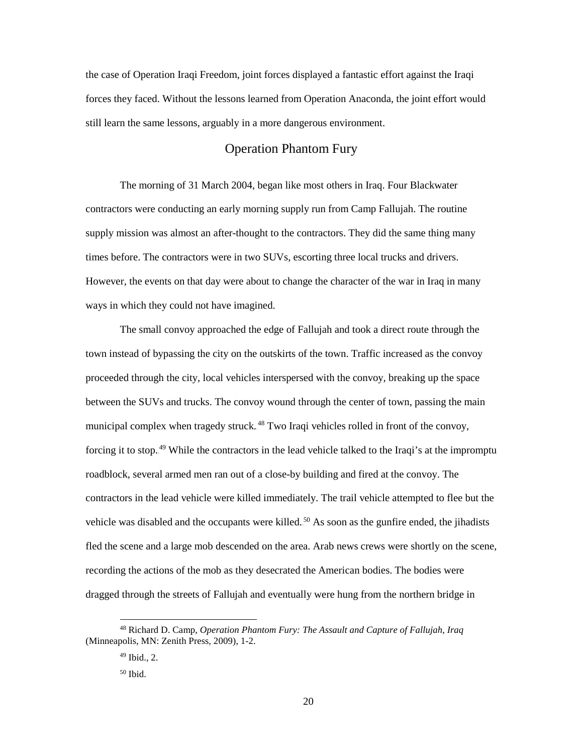the case of Operation Iraqi Freedom, joint forces displayed a fantastic effort against the Iraqi forces they faced. Without the lessons learned from Operation Anaconda, the joint effort would still learn the same lessons, arguably in a more dangerous environment.

## Operation Phantom Fury

The morning of 31 March 2004, began like most others in Iraq. Four Blackwater contractors were conducting an early morning supply run from Camp Fallujah. The routine supply mission was almost an after-thought to the contractors. They did the same thing many times before. The contractors were in two SUVs, escorting three local trucks and drivers. However, the events on that day were about to change the character of the war in Iraq in many ways in which they could not have imagined.

The small convoy approached the edge of Fallujah and took a direct route through the town instead of bypassing the city on the outskirts of the town. Traffic increased as the convoy proceeded through the city, local vehicles interspersed with the convoy, breaking up the space between the SUVs and trucks. The convoy wound through the center of town, passing the main municipal complex when tragedy struck.[48] Two Iraqi vehicles rolled in front of the convoy, forcing it to stop.[49] While the contractors in the lead vehicle talked to the Iraqi's at the impromptu roadblock, several armed men ran out of a close-by building and fired at the convoy. The contractors in the lead vehicle were killed immediately. The trail vehicle attempted to flee but the vehicle was disabled and the occupants were killed.[50] As soon as the gunfire ended, the jihadists fled the scene and a large mob descended on the area. Arab news crews were shortly on the scene, recording the actions of the mob as they desecrated the American bodies. The bodies were dragged through the streets of Fallujah and eventually were hung from the northern bridge in

---

[48] Richard D. Camp, *Operation Phantom Fury: The Assault and Capture of Fallujah, Iraq* (Minneapolis, MN: Zenith Press, 2009), 1-2.

[49] Ibid., 2.

[50] Ibid.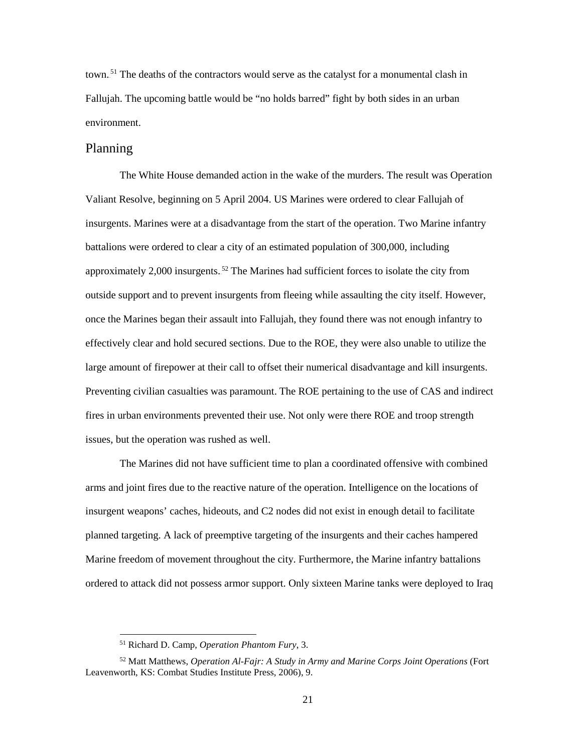town.[51] The deaths of the contractors would serve as the catalyst for a monumental clash in Fallujah. The upcoming battle would be "no holds barred" fight by both sides in an urban environment.

## Planning

The White House demanded action in the wake of the murders. The result was Operation Valiant Resolve, beginning on 5 April 2004. US Marines were ordered to clear Fallujah of insurgents. Marines were at a disadvantage from the start of the operation. Two Marine infantry battalions were ordered to clear a city of an estimated population of 300,000, including approximately 2,000 insurgents.[52] The Marines had sufficient forces to isolate the city from outside support and to prevent insurgents from fleeing while assaulting the city itself. However, once the Marines began their assault into Fallujah, they found there was not enough infantry to effectively clear and hold secured sections. Due to the ROE, they were also unable to utilize the large amount of firepower at their call to offset their numerical disadvantage and kill insurgents. Preventing civilian casualties was paramount. The ROE pertaining to the use of CAS and indirect fires in urban environments prevented their use. Not only were there ROE and troop strength issues, but the operation was rushed as well.

The Marines did not have sufficient time to plan a coordinated offensive with combined arms and joint fires due to the reactive nature of the operation. Intelligence on the locations of insurgent weapons' caches, hideouts, and C2 nodes did not exist in enough detail to facilitate planned targeting. A lack of preemptive targeting of the insurgents and their caches hampered Marine freedom of movement throughout the city. Furthermore, the Marine infantry battalions ordered to attack did not possess armor support. Only sixteen Marine tanks were deployed to Iraq

---

[51] Richard D. Camp, *Operation Phantom Fury*, 3.

[52] Matt Matthews, *Operation Al-Fajr: A Study in Army and Marine Corps Joint Operations* (Fort Leavenworth, KS: Combat Studies Institute Press, 2006), 9.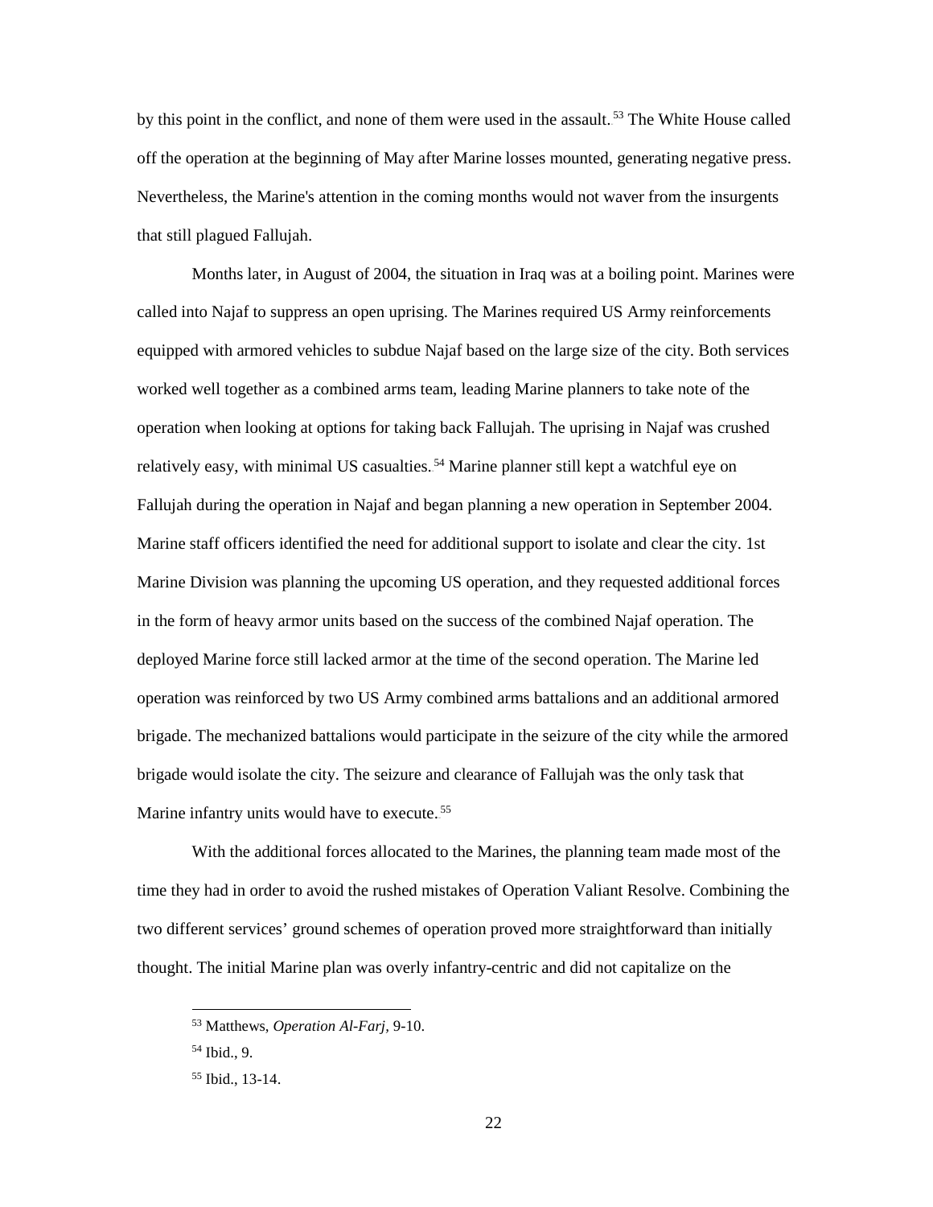by this point in the conflict, and none of them were used in the assault.[53] The White House called off the operation at the beginning of May after Marine losses mounted, generating negative press. Nevertheless, the Marine's attention in the coming months would not waver from the insurgents that still plagued Fallujah.

Months later, in August of 2004, the situation in Iraq was at a boiling point. Marines were called into Najaf to suppress an open uprising. The Marines required US Army reinforcements equipped with armored vehicles to subdue Najaf based on the large size of the city. Both services worked well together as a combined arms team, leading Marine planners to take note of the operation when looking at options for taking back Fallujah. The uprising in Najaf was crushed relatively easy, with minimal US casualties.[54] Marine planner still kept a watchful eye on Fallujah during the operation in Najaf and began planning a new operation in September 2004. Marine staff officers identified the need for additional support to isolate and clear the city. 1st Marine Division was planning the upcoming US operation, and they requested additional forces in the form of heavy armor units based on the success of the combined Najaf operation. The deployed Marine force still lacked armor at the time of the second operation. The Marine led operation was reinforced by two US Army combined arms battalions and an additional armored brigade. The mechanized battalions would participate in the seizure of the city while the armored brigade would isolate the city. The seizure and clearance of Fallujah was the only task that Marine infantry units would have to execute.[55]

With the additional forces allocated to the Marines, the planning team made most of the time they had in order to avoid the rushed mistakes of Operation Valiant Resolve. Combining the two different services' ground schemes of operation proved more straightforward than initially thought. The initial Marine plan was overly infantry-centric and did not capitalize on the

---

[53] Matthews, *Operation Al-Farj,* 9-10.

[54] Ibid., 9.

[55] Ibid., 13-14.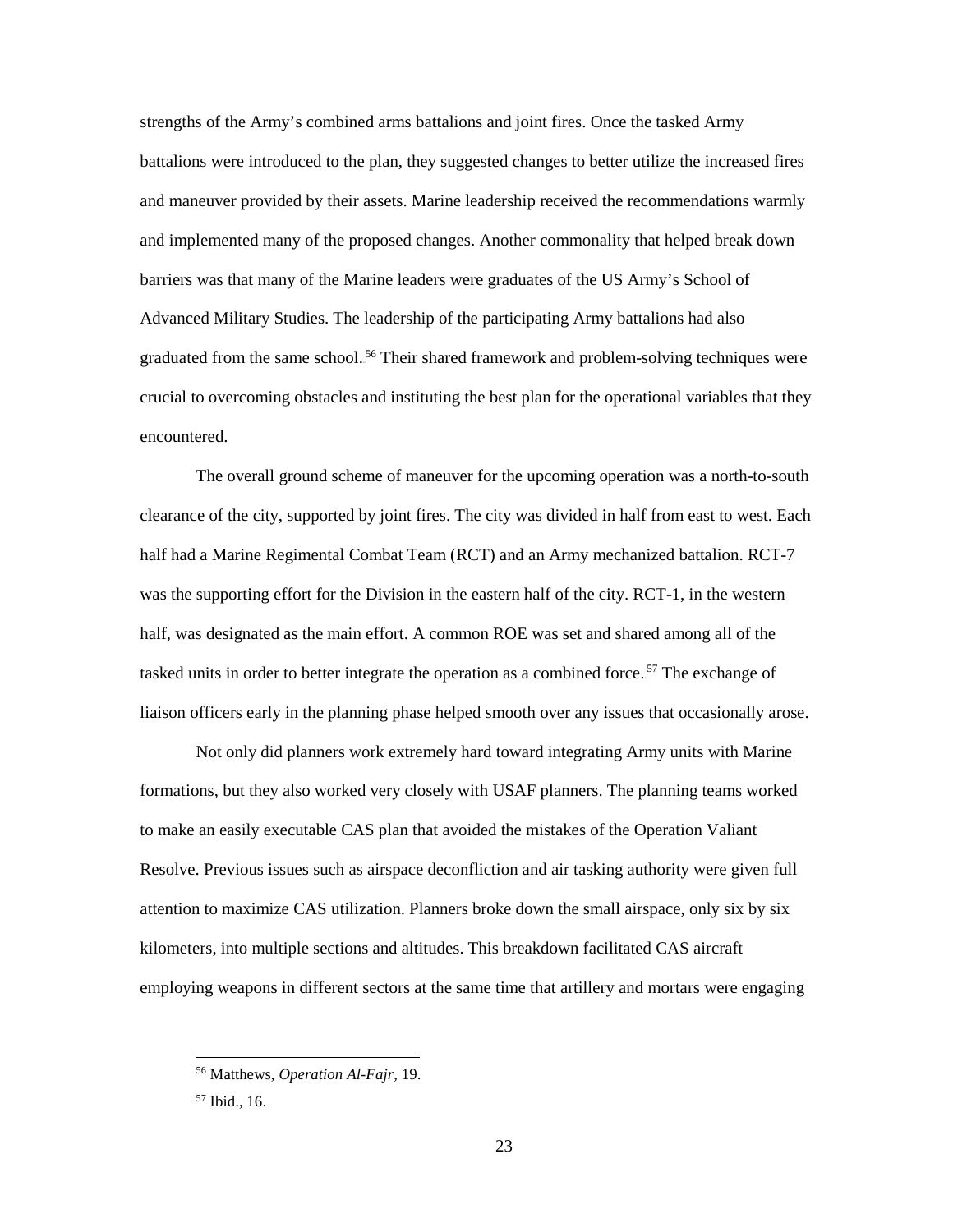strengths of the Army's combined arms battalions and joint fires. Once the tasked Army battalions were introduced to the plan, they suggested changes to better utilize the increased fires and maneuver provided by their assets. Marine leadership received the recommendations warmly and implemented many of the proposed changes. Another commonality that helped break down barriers was that many of the Marine leaders were graduates of the US Army's School of Advanced Military Studies. The leadership of the participating Army battalions had also graduated from the same school.[56] Their shared framework and problem-solving techniques were crucial to overcoming obstacles and instituting the best plan for the operational variables that they encountered.

The overall ground scheme of maneuver for the upcoming operation was a north-to-south clearance of the city, supported by joint fires. The city was divided in half from east to west. Each half had a Marine Regimental Combat Team (RCT) and an Army mechanized battalion. RCT-7 was the supporting effort for the Division in the eastern half of the city. RCT-1, in the western half, was designated as the main effort. A common ROE was set and shared among all of the tasked units in order to better integrate the operation as a combined force.[57] The exchange of liaison officers early in the planning phase helped smooth over any issues that occasionally arose.

Not only did planners work extremely hard toward integrating Army units with Marine formations, but they also worked very closely with USAF planners. The planning teams worked to make an easily executable CAS plan that avoided the mistakes of the Operation Valiant Resolve. Previous issues such as airspace deconfliction and air tasking authority were given full attention to maximize CAS utilization. Planners broke down the small airspace, only six by six kilometers, into multiple sections and altitudes. This breakdown facilitated CAS aircraft employing weapons in different sectors at the same time that artillery and mortars were engaging

[56] Matthews, *Operation Al-Fajr*, 19.

[57] Ibid., 16.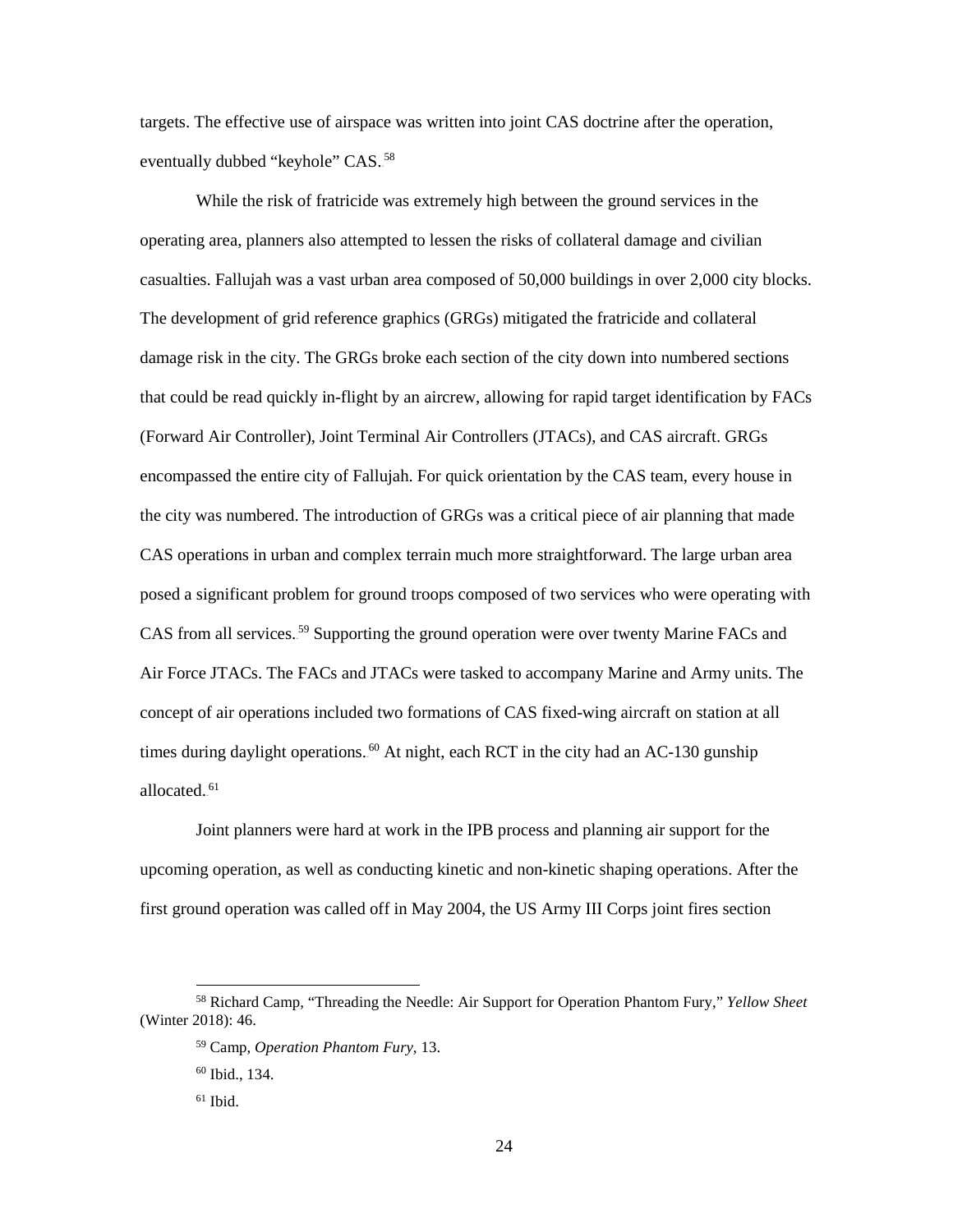targets. The effective use of airspace was written into joint CAS doctrine after the operation, eventually dubbed "keyhole" CAS.[58]

While the risk of fratricide was extremely high between the ground services in the operating area, planners also attempted to lessen the risks of collateral damage and civilian casualties. Fallujah was a vast urban area composed of 50,000 buildings in over 2,000 city blocks. The development of grid reference graphics (GRGs) mitigated the fratricide and collateral damage risk in the city. The GRGs broke each section of the city down into numbered sections that could be read quickly in-flight by an aircrew, allowing for rapid target identification by FACs (Forward Air Controller), Joint Terminal Air Controllers (JTACs), and CAS aircraft. GRGs encompassed the entire city of Fallujah. For quick orientation by the CAS team, every house in the city was numbered. The introduction of GRGs was a critical piece of air planning that made CAS operations in urban and complex terrain much more straightforward. The large urban area posed a significant problem for ground troops composed of two services who were operating with CAS from all services.[59] Supporting the ground operation were over twenty Marine FACs and Air Force JTACs. The FACs and JTACs were tasked to accompany Marine and Army units. The concept of air operations included two formations of CAS fixed-wing aircraft on station at all times during daylight operations.[60] At night, each RCT in the city had an AC-130 gunship allocated.[61]

Joint planners were hard at work in the IPB process and planning air support for the upcoming operation, as well as conducting kinetic and non-kinetic shaping operations. After the first ground operation was called off in May 2004, the US Army III Corps joint fires section

---

[58] Richard Camp, "Threading the Needle: Air Support for Operation Phantom Fury," *Yellow Sheet* (Winter 2018): 46.

[59] Camp, *Operation Phantom Fury,* 13.

[60] Ibid., 134.

[61] Ibid.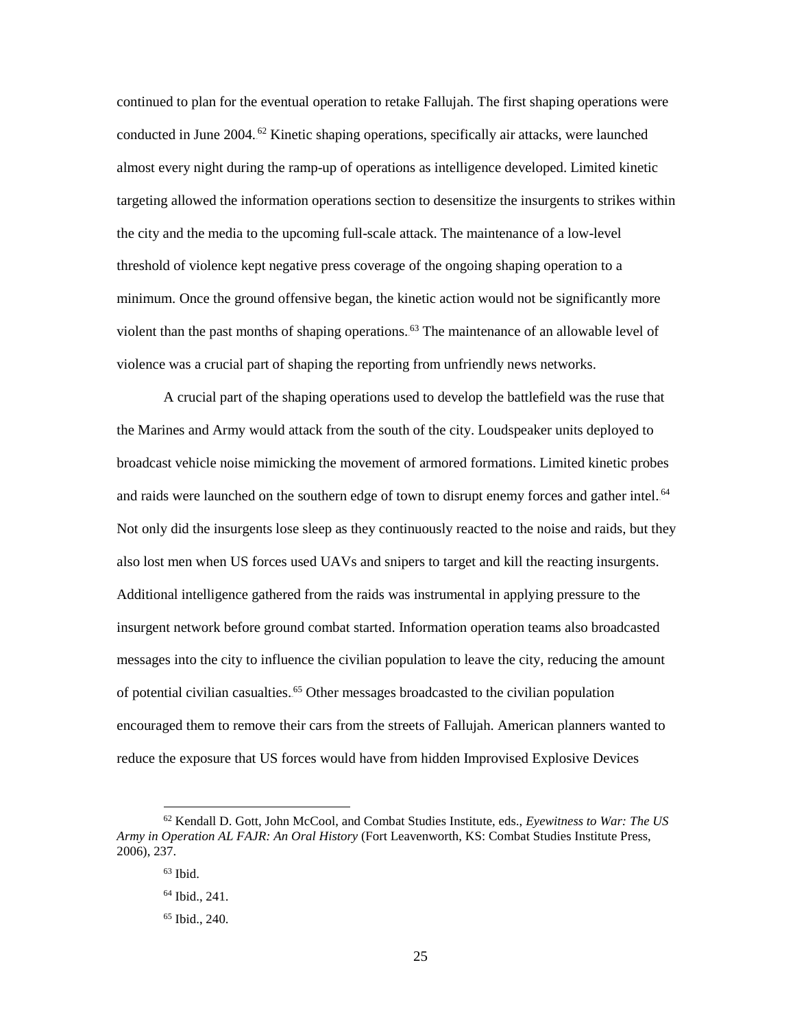continued to plan for the eventual operation to retake Fallujah. The first shaping operations were conducted in June 2004.[62] Kinetic shaping operations, specifically air attacks, were launched almost every night during the ramp-up of operations as intelligence developed. Limited kinetic targeting allowed the information operations section to desensitize the insurgents to strikes within the city and the media to the upcoming full-scale attack. The maintenance of a low-level threshold of violence kept negative press coverage of the ongoing shaping operation to a minimum. Once the ground offensive began, the kinetic action would not be significantly more violent than the past months of shaping operations.[63] The maintenance of an allowable level of violence was a crucial part of shaping the reporting from unfriendly news networks.

A crucial part of the shaping operations used to develop the battlefield was the ruse that the Marines and Army would attack from the south of the city. Loudspeaker units deployed to broadcast vehicle noise mimicking the movement of armored formations. Limited kinetic probes and raids were launched on the southern edge of town to disrupt enemy forces and gather intel.[64] Not only did the insurgents lose sleep as they continuously reacted to the noise and raids, but they also lost men when US forces used UAVs and snipers to target and kill the reacting insurgents. Additional intelligence gathered from the raids was instrumental in applying pressure to the insurgent network before ground combat started. Information operation teams also broadcasted messages into the city to influence the civilian population to leave the city, reducing the amount of potential civilian casualties.[65] Other messages broadcasted to the civilian population encouraged them to remove their cars from the streets of Fallujah. American planners wanted to reduce the exposure that US forces would have from hidden Improvised Explosive Devices

---

[62] Kendall D. Gott, John McCool, and Combat Studies Institute, eds., *Eyewitness to War: The US Army in Operation AL FAJR: An Oral History* (Fort Leavenworth, KS: Combat Studies Institute Press, 2006), 237.

[63] Ibid.

[64] Ibid., 241.

[65] Ibid., 240.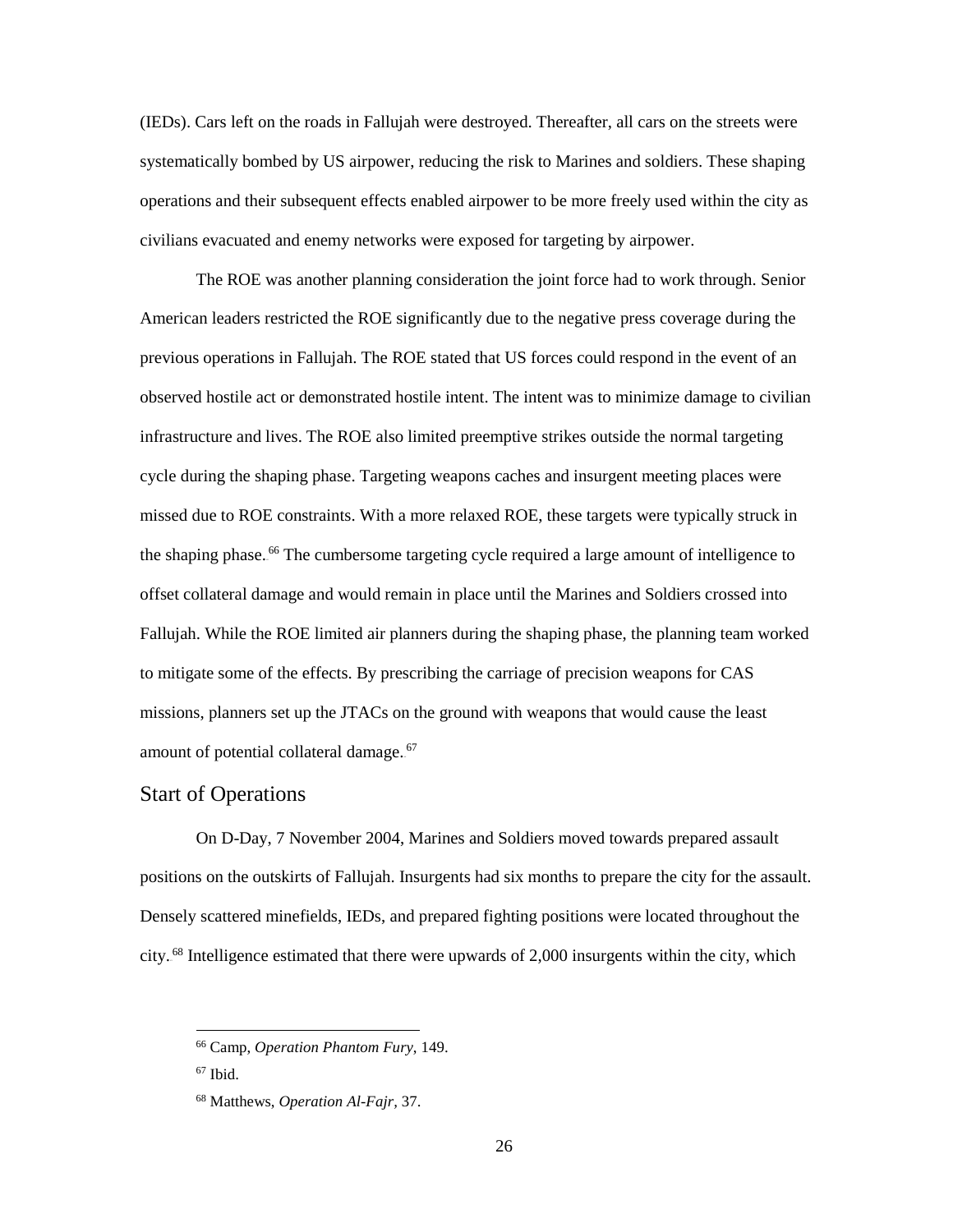(IEDs). Cars left on the roads in Fallujah were destroyed. Thereafter, all cars on the streets were systematically bombed by US airpower, reducing the risk to Marines and soldiers. These shaping operations and their subsequent effects enabled airpower to be more freely used within the city as civilians evacuated and enemy networks were exposed for targeting by airpower.

The ROE was another planning consideration the joint force had to work through. Senior American leaders restricted the ROE significantly due to the negative press coverage during the previous operations in Fallujah. The ROE stated that US forces could respond in the event of an observed hostile act or demonstrated hostile intent. The intent was to minimize damage to civilian infrastructure and lives. The ROE also limited preemptive strikes outside the normal targeting cycle during the shaping phase. Targeting weapons caches and insurgent meeting places were missed due to ROE constraints. With a more relaxed ROE, these targets were typically struck in the shaping phase.[66] The cumbersome targeting cycle required a large amount of intelligence to offset collateral damage and would remain in place until the Marines and Soldiers crossed into Fallujah. While the ROE limited air planners during the shaping phase, the planning team worked to mitigate some of the effects. By prescribing the carriage of precision weapons for CAS missions, planners set up the JTACs on the ground with weapons that would cause the least amount of potential collateral damage.[67]

## Start of Operations

On D-Day, 7 November 2004, Marines and Soldiers moved towards prepared assault positions on the outskirts of Fallujah. Insurgents had six months to prepare the city for the assault. Densely scattered minefields, IEDs, and prepared fighting positions were located throughout the city.[68] Intelligence estimated that there were upwards of 2,000 insurgents within the city, which

---

[66] Camp, *Operation Phantom Fury*, 149.

[67] Ibid.

[68] Matthews, *Operation Al-Fajr,* 37.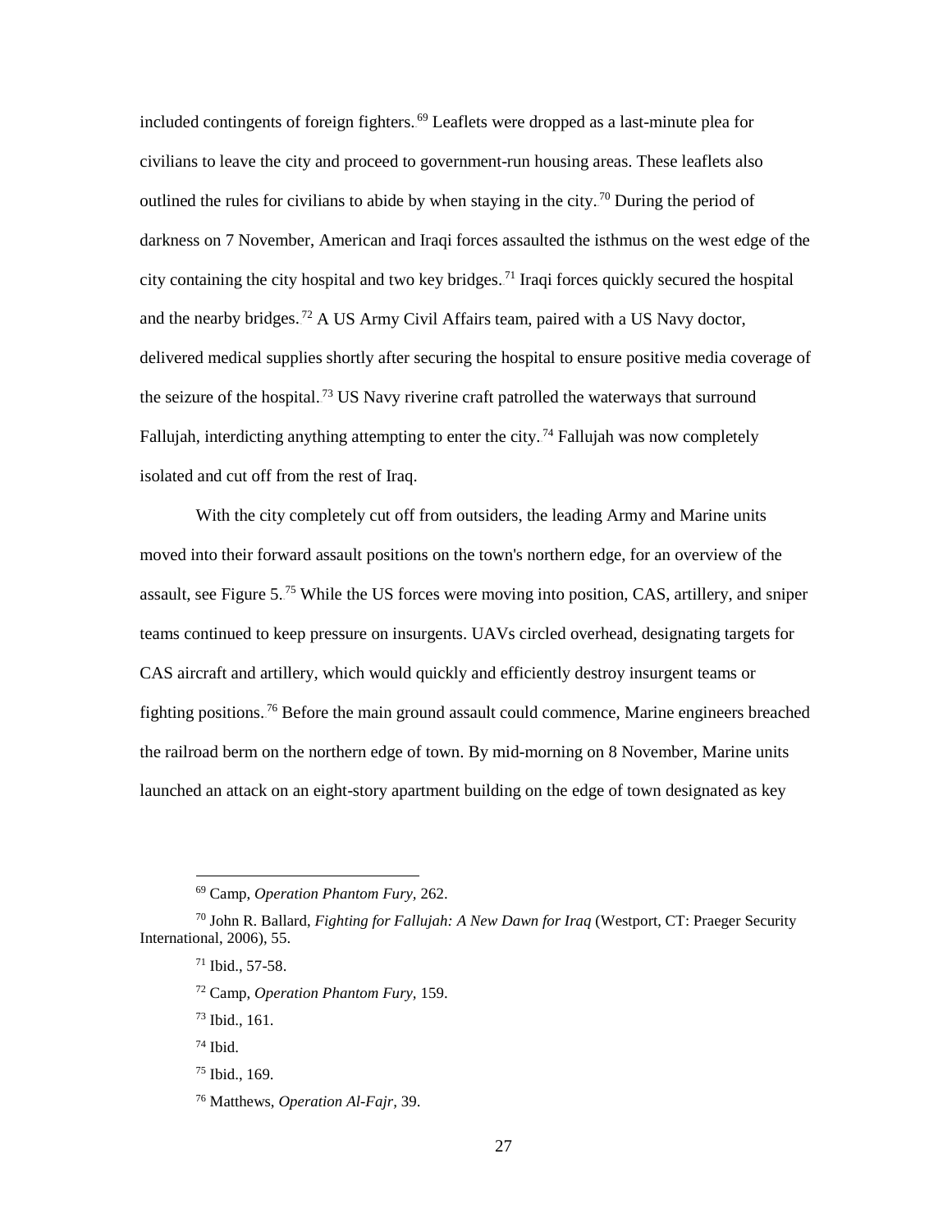included contingents of foreign fighters.[69] Leaflets were dropped as a last-minute plea for civilians to leave the city and proceed to government-run housing areas. These leaflets also outlined the rules for civilians to abide by when staying in the city.[70] During the period of darkness on 7 November, American and Iraqi forces assaulted the isthmus on the west edge of the city containing the city hospital and two key bridges.[71] Iraqi forces quickly secured the hospital and the nearby bridges.[72] A US Army Civil Affairs team, paired with a US Navy doctor, delivered medical supplies shortly after securing the hospital to ensure positive media coverage of the seizure of the hospital.[73] US Navy riverine craft patrolled the waterways that surround Fallujah, interdicting anything attempting to enter the city.[74] Fallujah was now completely isolated and cut off from the rest of Iraq.

With the city completely cut off from outsiders, the leading Army and Marine units moved into their forward assault positions on the town's northern edge, for an overview of the assault, see Figure 5.[75] While the US forces were moving into position, CAS, artillery, and sniper teams continued to keep pressure on insurgents. UAVs circled overhead, designating targets for CAS aircraft and artillery, which would quickly and efficiently destroy insurgent teams or fighting positions.[76] Before the main ground assault could commence, Marine engineers breached the railroad berm on the northern edge of town. By mid-morning on 8 November, Marine units launched an attack on an eight-story apartment building on the edge of town designated as key

---

[69] Camp, *Operation Phantom Fury,* 262.

[70] John R. Ballard, *Fighting for Fallujah: A New Dawn for Iraq* (Westport, CT: Praeger Security International, 2006), 55.

[71] Ibid., 57-58.

[72] Camp, *Operation Phantom Fury,* 159.

[73] Ibid., 161.

[74] Ibid.

[75] Ibid., 169.

[76] Matthews, *Operation Al-Fajr,* 39.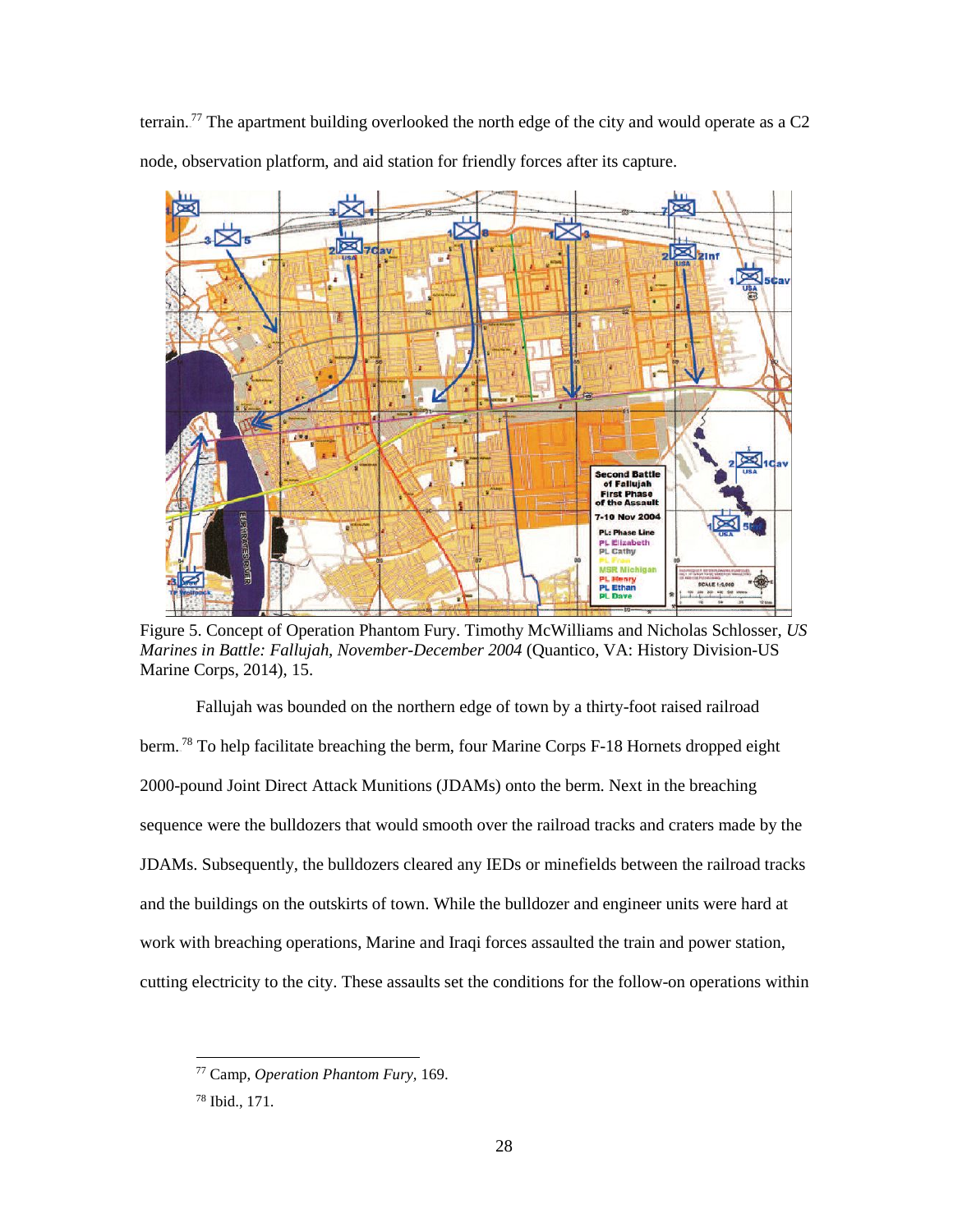terrain.[77] The apartment building overlooked the north edge of the city and would operate as a C2 node, observation platform, and aid station for friendly forces after its capture.

Figure 5. Concept of Operation Phantom Fury. Timothy McWilliams and Nicholas Schlosser, *US Marines in Battle: Fallujah, November-December 2004* (Quantico, VA: History Division-US Marine Corps, 2014), 15.

Fallujah was bounded on the northern edge of town by a thirty-foot raised railroad berm.[78] To help facilitate breaching the berm, four Marine Corps F-18 Hornets dropped eight 2000-pound Joint Direct Attack Munitions (JDAMs) onto the berm. Next in the breaching sequence were the bulldozers that would smooth over the railroad tracks and craters made by the JDAMs. Subsequently, the bulldozers cleared any IEDs or minefields between the railroad tracks and the buildings on the outskirts of town. While the bulldozer and engineer units were hard at work with breaching operations, Marine and Iraqi forces assaulted the train and power station, cutting electricity to the city. These assaults set the conditions for the follow-on operations within

---

[77] Camp, *Operation Phantom Fury*, 169.

[78] Ibid., 171.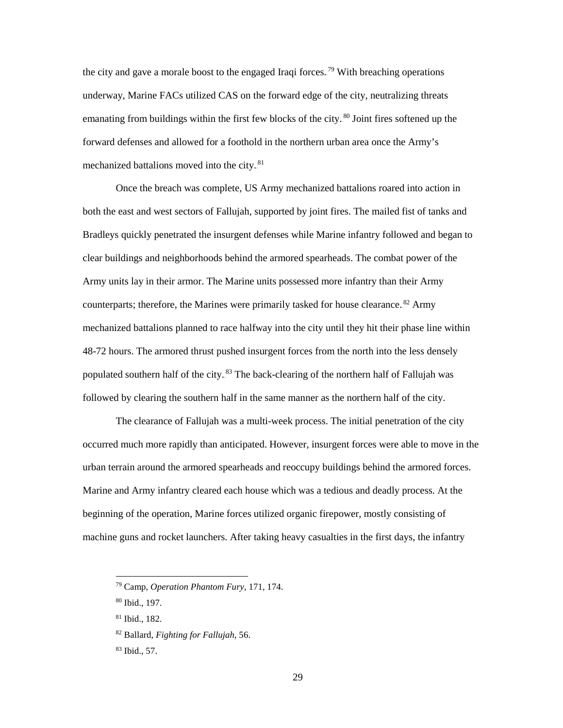the city and gave a morale boost to the engaged Iraqi forces.[79] With breaching operations underway, Marine FACs utilized CAS on the forward edge of the city, neutralizing threats emanating from buildings within the first few blocks of the city.[80] Joint fires softened up the forward defenses and allowed for a foothold in the northern urban area once the Army's mechanized battalions moved into the city.[81]

Once the breach was complete, US Army mechanized battalions roared into action in both the east and west sectors of Fallujah, supported by joint fires. The mailed fist of tanks and Bradleys quickly penetrated the insurgent defenses while Marine infantry followed and began to clear buildings and neighborhoods behind the armored spearheads. The combat power of the Army units lay in their armor. The Marine units possessed more infantry than their Army counterparts; therefore, the Marines were primarily tasked for house clearance.[82] Army mechanized battalions planned to race halfway into the city until they hit their phase line within 48-72 hours. The armored thrust pushed insurgent forces from the north into the less densely populated southern half of the city.[83] The back-clearing of the northern half of Fallujah was followed by clearing the southern half in the same manner as the northern half of the city.

The clearance of Fallujah was a multi-week process. The initial penetration of the city occurred much more rapidly than anticipated. However, insurgent forces were able to move in the urban terrain around the armored spearheads and reoccupy buildings behind the armored forces. Marine and Army infantry cleared each house which was a tedious and deadly process. At the beginning of the operation, Marine forces utilized organic firepower, mostly consisting of machine guns and rocket launchers. After taking heavy casualties in the first days, the infantry

---

[79] Camp, *Operation Phantom Fury,* 171, 174.

[80] Ibid., 197.

[81] Ibid., 182.

[82] Ballard, *Fighting for Fallujah,* 56.

[83] Ibid., 57.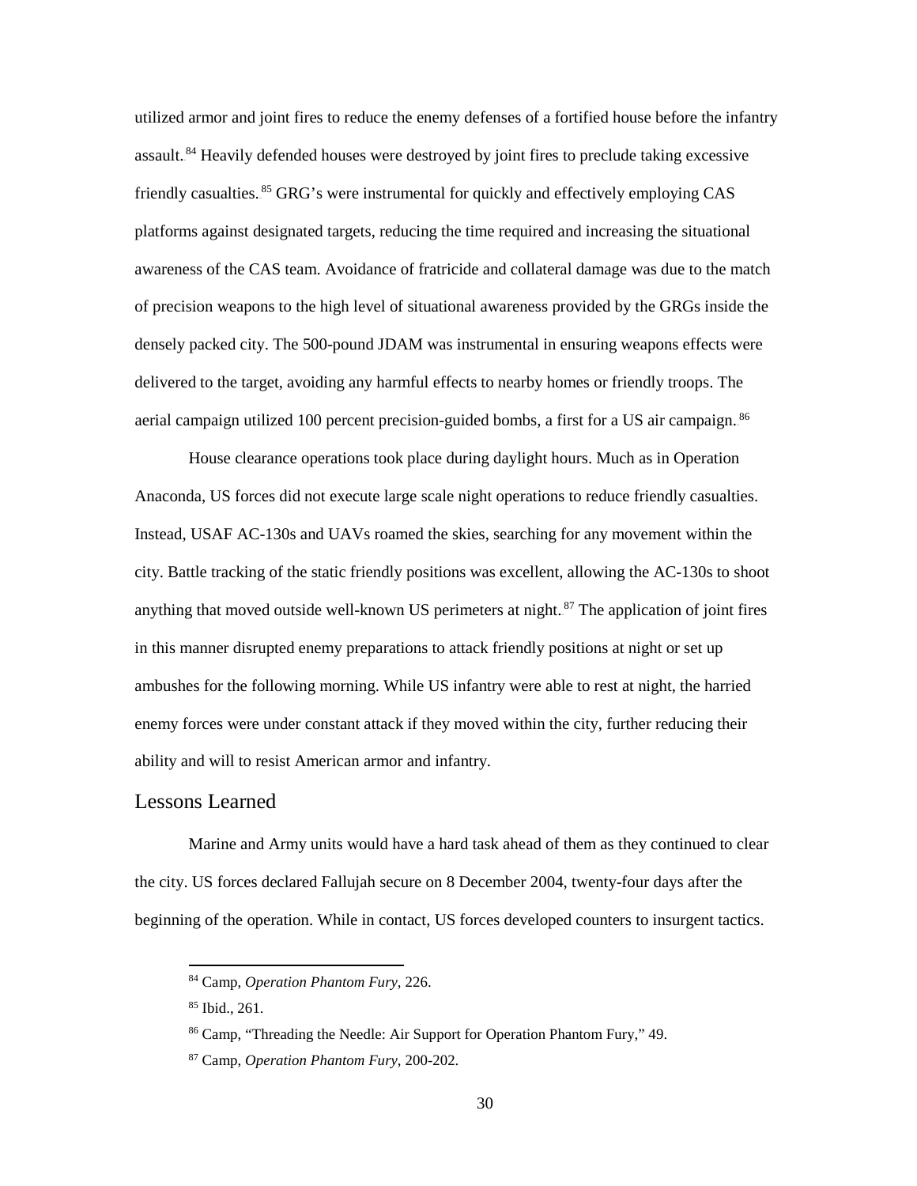utilized armor and joint fires to reduce the enemy defenses of a fortified house before the infantry assault.[84] Heavily defended houses were destroyed by joint fires to preclude taking excessive friendly casualties.[85] GRG's were instrumental for quickly and effectively employing CAS platforms against designated targets, reducing the time required and increasing the situational awareness of the CAS team. Avoidance of fratricide and collateral damage was due to the match of precision weapons to the high level of situational awareness provided by the GRGs inside the densely packed city. The 500-pound JDAM was instrumental in ensuring weapons effects were delivered to the target, avoiding any harmful effects to nearby homes or friendly troops. The aerial campaign utilized 100 percent precision-guided bombs, a first for a US air campaign.[86]

House clearance operations took place during daylight hours. Much as in Operation Anaconda, US forces did not execute large scale night operations to reduce friendly casualties. Instead, USAF AC-130s and UAVs roamed the skies, searching for any movement within the city. Battle tracking of the static friendly positions was excellent, allowing the AC-130s to shoot anything that moved outside well-known US perimeters at night.[87] The application of joint fires in this manner disrupted enemy preparations to attack friendly positions at night or set up ambushes for the following morning. While US infantry were able to rest at night, the harried enemy forces were under constant attack if they moved within the city, further reducing their ability and will to resist American armor and infantry.

## Lessons Learned

Marine and Army units would have a hard task ahead of them as they continued to clear the city. US forces declared Fallujah secure on 8 December 2004, twenty-four days after the beginning of the operation. While in contact, US forces developed counters to insurgent tactics.

---

[84] Camp, *Operation Phantom Fury,* 226.

[85] Ibid., 261.

[86] Camp, "Threading the Needle: Air Support for Operation Phantom Fury," 49.

[87] Camp, *Operation Phantom Fury,* 200-202.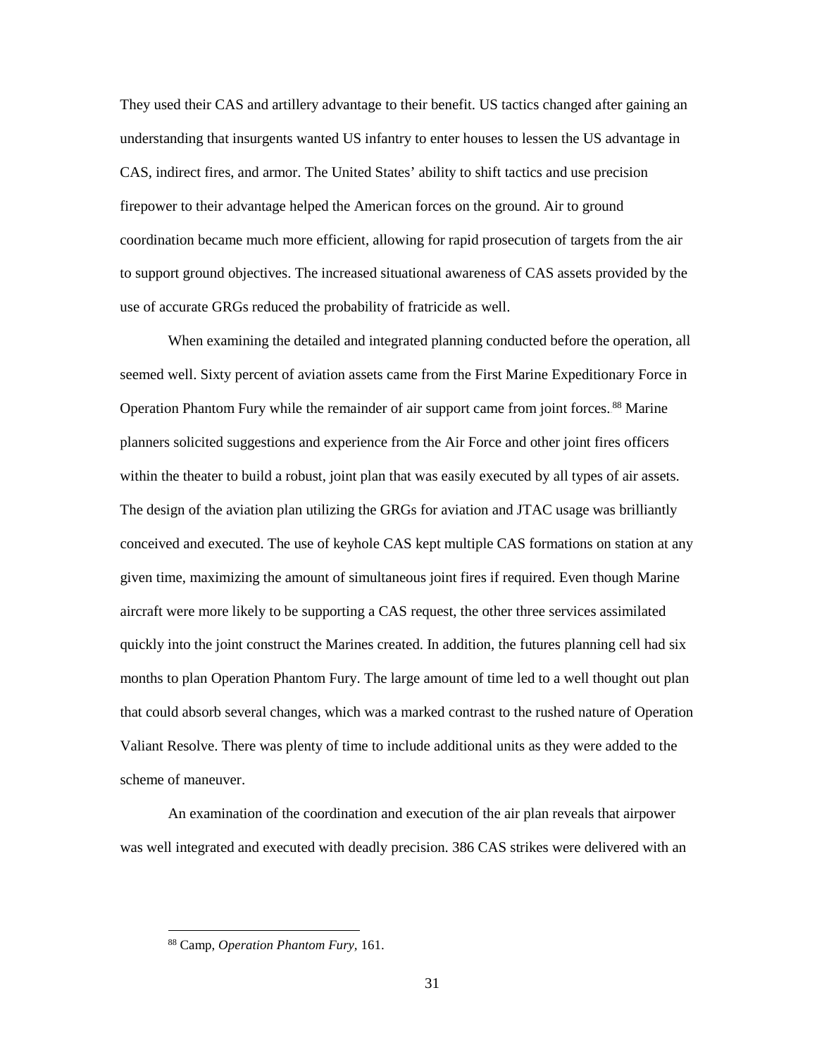They used their CAS and artillery advantage to their benefit. US tactics changed after gaining an understanding that insurgents wanted US infantry to enter houses to lessen the US advantage in CAS, indirect fires, and armor. The United States' ability to shift tactics and use precision firepower to their advantage helped the American forces on the ground. Air to ground coordination became much more efficient, allowing for rapid prosecution of targets from the air to support ground objectives. The increased situational awareness of CAS assets provided by the use of accurate GRGs reduced the probability of fratricide as well.

When examining the detailed and integrated planning conducted before the operation, all seemed well. Sixty percent of aviation assets came from the First Marine Expeditionary Force in Operation Phantom Fury while the remainder of air support came from joint forces.[88] Marine planners solicited suggestions and experience from the Air Force and other joint fires officers within the theater to build a robust, joint plan that was easily executed by all types of air assets. The design of the aviation plan utilizing the GRGs for aviation and JTAC usage was brilliantly conceived and executed. The use of keyhole CAS kept multiple CAS formations on station at any given time, maximizing the amount of simultaneous joint fires if required. Even though Marine aircraft were more likely to be supporting a CAS request, the other three services assimilated quickly into the joint construct the Marines created. In addition, the futures planning cell had six months to plan Operation Phantom Fury. The large amount of time led to a well thought out plan that could absorb several changes, which was a marked contrast to the rushed nature of Operation Valiant Resolve. There was plenty of time to include additional units as they were added to the scheme of maneuver.

An examination of the coordination and execution of the air plan reveals that airpower was well integrated and executed with deadly precision. 386 CAS strikes were delivered with an

[88] Camp, *Operation Phantom Fury*, 161.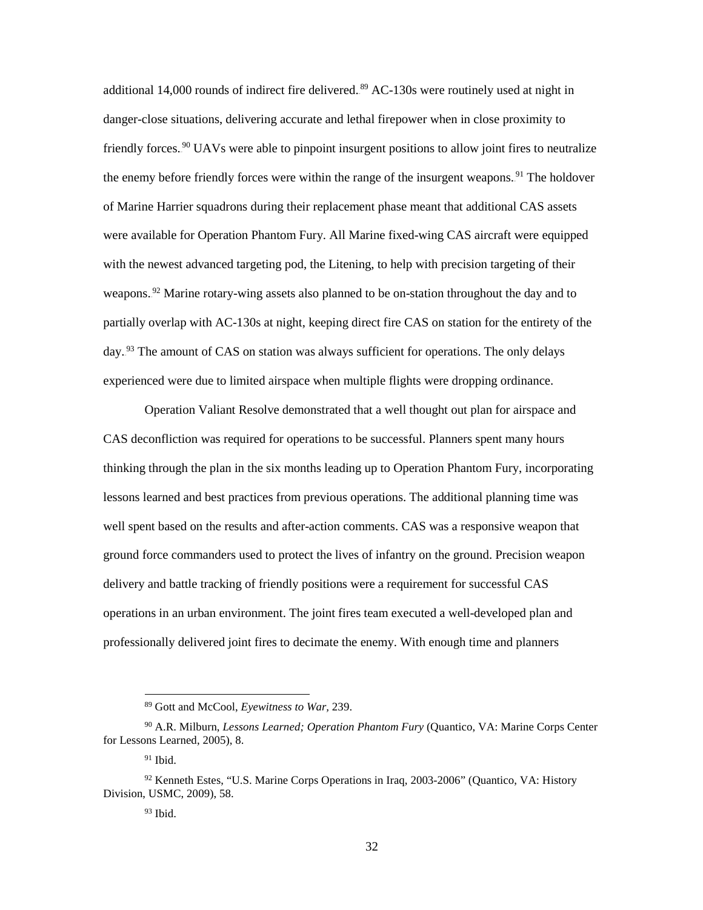additional 14,000 rounds of indirect fire delivered.[89] AC-130s were routinely used at night in danger-close situations, delivering accurate and lethal firepower when in close proximity to friendly forces.[90] UAVs were able to pinpoint insurgent positions to allow joint fires to neutralize the enemy before friendly forces were within the range of the insurgent weapons.[91] The holdover of Marine Harrier squadrons during their replacement phase meant that additional CAS assets were available for Operation Phantom Fury. All Marine fixed-wing CAS aircraft were equipped with the newest advanced targeting pod, the Litening, to help with precision targeting of their weapons.[92] Marine rotary-wing assets also planned to be on-station throughout the day and to partially overlap with AC-130s at night, keeping direct fire CAS on station for the entirety of the day.[93] The amount of CAS on station was always sufficient for operations. The only delays experienced were due to limited airspace when multiple flights were dropping ordinance.

Operation Valiant Resolve demonstrated that a well thought out plan for airspace and CAS deconfliction was required for operations to be successful. Planners spent many hours thinking through the plan in the six months leading up to Operation Phantom Fury, incorporating lessons learned and best practices from previous operations. The additional planning time was well spent based on the results and after-action comments. CAS was a responsive weapon that ground force commanders used to protect the lives of infantry on the ground. Precision weapon delivery and battle tracking of friendly positions were a requirement for successful CAS operations in an urban environment. The joint fires team executed a well-developed plan and professionally delivered joint fires to decimate the enemy. With enough time and planners

---

[89] Gott and McCool, *Eyewitness to War*, 239.

[90] A.R. Milburn, *Lessons Learned; Operation Phantom Fury* (Quantico, VA: Marine Corps Center for Lessons Learned, 2005), 8.

[91] Ibid.

[92] Kenneth Estes, "U.S. Marine Corps Operations in Iraq, 2003-2006" (Quantico, VA: History Division, USMC, 2009), 58.

[93] Ibid.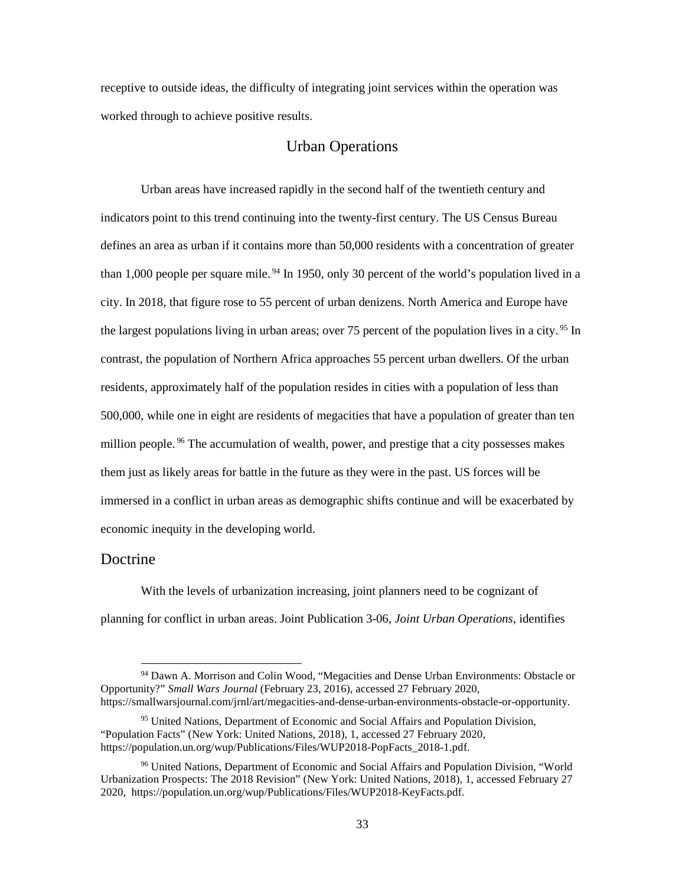receptive to outside ideas, the difficulty of integrating joint services within the operation was worked through to achieve positive results.

## Urban Operations

Urban areas have increased rapidly in the second half of the twentieth century and indicators point to this trend continuing into the twenty-first century. The US Census Bureau defines an area as urban if it contains more than 50,000 residents with a concentration of greater than 1,000 people per square mile.[94] In 1950, only 30 percent of the world's population lived in a city. In 2018, that figure rose to 55 percent of urban denizens. North America and Europe have the largest populations living in urban areas; over 75 percent of the population lives in a city.[95] In contrast, the population of Northern Africa approaches 55 percent urban dwellers. Of the urban residents, approximately half of the population resides in cities with a population of less than 500,000, while one in eight are residents of megacities that have a population of greater than ten million people.[96] The accumulation of wealth, power, and prestige that a city possesses makes them just as likely areas for battle in the future as they were in the past. US forces will be immersed in a conflict in urban areas as demographic shifts continue and will be exacerbated by economic inequity in the developing world.

### Doctrine

With the levels of urbanization increasing, joint planners need to be cognizant of planning for conflict in urban areas. Joint Publication 3-06, *Joint Urban Operations*, identifies

---

[94] Dawn A. Morrison and Colin Wood, "Megacities and Dense Urban Environments: Obstacle or Opportunity?" *Small Wars Journal* (February 23, 2016), accessed 27 February 2020, https://smallwarsjournal.com/jrnl/art/megacities-and-dense-urban-environments-obstacle-or-opportunity.

[95] United Nations, Department of Economic and Social Affairs and Population Division, "Population Facts" (New York: United Nations, 2018), 1, accessed 27 February 2020, https://population.un.org/wup/Publications/Files/WUP2018-PopFacts_2018-1.pdf.

[96] United Nations, Department of Economic and Social Affairs and Population Division, "World Urbanization Prospects: The 2018 Revision" (New York: United Nations, 2018), 1, accessed February 27 2020, https://population.un.org/wup/Publications/Files/WUP2018-KeyFacts.pdf.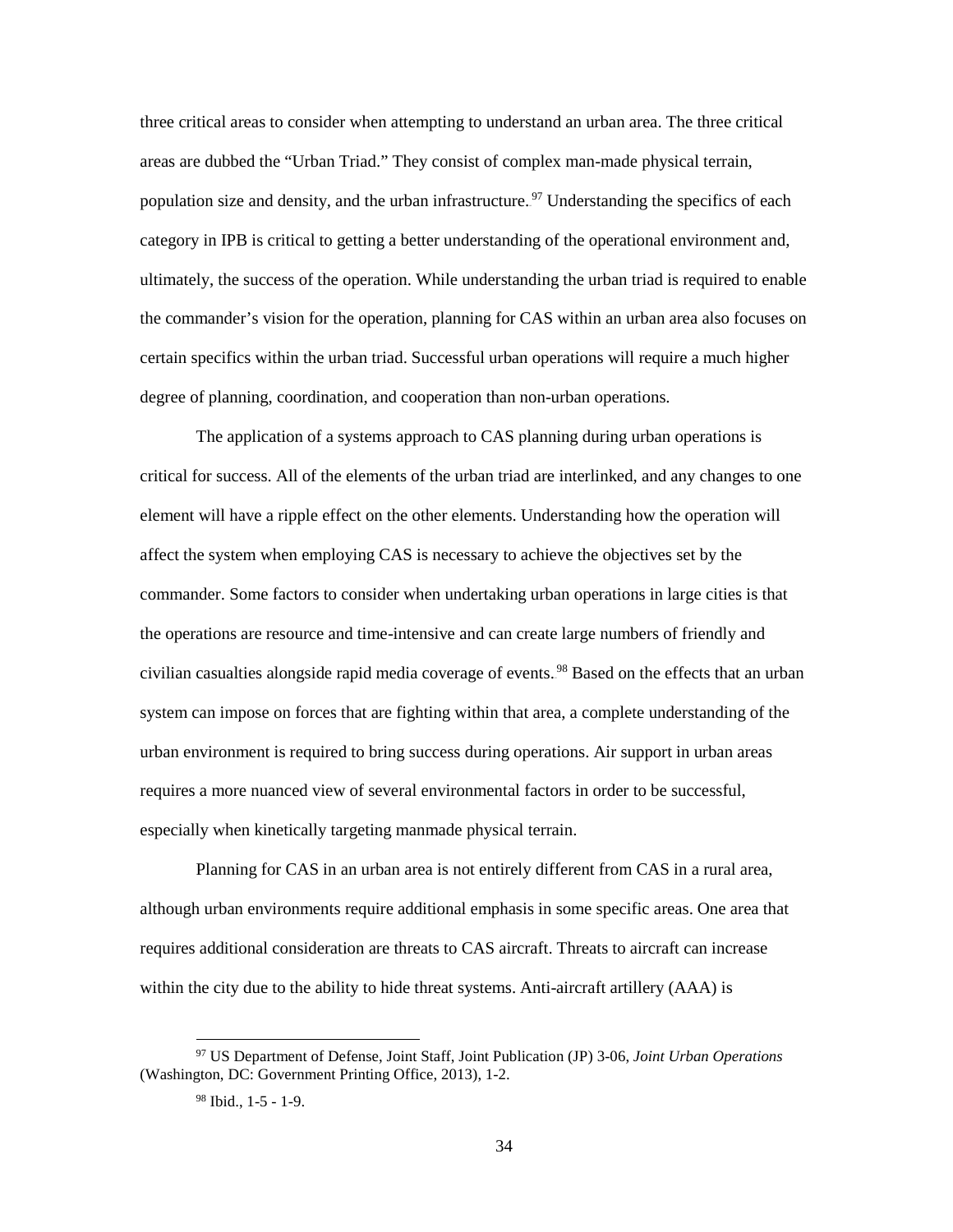three critical areas to consider when attempting to understand an urban area. The three critical areas are dubbed the "Urban Triad." They consist of complex man-made physical terrain, population size and density, and the urban infrastructure.[97] Understanding the specifics of each category in IPB is critical to getting a better understanding of the operational environment and, ultimately, the success of the operation. While understanding the urban triad is required to enable the commander's vision for the operation, planning for CAS within an urban area also focuses on certain specifics within the urban triad. Successful urban operations will require a much higher degree of planning, coordination, and cooperation than non-urban operations.

The application of a systems approach to CAS planning during urban operations is critical for success. All of the elements of the urban triad are interlinked, and any changes to one element will have a ripple effect on the other elements. Understanding how the operation will affect the system when employing CAS is necessary to achieve the objectives set by the commander. Some factors to consider when undertaking urban operations in large cities is that the operations are resource and time-intensive and can create large numbers of friendly and civilian casualties alongside rapid media coverage of events.[98] Based on the effects that an urban system can impose on forces that are fighting within that area, a complete understanding of the urban environment is required to bring success during operations. Air support in urban areas requires a more nuanced view of several environmental factors in order to be successful, especially when kinetically targeting manmade physical terrain.

Planning for CAS in an urban area is not entirely different from CAS in a rural area, although urban environments require additional emphasis in some specific areas. One area that requires additional consideration are threats to CAS aircraft. Threats to aircraft can increase within the city due to the ability to hide threat systems. Anti-aircraft artillery (AAA) is

---

[97] US Department of Defense, Joint Staff, Joint Publication (JP) 3-06, *Joint Urban Operations* (Washington, DC: Government Printing Office, 2013), 1-2.

[98] Ibid., 1-5 - 1-9.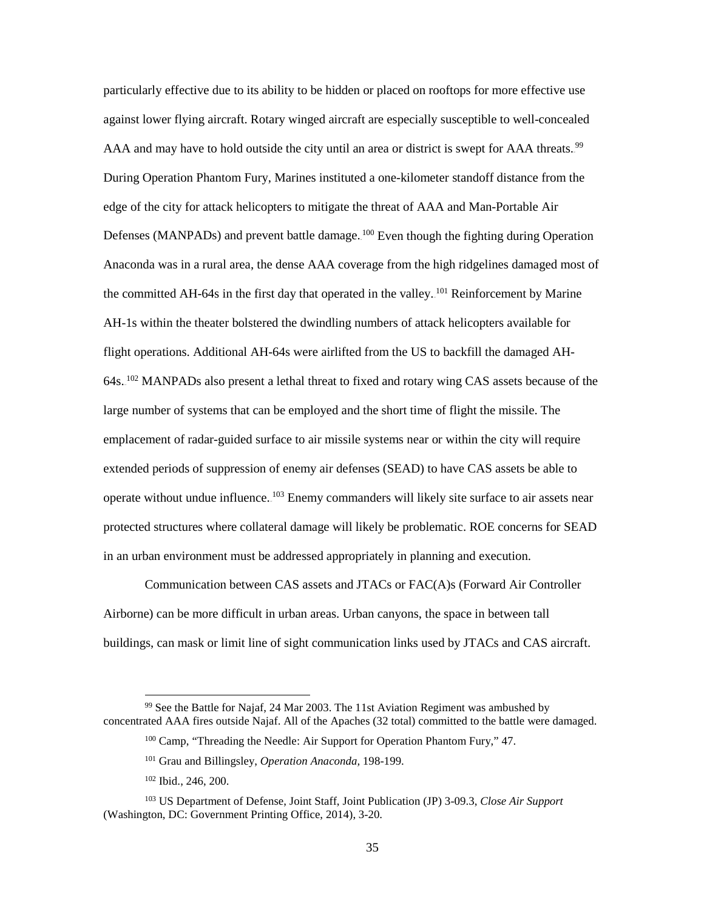particularly effective due to its ability to be hidden or placed on rooftops for more effective use against lower flying aircraft. Rotary winged aircraft are especially susceptible to well-concealed AAA and may have to hold outside the city until an area or district is swept for AAA threats.[99] During Operation Phantom Fury, Marines instituted a one-kilometer standoff distance from the edge of the city for attack helicopters to mitigate the threat of AAA and Man-Portable Air Defenses (MANPADs) and prevent battle damage.[100] Even though the fighting during Operation Anaconda was in a rural area, the dense AAA coverage from the high ridgelines damaged most of the committed AH-64s in the first day that operated in the valley.[101] Reinforcement by Marine AH-1s within the theater bolstered the dwindling numbers of attack helicopters available for flight operations. Additional AH-64s were airlifted from the US to backfill the damaged AH-64s.[102] MANPADs also present a lethal threat to fixed and rotary wing CAS assets because of the large number of systems that can be employed and the short time of flight the missile. The emplacement of radar-guided surface to air missile systems near or within the city will require extended periods of suppression of enemy air defenses (SEAD) to have CAS assets be able to operate without undue influence.[103] Enemy commanders will likely site surface to air assets near protected structures where collateral damage will likely be problematic. ROE concerns for SEAD in an urban environment must be addressed appropriately in planning and execution.

Communication between CAS assets and JTACs or FAC(A)s (Forward Air Controller Airborne) can be more difficult in urban areas. Urban canyons, the space in between tall buildings, can mask or limit line of sight communication links used by JTACs and CAS aircraft.

---

[99] See the Battle for Najaf, 24 Mar 2003. The 11st Aviation Regiment was ambushed by concentrated AAA fires outside Najaf. All of the Apaches (32 total) committed to the battle were damaged.

[100] Camp, "Threading the Needle: Air Support for Operation Phantom Fury," 47.

[101] Grau and Billingsley, *Operation Anaconda,* 198-199.

[102] Ibid., 246, 200.

[103] US Department of Defense, Joint Staff, Joint Publication (JP) 3-09.3, *Close Air Support* (Washington, DC: Government Printing Office, 2014), 3-20.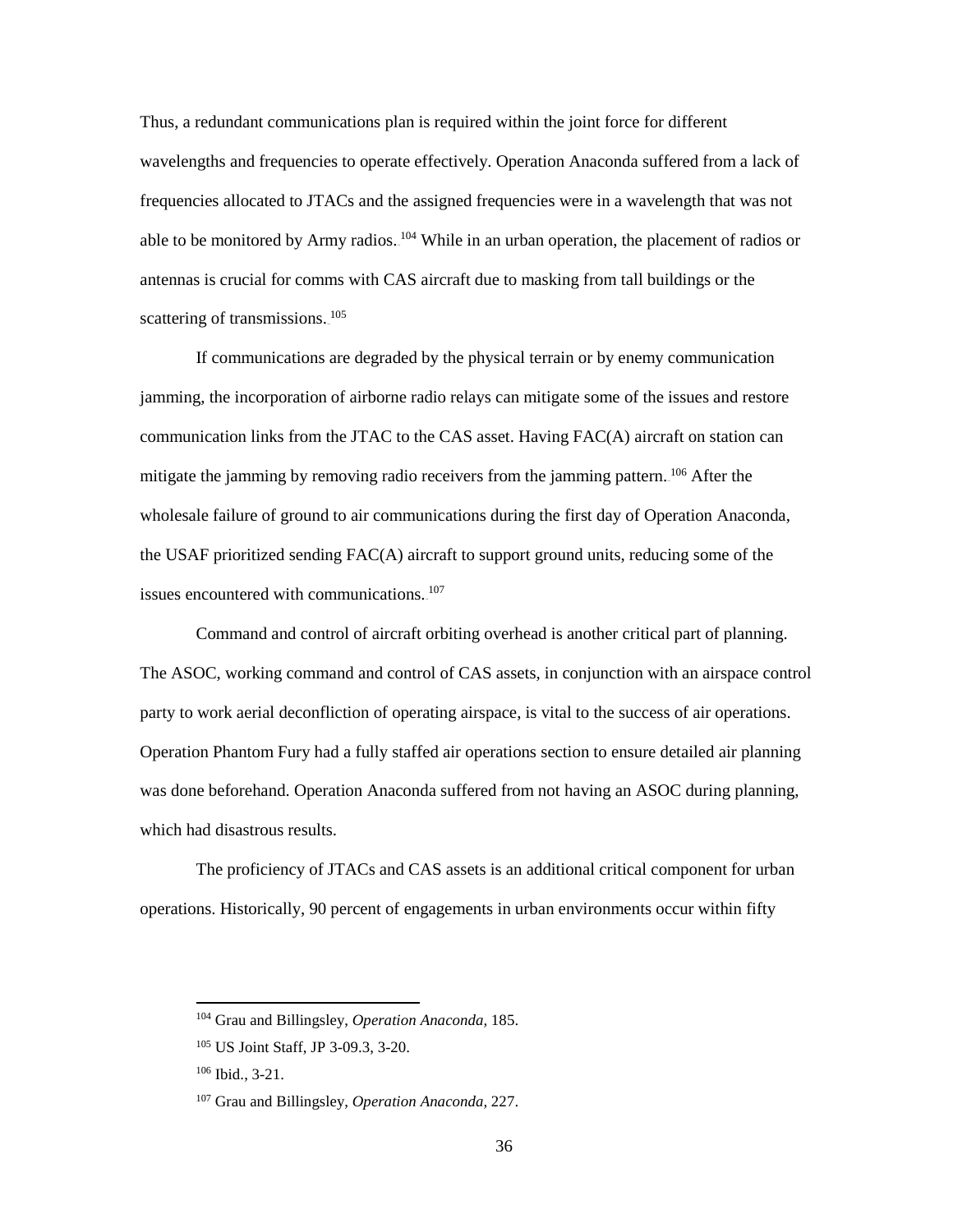Thus, a redundant communications plan is required within the joint force for different wavelengths and frequencies to operate effectively. Operation Anaconda suffered from a lack of frequencies allocated to JTACs and the assigned frequencies were in a wavelength that was not able to be monitored by Army radios.[104] While in an urban operation, the placement of radios or antennas is crucial for comms with CAS aircraft due to masking from tall buildings or the scattering of transmissions.[105]

If communications are degraded by the physical terrain or by enemy communication jamming, the incorporation of airborne radio relays can mitigate some of the issues and restore communication links from the JTAC to the CAS asset. Having FAC(A) aircraft on station can mitigate the jamming by removing radio receivers from the jamming pattern.[106] After the wholesale failure of ground to air communications during the first day of Operation Anaconda, the USAF prioritized sending FAC(A) aircraft to support ground units, reducing some of the issues encountered with communications.[107]

Command and control of aircraft orbiting overhead is another critical part of planning. The ASOC, working command and control of CAS assets, in conjunction with an airspace control party to work aerial deconfliction of operating airspace, is vital to the success of air operations. Operation Phantom Fury had a fully staffed air operations section to ensure detailed air planning was done beforehand. Operation Anaconda suffered from not having an ASOC during planning, which had disastrous results.

The proficiency of JTACs and CAS assets is an additional critical component for urban operations. Historically, 90 percent of engagements in urban environments occur within fifty

---

[104] Grau and Billingsley, *Operation Anaconda,* 185.

[105] US Joint Staff, JP 3-09.3, 3-20.

[106] Ibid., 3-21.

[107] Grau and Billingsley, *Operation Anaconda,* 227.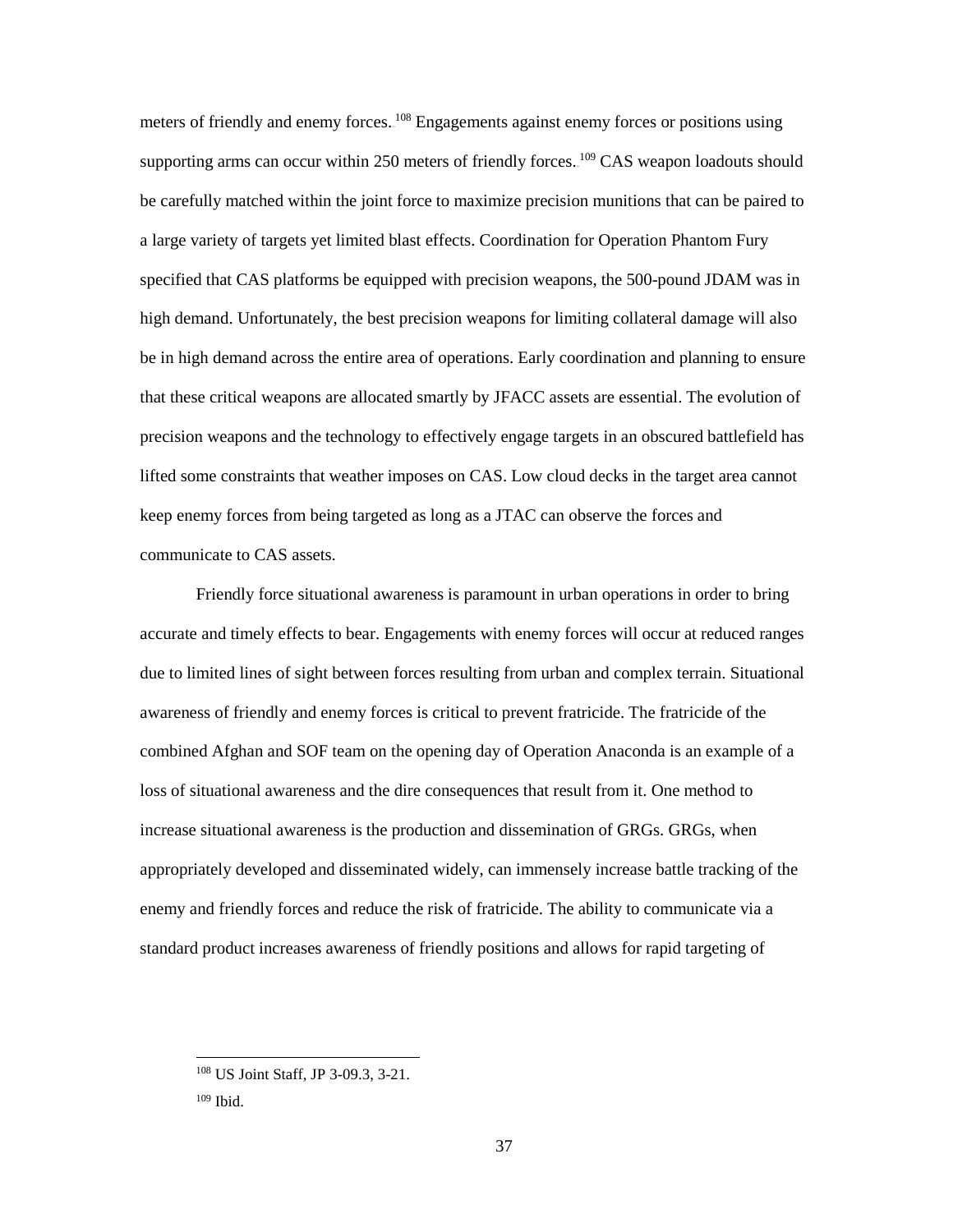meters of friendly and enemy forces.[108] Engagements against enemy forces or positions using supporting arms can occur within 250 meters of friendly forces.[109] CAS weapon loadouts should be carefully matched within the joint force to maximize precision munitions that can be paired to a large variety of targets yet limited blast effects. Coordination for Operation Phantom Fury specified that CAS platforms be equipped with precision weapons, the 500-pound JDAM was in high demand. Unfortunately, the best precision weapons for limiting collateral damage will also be in high demand across the entire area of operations. Early coordination and planning to ensure that these critical weapons are allocated smartly by JFACC assets are essential. The evolution of precision weapons and the technology to effectively engage targets in an obscured battlefield has lifted some constraints that weather imposes on CAS. Low cloud decks in the target area cannot keep enemy forces from being targeted as long as a JTAC can observe the forces and communicate to CAS assets.

Friendly force situational awareness is paramount in urban operations in order to bring accurate and timely effects to bear. Engagements with enemy forces will occur at reduced ranges due to limited lines of sight between forces resulting from urban and complex terrain. Situational awareness of friendly and enemy forces is critical to prevent fratricide. The fratricide of the combined Afghan and SOF team on the opening day of Operation Anaconda is an example of a loss of situational awareness and the dire consequences that result from it. One method to increase situational awareness is the production and dissemination of GRGs. GRGs, when appropriately developed and disseminated widely, can immensely increase battle tracking of the enemy and friendly forces and reduce the risk of fratricide. The ability to communicate via a standard product increases awareness of friendly positions and allows for rapid targeting of

---

[108] US Joint Staff, JP 3-09.3, 3-21.

[109] Ibid.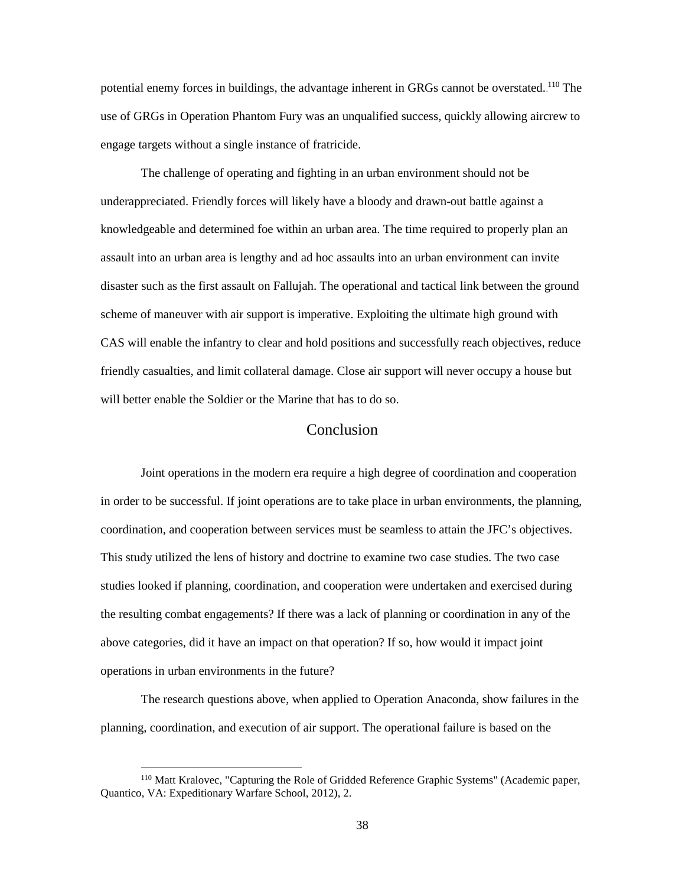potential enemy forces in buildings, the advantage inherent in GRGs cannot be overstated.[110] The use of GRGs in Operation Phantom Fury was an unqualified success, quickly allowing aircrew to engage targets without a single instance of fratricide.

The challenge of operating and fighting in an urban environment should not be underappreciated. Friendly forces will likely have a bloody and drawn-out battle against a knowledgeable and determined foe within an urban area. The time required to properly plan an assault into an urban area is lengthy and ad hoc assaults into an urban environment can invite disaster such as the first assault on Fallujah. The operational and tactical link between the ground scheme of maneuver with air support is imperative. Exploiting the ultimate high ground with CAS will enable the infantry to clear and hold positions and successfully reach objectives, reduce friendly casualties, and limit collateral damage. Close air support will never occupy a house but will better enable the Soldier or the Marine that has to do so.

## Conclusion

Joint operations in the modern era require a high degree of coordination and cooperation in order to be successful. If joint operations are to take place in urban environments, the planning, coordination, and cooperation between services must be seamless to attain the JFC's objectives. This study utilized the lens of history and doctrine to examine two case studies. The two case studies looked if planning, coordination, and cooperation were undertaken and exercised during the resulting combat engagements? If there was a lack of planning or coordination in any of the above categories, did it have an impact on that operation? If so, how would it impact joint operations in urban environments in the future?

The research questions above, when applied to Operation Anaconda, show failures in the planning, coordination, and execution of air support. The operational failure is based on the

---

[110] Matt Kralovec, "Capturing the Role of Gridded Reference Graphic Systems" (Academic paper, Quantico, VA: Expeditionary Warfare School, 2012), 2.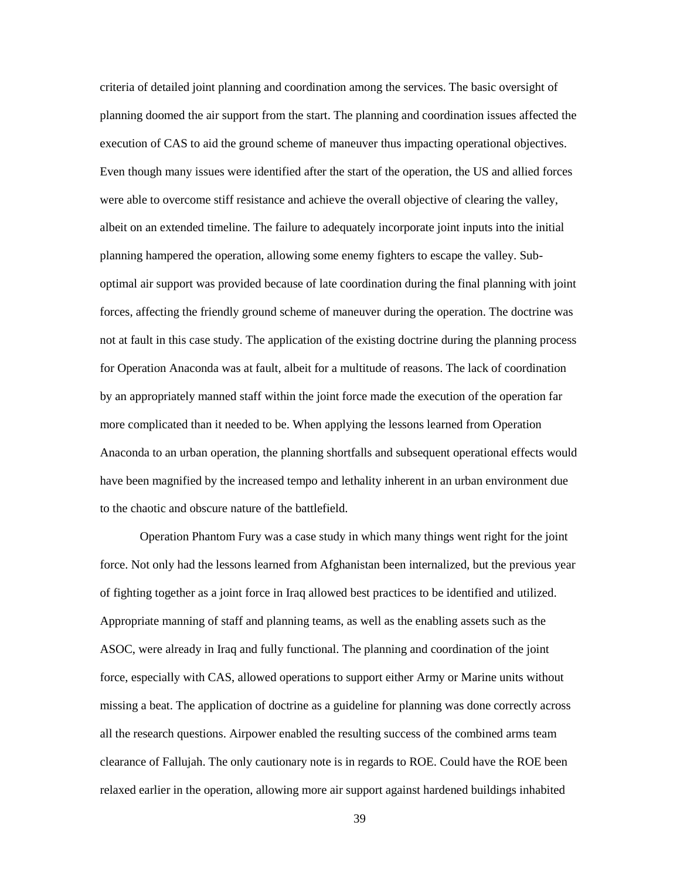criteria of detailed joint planning and coordination among the services. The basic oversight of planning doomed the air support from the start. The planning and coordination issues affected the execution of CAS to aid the ground scheme of maneuver thus impacting operational objectives. Even though many issues were identified after the start of the operation, the US and allied forces were able to overcome stiff resistance and achieve the overall objective of clearing the valley, albeit on an extended timeline. The failure to adequately incorporate joint inputs into the initial planning hampered the operation, allowing some enemy fighters to escape the valley. Sub-optimal air support was provided because of late coordination during the final planning with joint forces, affecting the friendly ground scheme of maneuver during the operation. The doctrine was not at fault in this case study. The application of the existing doctrine during the planning process for Operation Anaconda was at fault, albeit for a multitude of reasons. The lack of coordination by an appropriately manned staff within the joint force made the execution of the operation far more complicated than it needed to be. When applying the lessons learned from Operation Anaconda to an urban operation, the planning shortfalls and subsequent operational effects would have been magnified by the increased tempo and lethality inherent in an urban environment due to the chaotic and obscure nature of the battlefield.

Operation Phantom Fury was a case study in which many things went right for the joint force. Not only had the lessons learned from Afghanistan been internalized, but the previous year of fighting together as a joint force in Iraq allowed best practices to be identified and utilized. Appropriate manning of staff and planning teams, as well as the enabling assets such as the ASOC, were already in Iraq and fully functional. The planning and coordination of the joint force, especially with CAS, allowed operations to support either Army or Marine units without missing a beat. The application of doctrine as a guideline for planning was done correctly across all the research questions. Airpower enabled the resulting success of the combined arms team clearance of Fallujah. The only cautionary note is in regards to ROE. Could have the ROE been relaxed earlier in the operation, allowing more air support against hardened buildings inhabited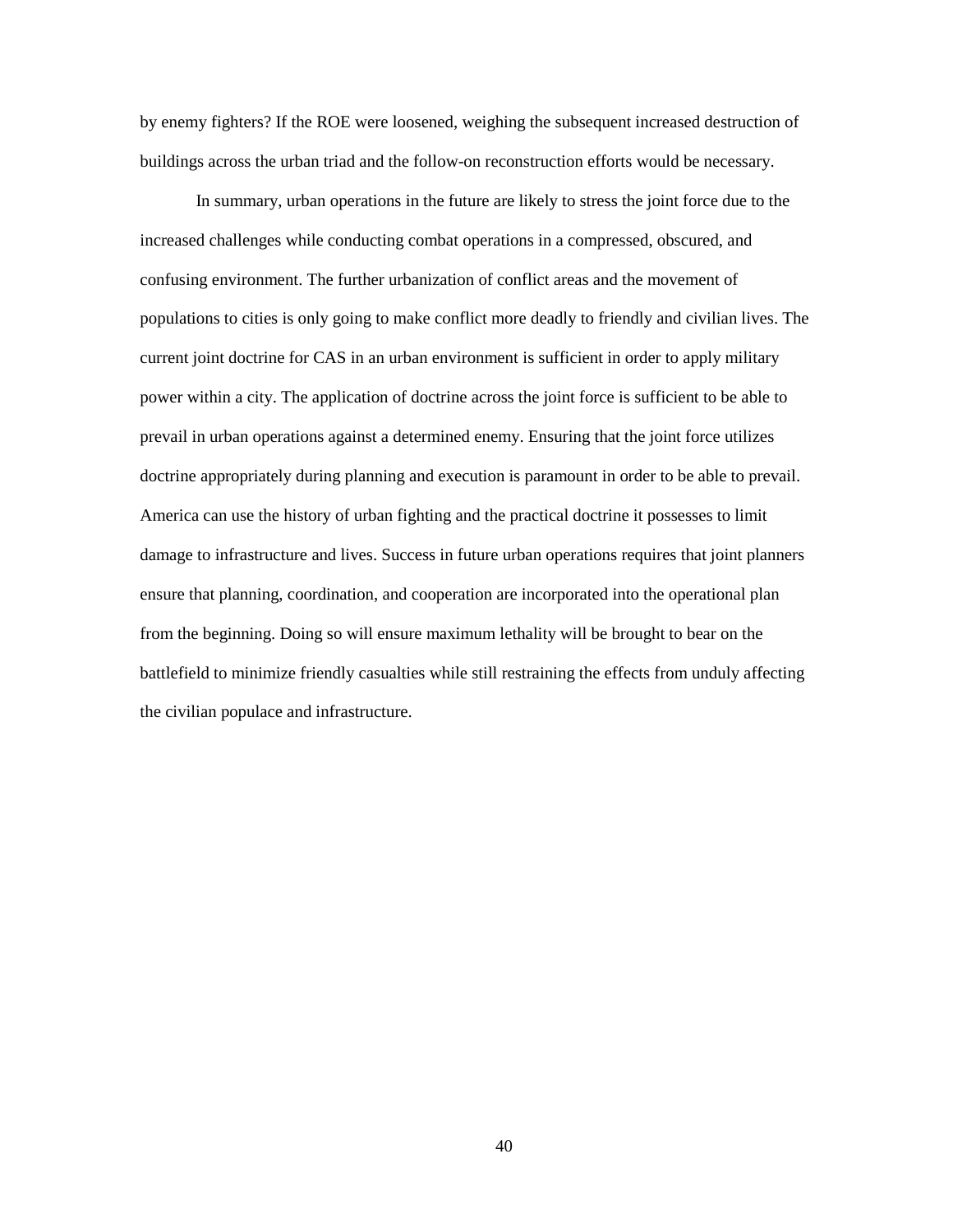by enemy fighters? If the ROE were loosened, weighing the subsequent increased destruction of buildings across the urban triad and the follow-on reconstruction efforts would be necessary.

In summary, urban operations in the future are likely to stress the joint force due to the increased challenges while conducting combat operations in a compressed, obscured, and confusing environment. The further urbanization of conflict areas and the movement of populations to cities is only going to make conflict more deadly to friendly and civilian lives. The current joint doctrine for CAS in an urban environment is sufficient in order to apply military power within a city. The application of doctrine across the joint force is sufficient to be able to prevail in urban operations against a determined enemy. Ensuring that the joint force utilizes doctrine appropriately during planning and execution is paramount in order to be able to prevail. America can use the history of urban fighting and the practical doctrine it possesses to limit damage to infrastructure and lives. Success in future urban operations requires that joint planners ensure that planning, coordination, and cooperation are incorporated into the operational plan from the beginning. Doing so will ensure maximum lethality will be brought to bear on the battlefield to minimize friendly casualties while still restraining the effects from unduly affecting the civilian populace and infrastructure.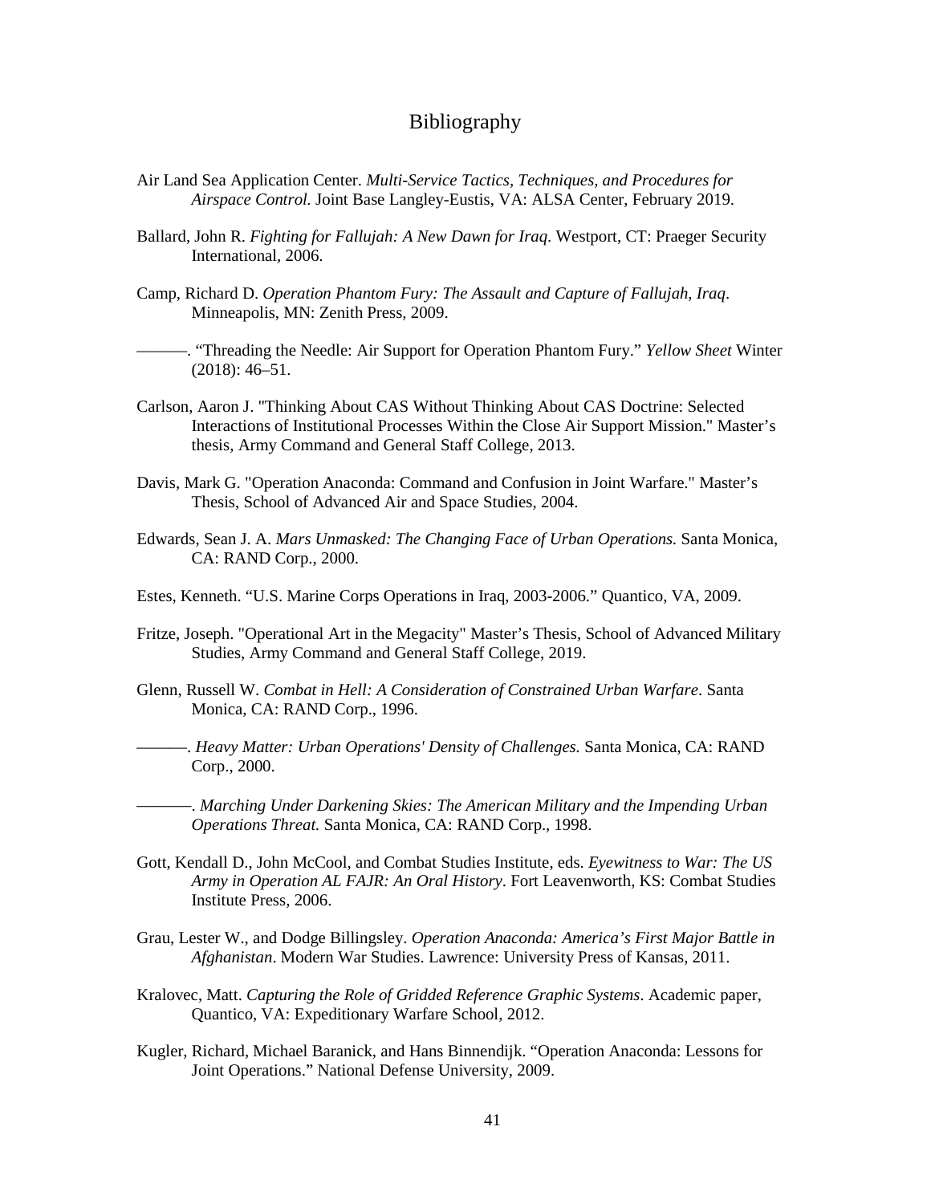# Bibliography

Air Land Sea Application Center. *Multi-Service Tactics, Techniques, and Procedures for Airspace Control.* Joint Base Langley-Eustis, VA: ALSA Center, February 2019.

Ballard, John R. *Fighting for Fallujah: A New Dawn for Iraq*. Westport, CT: Praeger Security International, 2006.

Camp, Richard D. *Operation Phantom Fury: The Assault and Capture of Fallujah, Iraq*. Minneapolis, MN: Zenith Press, 2009.

———. “Threading the Needle: Air Support for Operation Phantom Fury.” *Yellow Sheet* Winter (2018): 46–51.

Carlson, Aaron J. "Thinking About CAS Without Thinking About CAS Doctrine: Selected Interactions of Institutional Processes Within the Close Air Support Mission." Master’s thesis, Army Command and General Staff College, 2013.

Davis, Mark G. "Operation Anaconda: Command and Confusion in Joint Warfare." Master’s Thesis, School of Advanced Air and Space Studies, 2004.

Edwards, Sean J. A. *Mars Unmasked: The Changing Face of Urban Operations.* Santa Monica, CA: RAND Corp., 2000.

Estes, Kenneth. “U.S. Marine Corps Operations in Iraq, 2003-2006.” Quantico, VA, 2009.

Fritze, Joseph. "Operational Art in the Megacity" Master’s Thesis, School of Advanced Military Studies, Army Command and General Staff College, 2019.

Glenn, Russell W. *Combat in Hell: A Consideration of Constrained Urban Warfare*. Santa Monica, CA: RAND Corp., 1996.

———. *Heavy Matter: Urban Operations' Density of Challenges.* Santa Monica, CA: RAND Corp., 2000.

———. *Marching Under Darkening Skies: The American Military and the Impending Urban Operations Threat.* Santa Monica, CA: RAND Corp., 1998.

Gott, Kendall D., John McCool, and Combat Studies Institute, eds. *Eyewitness to War: The US Army in Operation AL FAJR: An Oral History*. Fort Leavenworth, KS: Combat Studies Institute Press, 2006.

Grau, Lester W., and Dodge Billingsley. *Operation Anaconda: America’s First Major Battle in Afghanistan*. Modern War Studies. Lawrence: University Press of Kansas, 2011.

Kralovec, Matt. *Capturing the Role of Gridded Reference Graphic Systems*. Academic paper, Quantico, VA: Expeditionary Warfare School, 2012.

Kugler, Richard, Michael Baranick, and Hans Binnendijk. “Operation Anaconda: Lessons for Joint Operations.” National Defense University, 2009.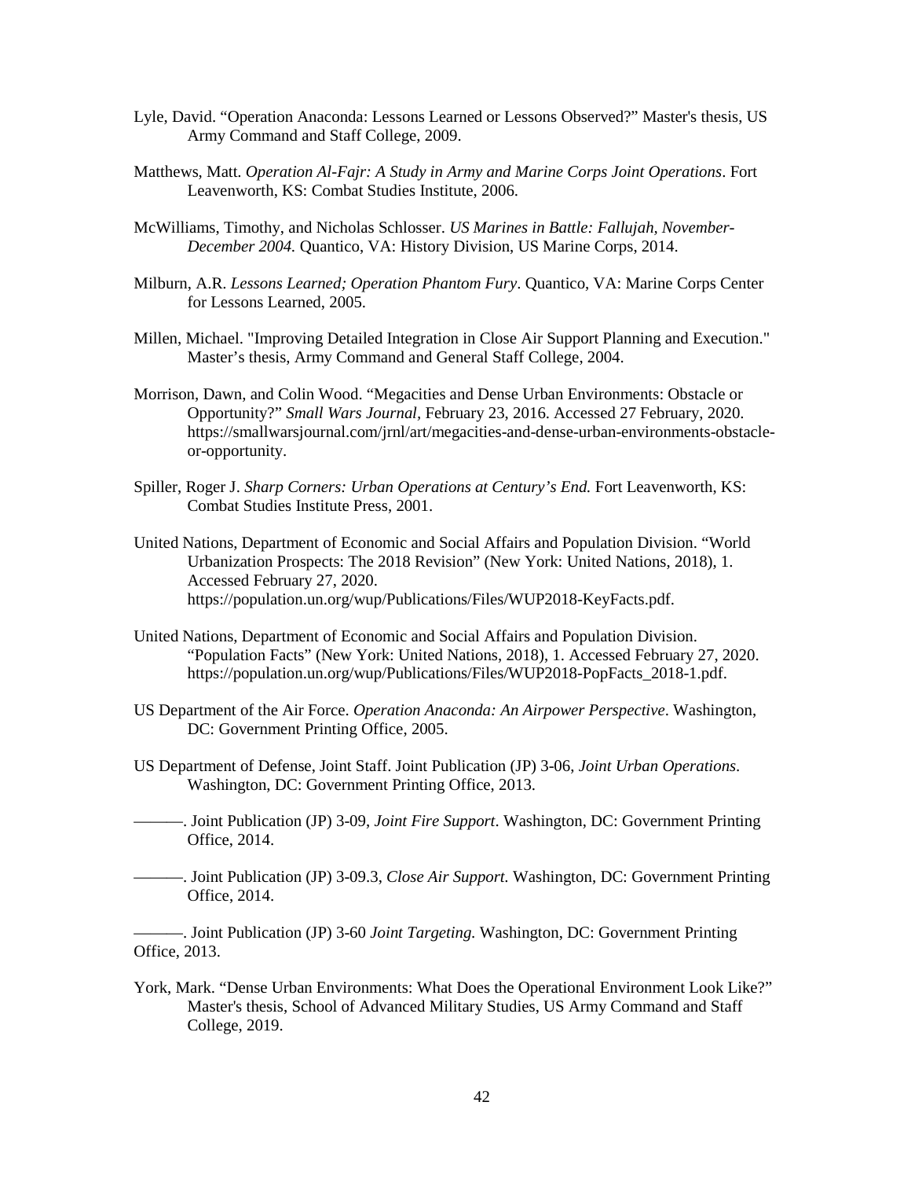Lyle, David. "Operation Anaconda: Lessons Learned or Lessons Observed?" Master's thesis, US Army Command and Staff College, 2009.

Matthews, Matt. *Operation Al-Fajr: A Study in Army and Marine Corps Joint Operations*. Fort Leavenworth, KS: Combat Studies Institute, 2006.

McWilliams, Timothy, and Nicholas Schlosser. *US Marines in Battle: Fallujah, November-December 2004*. Quantico, VA: History Division, US Marine Corps, 2014.

Milburn, A.R. *Lessons Learned; Operation Phantom Fury*. Quantico, VA: Marine Corps Center for Lessons Learned, 2005.

Millen, Michael. "Improving Detailed Integration in Close Air Support Planning and Execution." Master's thesis, Army Command and General Staff College, 2004.

Morrison, Dawn, and Colin Wood. "Megacities and Dense Urban Environments: Obstacle or Opportunity?" *Small Wars Journal*, February 23, 2016. Accessed 27 February, 2020. https://smallwarsjournal.com/jrnl/art/megacities-and-dense-urban-environments-obstacle-or-opportunity.

Spiller, Roger J. *Sharp Corners: Urban Operations at Century's End.* Fort Leavenworth, KS: Combat Studies Institute Press, 2001.

United Nations, Department of Economic and Social Affairs and Population Division. "World Urbanization Prospects: The 2018 Revision" (New York: United Nations, 2018), 1. Accessed February 27, 2020. https://population.un.org/wup/Publications/Files/WUP2018-KeyFacts.pdf.

United Nations, Department of Economic and Social Affairs and Population Division. "Population Facts" (New York: United Nations, 2018), 1. Accessed February 27, 2020. https://population.un.org/wup/Publications/Files/WUP2018-PopFacts_2018-1.pdf.

US Department of the Air Force. *Operation Anaconda: An Airpower Perspective*. Washington, DC: Government Printing Office, 2005.

US Department of Defense, Joint Staff. Joint Publication (JP) 3-06, *Joint Urban Operations*. Washington, DC: Government Printing Office, 2013.

———. Joint Publication (JP) 3-09, *Joint Fire Support*. Washington, DC: Government Printing Office, 2014.

———. Joint Publication (JP) 3-09.3, *Close Air Support*. Washington, DC: Government Printing Office, 2014.

———. Joint Publication (JP) 3-60 *Joint Targeting.* Washington, DC: Government Printing Office, 2013.

York, Mark. "Dense Urban Environments: What Does the Operational Environment Look Like?" Master's thesis, School of Advanced Military Studies, US Army Command and Staff College, 2019.